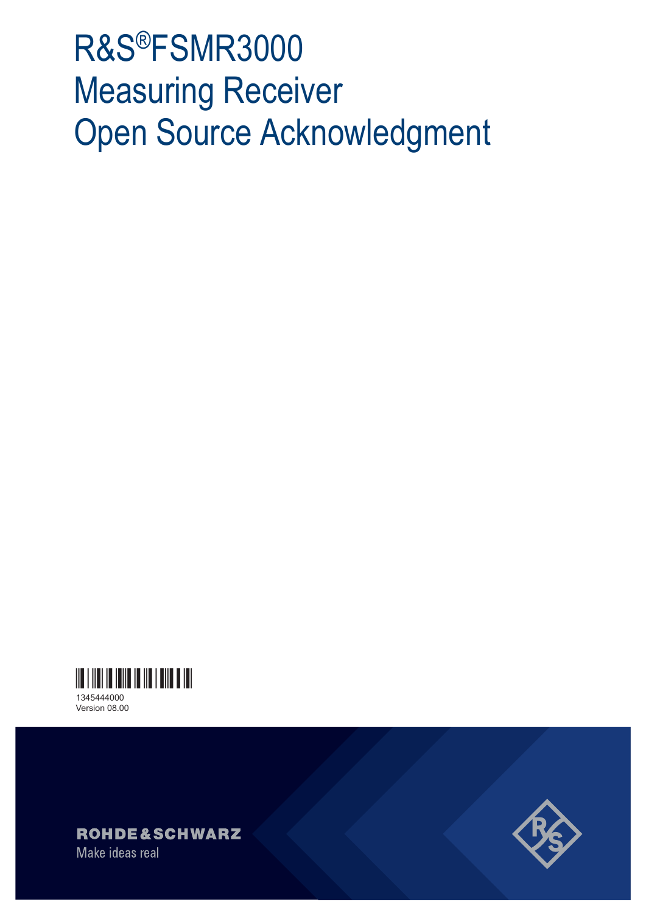# R&S®FSMR3000 Measuring Receiver Open Source Acknowledgment

1345444000
Version 08.00

ROHDE&SCHWARZ
Make ideas real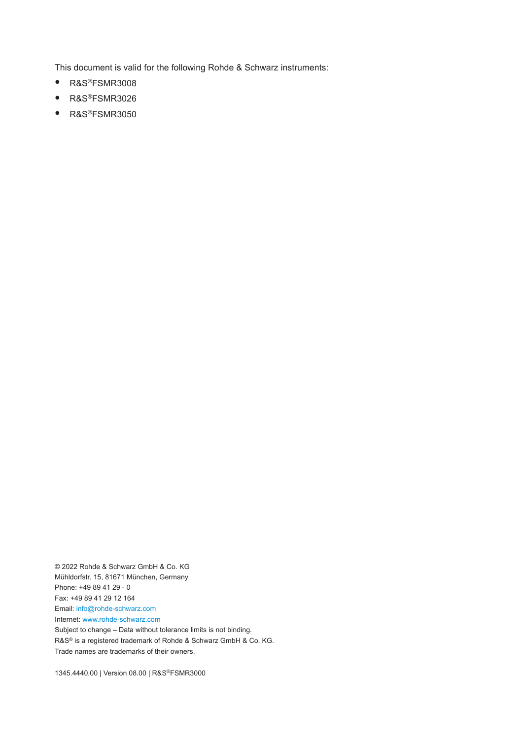This document is valid for the following Rohde & Schwarz instruments:

- R&S®FSMR3008
- R&S®FSMR3026
- R&S®FSMR3050

© 2022 Rohde & Schwarz GmbH & Co. KG
Mühldorfstr. 15, 81671 München, Germany
Phone: +49 89 41 29 - 0
Fax: +49 89 41 29 12 164
Email: info@rohde-schwarz.com
Internet: www.rohde-schwarz.com
Subject to change – Data without tolerance limits is not binding.
R&S® is a registered trademark of Rohde & Schwarz GmbH & Co. KG.
Trade names are trademarks of their owners.

1345.4440.00 | Version 08.00 | R&S®FSMR3000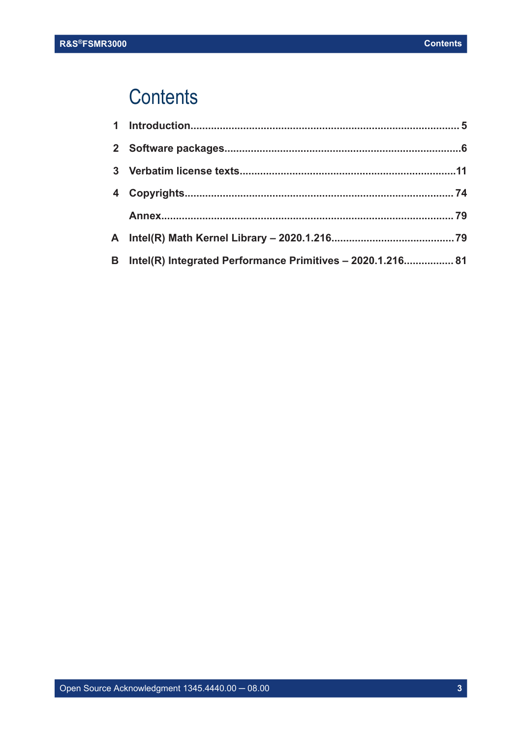# Contents

1 Introduction........................................................................................ 5

2 Software packages..............................................................................6

3 Verbatim license texts.......................................................................11

4 Copyrights.......................................................................................... 74

Annex.................................................................................................. 79

A Intel(R) Math Kernel Library – 2020.1.216.........................................79

B Intel(R) Integrated Performance Primitives – 2020.1.216................. 81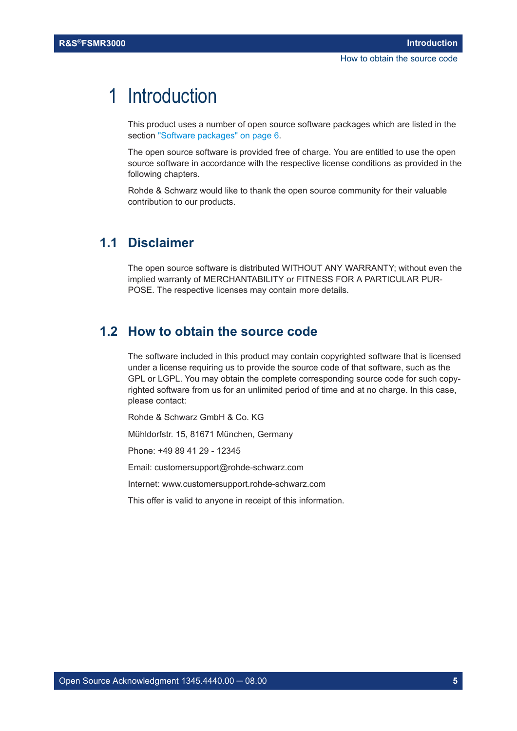# 1 Introduction

This product uses a number of open source software packages which are listed in the section "Software packages" on page 6.

The open source software is provided free of charge. You are entitled to use the open source software in accordance with the respective license conditions as provided in the following chapters.

Rohde & Schwarz would like to thank the open source community for their valuable contribution to our products.

## 1.1 Disclaimer

The open source software is distributed WITHOUT ANY WARRANTY; without even the implied warranty of MERCHANTABILITY or FITNESS FOR A PARTICULAR PURPOSE. The respective licenses may contain more details.

## 1.2 How to obtain the source code

The software included in this product may contain copyrighted software that is licensed under a license requiring us to provide the source code of that software, such as the GPL or LGPL. You may obtain the complete corresponding source code for such copyrighted software from us for an unlimited period of time and at no charge. In this case, please contact:

Rohde & Schwarz GmbH & Co. KG

Mühldorfstr. 15, 81671 München, Germany

Phone: +49 89 41 29 - 12345

Email: customersupport@rohde-schwarz.com

Internet: www.customersupport.rohde-schwarz.com

This offer is valid to anyone in receipt of this information.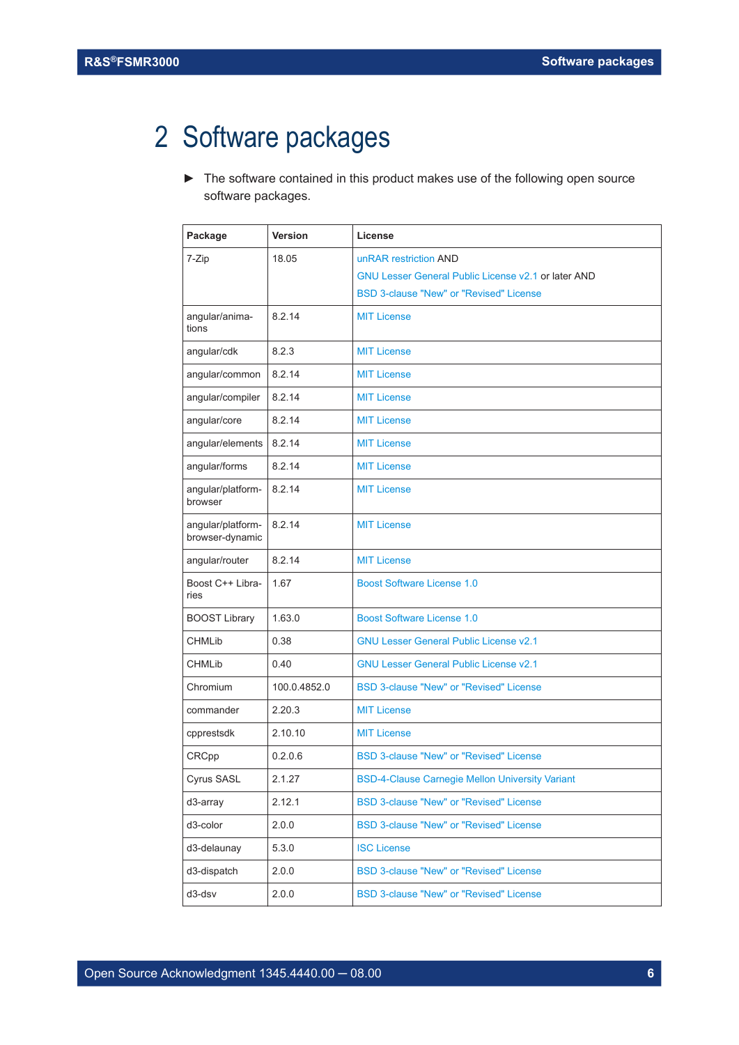# 2 Software packages

► The software contained in this product makes use of the following open source software packages.

| Package | Version | License |
| --- | --- | --- |
| 7-Zip | 18.05 | unRAR restriction AND<br>GNU Lesser General Public License v2.1 or later AND<br>BSD 3-clause "New" or "Revised" License |
| angular/animations | 8.2.14 | MIT License |
| angular/cdk | 8.2.3 | MIT License |
| angular/common | 8.2.14 | MIT License |
| angular/compiler | 8.2.14 | MIT License |
| angular/core | 8.2.14 | MIT License |
| angular/elements | 8.2.14 | MIT License |
| angular/forms | 8.2.14 | MIT License |
| angular/platform-browser | 8.2.14 | MIT License |
| angular/platform-browser-dynamic | 8.2.14 | MIT License |
| angular/router | 8.2.14 | MIT License |
| Boost C++ Libraries | 1.67 | Boost Software License 1.0 |
| BOOST Library | 1.63.0 | Boost Software License 1.0 |
| CHMLib | 0.38 | GNU Lesser General Public License v2.1 |
| CHMLib | 0.40 | GNU Lesser General Public License v2.1 |
| Chromium | 100.0.4852.0 | BSD 3-clause "New" or "Revised" License |
| commander | 2.20.3 | MIT License |
| cpprestsdk | 2.10.10 | MIT License |
| CRCpp | 0.2.0.6 | BSD 3-clause "New" or "Revised" License |
| Cyrus SASL | 2.1.27 | BSD-4-Clause Carnegie Mellon University Variant |
| d3-array | 2.12.1 | BSD 3-clause "New" or "Revised" License |
| d3-color | 2.0.0 | BSD 3-clause "New" or "Revised" License |
| d3-delaunay | 5.3.0 | ISC License |
| d3-dispatch | 2.0.0 | BSD 3-clause "New" or "Revised" License |
| d3-dsv | 2.0.0 | BSD 3-clause "New" or "Revised" License |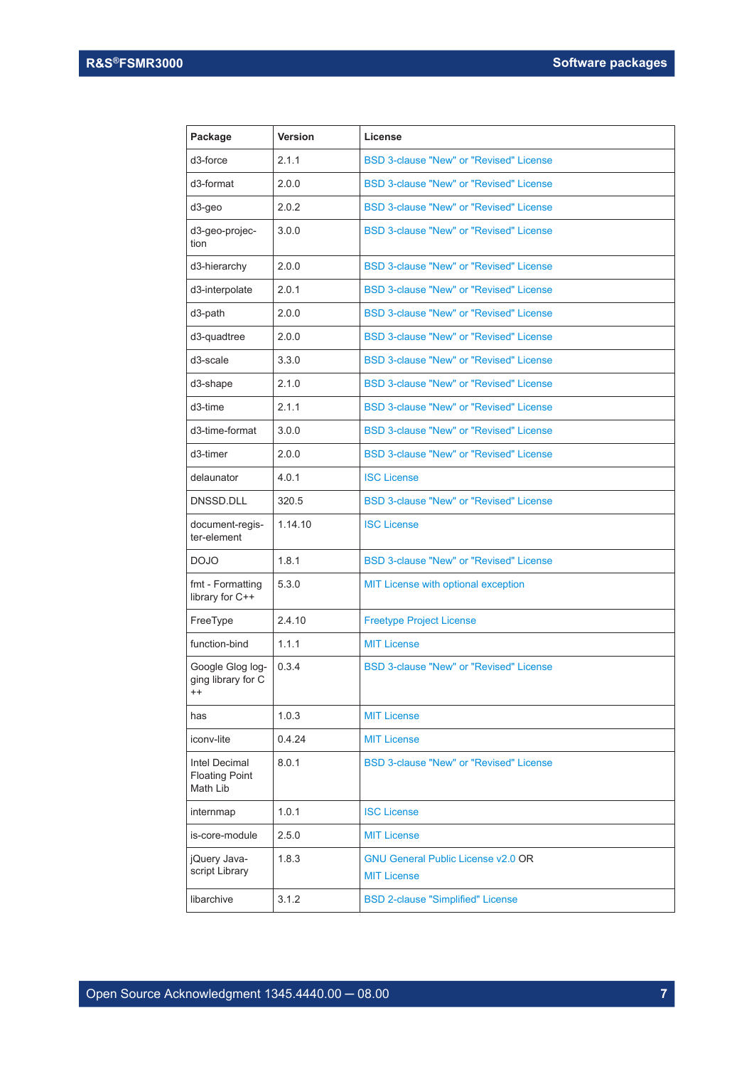| Package | Version | License |
|---|---|---|
| d3-force | 2.1.1 | BSD 3-clause "New" or "Revised" License |
| d3-format | 2.0.0 | BSD 3-clause "New" or "Revised" License |
| d3-geo | 2.0.2 | BSD 3-clause "New" or "Revised" License |
| d3-geo-projection | 3.0.0 | BSD 3-clause "New" or "Revised" License |
| d3-hierarchy | 2.0.0 | BSD 3-clause "New" or "Revised" License |
| d3-interpolate | 2.0.1 | BSD 3-clause "New" or "Revised" License |
| d3-path | 2.0.0 | BSD 3-clause "New" or "Revised" License |
| d3-quadtree | 2.0.0 | BSD 3-clause "New" or "Revised" License |
| d3-scale | 3.3.0 | BSD 3-clause "New" or "Revised" License |
| d3-shape | 2.1.0 | BSD 3-clause "New" or "Revised" License |
| d3-time | 2.1.1 | BSD 3-clause "New" or "Revised" License |
| d3-time-format | 3.0.0 | BSD 3-clause "New" or "Revised" License |
| d3-timer | 2.0.0 | BSD 3-clause "New" or "Revised" License |
| delaunator | 4.0.1 | ISC License |
| DNSSD.DLL | 320.5 | BSD 3-clause "New" or "Revised" License |
| document-register-element | 1.14.10 | ISC License |
| DOJO | 1.8.1 | BSD 3-clause "New" or "Revised" License |
| fmt - Formatting library for C++ | 5.3.0 | MIT License with optional exception |
| FreeType | 2.4.10 | Freetype Project License |
| function-bind | 1.1.1 | MIT License |
| Google Glog logging library for C++ | 0.3.4 | BSD 3-clause "New" or "Revised" License |
| has | 1.0.3 | MIT License |
| iconv-lite | 0.4.24 | MIT License |
| Intel Decimal Floating Point Math Lib | 8.0.1 | BSD 3-clause "New" or "Revised" License |
| internmap | 1.0.1 | ISC License |
| is-core-module | 2.5.0 | MIT License |
| jQuery Javascript Library | 1.8.3 | GNU General Public License v2.0 OR MIT License |
| libarchive | 3.1.2 | BSD 2-clause "Simplified" License |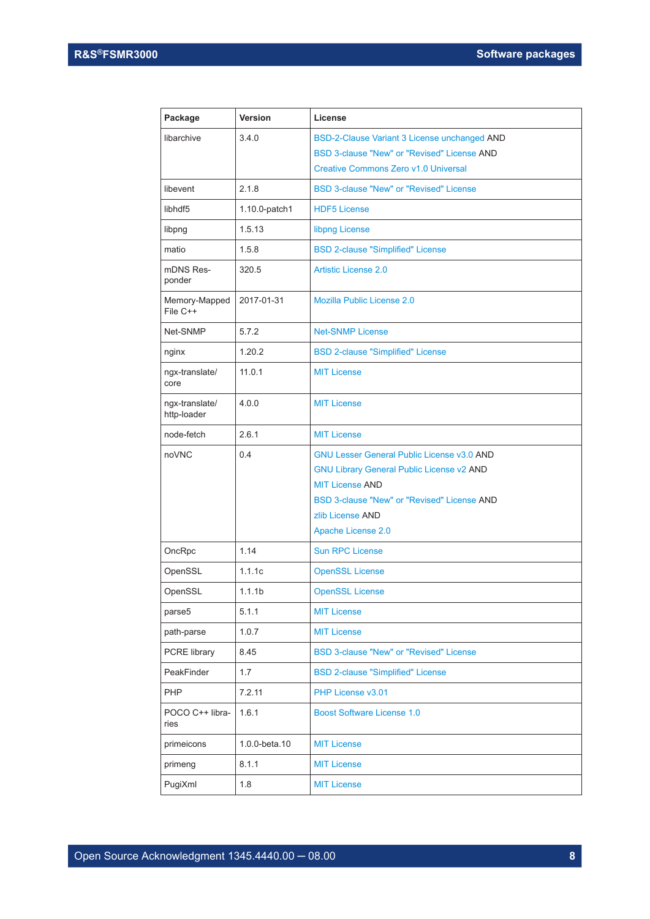| Package | Version | License |
|---|---|---|
| libarchive | 3.4.0 | BSD-2-Clause Variant 3 License unchanged AND<br>BSD 3-clause "New" or "Revised" License AND<br>Creative Commons Zero v1.0 Universal |
| libevent | 2.1.8 | BSD 3-clause "New" or "Revised" License |
| libhdf5 | 1.10.0-patch1 | HDF5 License |
| libpng | 1.5.13 | libpng License |
| matio | 1.5.8 | BSD 2-clause "Simplified" License |
| mDNS Responder | 320.5 | Artistic License 2.0 |
| Memory-Mapped File C++ | 2017-01-31 | Mozilla Public License 2.0 |
| Net-SNMP | 5.7.2 | Net-SNMP License |
| nginx | 1.20.2 | BSD 2-clause "Simplified" License |
| ngx-translate/core | 11.0.1 | MIT License |
| ngx-translate/http-loader | 4.0.0 | MIT License |
| node-fetch | 2.6.1 | MIT License |
| noVNC | 0.4 | GNU Lesser General Public License v3.0 AND<br>GNU Library General Public License v2 AND<br>MIT License AND<br>BSD 3-clause "New" or "Revised" License AND<br>zlib License AND<br>Apache License 2.0 |
| OncRpc | 1.14 | Sun RPC License |
| OpenSSL | 1.1.1c | OpenSSL License |
| OpenSSL | 1.1.1b | OpenSSL License |
| parse5 | 5.1.1 | MIT License |
| path-parse | 1.0.7 | MIT License |
| PCRE library | 8.45 | BSD 3-clause "New" or "Revised" License |
| PeakFinder | 1.7 | BSD 2-clause "Simplified" License |
| PHP | 7.2.11 | PHP License v3.01 |
| POCO C++ libraries | 1.6.1 | Boost Software License 1.0 |
| primeicons | 1.0.0-beta.10 | MIT License |
| primeng | 8.1.1 | MIT License |
| PugiXml | 1.8 | MIT License |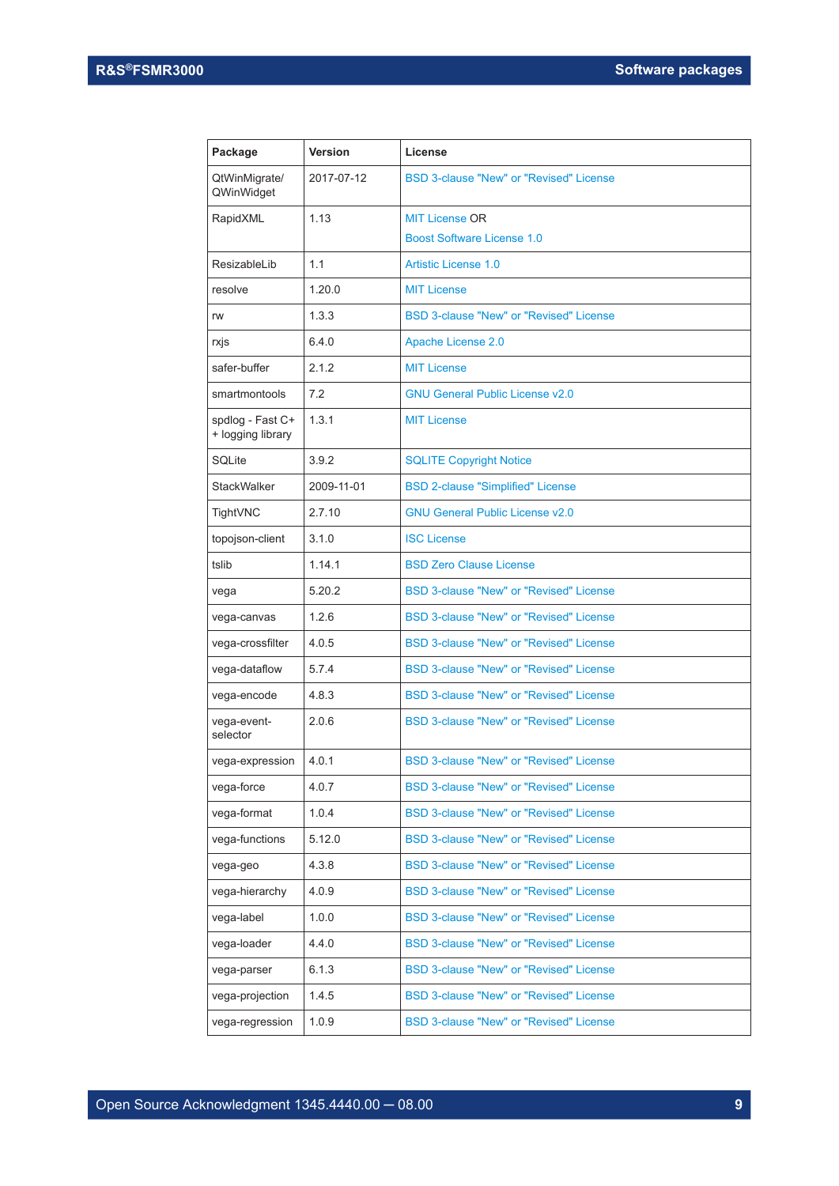| Package | Version | License |
|---|---|---|
| QtWinMigrate/ QWinWidget | 2017-07-12 | BSD 3-clause "New" or "Revised" License |
| RapidXML | 1.13 | MIT License OR<br>Boost Software License 1.0 |
| ResizableLib | 1.1 | Artistic License 1.0 |
| resolve | 1.20.0 | MIT License |
| rw | 1.3.3 | BSD 3-clause "New" or "Revised" License |
| rxjs | 6.4.0 | Apache License 2.0 |
| safer-buffer | 2.1.2 | MIT License |
| smartmontools | 7.2 | GNU General Public License v2.0 |
| spdlog - Fast C++ logging library | 1.3.1 | MIT License |
| SQLite | 3.9.2 | SQLITE Copyright Notice |
| StackWalker | 2009-11-01 | BSD 2-clause "Simplified" License |
| TightVNC | 2.7.10 | GNU General Public License v2.0 |
| topojson-client | 3.1.0 | ISC License |
| tslib | 1.14.1 | BSD Zero Clause License |
| vega | 5.20.2 | BSD 3-clause "New" or "Revised" License |
| vega-canvas | 1.2.6 | BSD 3-clause "New" or "Revised" License |
| vega-crossfilter | 4.0.5 | BSD 3-clause "New" or "Revised" License |
| vega-dataflow | 5.7.4 | BSD 3-clause "New" or "Revised" License |
| vega-encode | 4.8.3 | BSD 3-clause "New" or "Revised" License |
| vega-event-selector | 2.0.6 | BSD 3-clause "New" or "Revised" License |
| vega-expression | 4.0.1 | BSD 3-clause "New" or "Revised" License |
| vega-force | 4.0.7 | BSD 3-clause "New" or "Revised" License |
| vega-format | 1.0.4 | BSD 3-clause "New" or "Revised" License |
| vega-functions | 5.12.0 | BSD 3-clause "New" or "Revised" License |
| vega-geo | 4.3.8 | BSD 3-clause "New" or "Revised" License |
| vega-hierarchy | 4.0.9 | BSD 3-clause "New" or "Revised" License |
| vega-label | 1.0.0 | BSD 3-clause "New" or "Revised" License |
| vega-loader | 4.4.0 | BSD 3-clause "New" or "Revised" License |
| vega-parser | 6.1.3 | BSD 3-clause "New" or "Revised" License |
| vega-projection | 1.4.5 | BSD 3-clause "New" or "Revised" License |
| vega-regression | 1.0.9 | BSD 3-clause "New" or "Revised" License |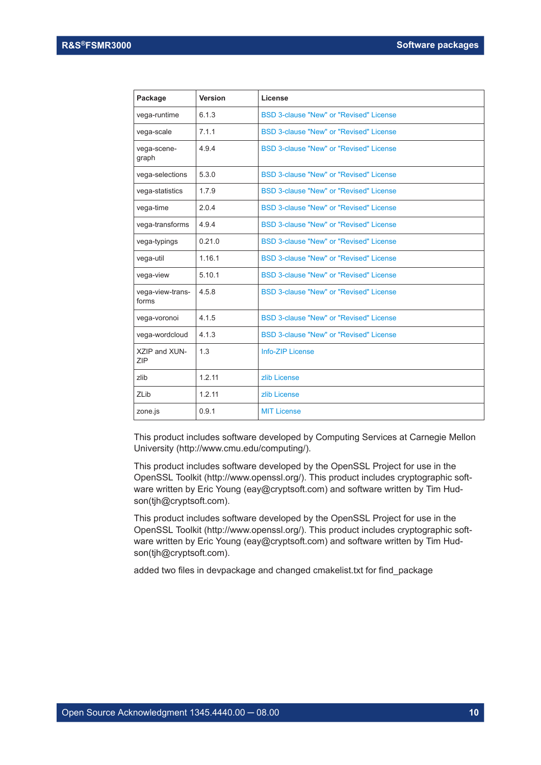| Package | Version | License |
|---|---|---|
| vega-runtime | 6.1.3 | BSD 3-clause "New" or "Revised" License |
| vega-scale | 7.1.1 | BSD 3-clause "New" or "Revised" License |
| vega-scene-graph | 4.9.4 | BSD 3-clause "New" or "Revised" License |
| vega-selections | 5.3.0 | BSD 3-clause "New" or "Revised" License |
| vega-statistics | 1.7.9 | BSD 3-clause "New" or "Revised" License |
| vega-time | 2.0.4 | BSD 3-clause "New" or "Revised" License |
| vega-transforms | 4.9.4 | BSD 3-clause "New" or "Revised" License |
| vega-typings | 0.21.0 | BSD 3-clause "New" or "Revised" License |
| vega-util | 1.16.1 | BSD 3-clause "New" or "Revised" License |
| vega-view | 5.10.1 | BSD 3-clause "New" or "Revised" License |
| vega-view-transforms | 4.5.8 | BSD 3-clause "New" or "Revised" License |
| vega-voronoi | 4.1.5 | BSD 3-clause "New" or "Revised" License |
| vega-wordcloud | 4.1.3 | BSD 3-clause "New" or "Revised" License |
| XZIP and XUNZIP | 1.3 | Info-ZIP License |
| zlib | 1.2.11 | zlib License |
| ZLib | 1.2.11 | zlib License |
| zone.js | 0.9.1 | MIT License |

This product includes software developed by Computing Services at Carnegie Mellon University (http://www.cmu.edu/computing/).

This product includes software developed by the OpenSSL Project for use in the OpenSSL Toolkit (http://www.openssl.org/). This product includes cryptographic software written by Eric Young (eay@cryptsoft.com) and software written by Tim Hudson(tjh@cryptsoft.com).

This product includes software developed by the OpenSSL Project for use in the OpenSSL Toolkit (http://www.openssl.org/). This product includes cryptographic software written by Eric Young (eay@cryptsoft.com) and software written by Tim Hudson(tjh@cryptsoft.com).

added two files in devpackage and changed cmakelist.txt for find_package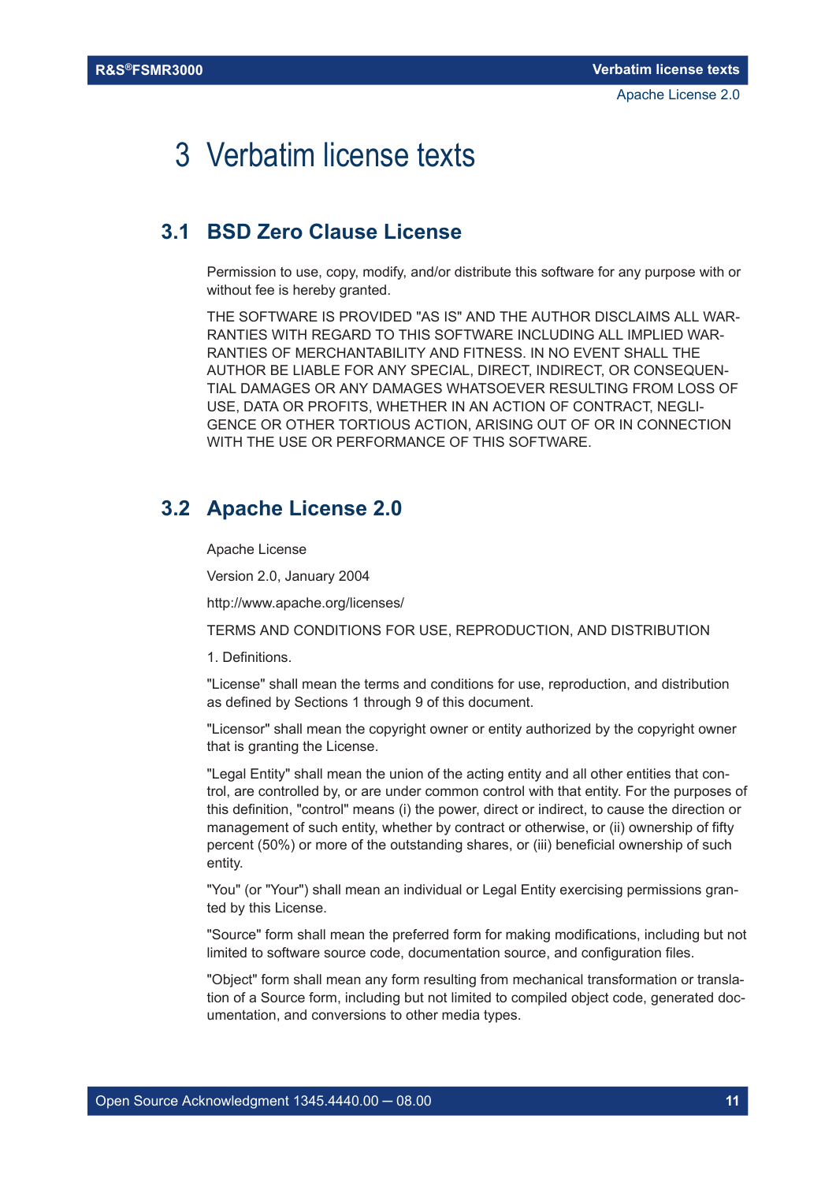# 3 Verbatim license texts

## 3.1 BSD Zero Clause License

Permission to use, copy, modify, and/or distribute this software for any purpose with or without fee is hereby granted.

THE SOFTWARE IS PROVIDED "AS IS" AND THE AUTHOR DISCLAIMS ALL WARRANTIES WITH REGARD TO THIS SOFTWARE INCLUDING ALL IMPLIED WARRANTIES OF MERCHANTABILITY AND FITNESS. IN NO EVENT SHALL THE AUTHOR BE LIABLE FOR ANY SPECIAL, DIRECT, INDIRECT, OR CONSEQUENTIAL DAMAGES OR ANY DAMAGES WHATSOEVER RESULTING FROM LOSS OF USE, DATA OR PROFITS, WHETHER IN AN ACTION OF CONTRACT, NEGLIGENCE OR OTHER TORTIOUS ACTION, ARISING OUT OF OR IN CONNECTION WITH THE USE OR PERFORMANCE OF THIS SOFTWARE.

## 3.2 Apache License 2.0

Apache License

Version 2.0, January 2004

http://www.apache.org/licenses/

TERMS AND CONDITIONS FOR USE, REPRODUCTION, AND DISTRIBUTION

1. Definitions.

"License" shall mean the terms and conditions for use, reproduction, and distribution as defined by Sections 1 through 9 of this document.

"Licensor" shall mean the copyright owner or entity authorized by the copyright owner that is granting the License.

"Legal Entity" shall mean the union of the acting entity and all other entities that control, are controlled by, or are under common control with that entity. For the purposes of this definition, "control" means (i) the power, direct or indirect, to cause the direction or management of such entity, whether by contract or otherwise, or (ii) ownership of fifty percent (50%) or more of the outstanding shares, or (iii) beneficial ownership of such entity.

"You" (or "Your") shall mean an individual or Legal Entity exercising permissions granted by this License.

"Source" form shall mean the preferred form for making modifications, including but not limited to software source code, documentation source, and configuration files.

"Object" form shall mean any form resulting from mechanical transformation or translation of a Source form, including but not limited to compiled object code, generated documentation, and conversions to other media types.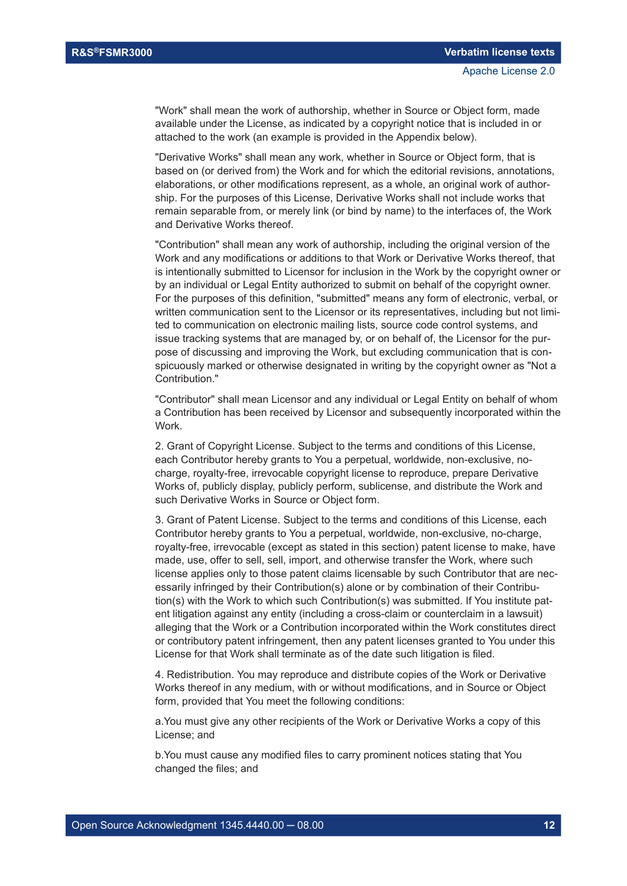"Work" shall mean the work of authorship, whether in Source or Object form, made available under the License, as indicated by a copyright notice that is included in or attached to the work (an example is provided in the Appendix below).

"Derivative Works" shall mean any work, whether in Source or Object form, that is based on (or derived from) the Work and for which the editorial revisions, annotations, elaborations, or other modifications represent, as a whole, an original work of authorship. For the purposes of this License, Derivative Works shall not include works that remain separable from, or merely link (or bind by name) to the interfaces of, the Work and Derivative Works thereof.

"Contribution" shall mean any work of authorship, including the original version of the Work and any modifications or additions to that Work or Derivative Works thereof, that is intentionally submitted to Licensor for inclusion in the Work by the copyright owner or by an individual or Legal Entity authorized to submit on behalf of the copyright owner. For the purposes of this definition, "submitted" means any form of electronic, verbal, or written communication sent to the Licensor or its representatives, including but not limited to communication on electronic mailing lists, source code control systems, and issue tracking systems that are managed by, or on behalf of, the Licensor for the purpose of discussing and improving the Work, but excluding communication that is conspicuously marked or otherwise designated in writing by the copyright owner as "Not a Contribution."

"Contributor" shall mean Licensor and any individual or Legal Entity on behalf of whom a Contribution has been received by Licensor and subsequently incorporated within the Work.

2. Grant of Copyright License. Subject to the terms and conditions of this License, each Contributor hereby grants to You a perpetual, worldwide, non-exclusive, no-charge, royalty-free, irrevocable copyright license to reproduce, prepare Derivative Works of, publicly display, publicly perform, sublicense, and distribute the Work and such Derivative Works in Source or Object form.

3. Grant of Patent License. Subject to the terms and conditions of this License, each Contributor hereby grants to You a perpetual, worldwide, non-exclusive, no-charge, royalty-free, irrevocable (except as stated in this section) patent license to make, have made, use, offer to sell, sell, import, and otherwise transfer the Work, where such license applies only to those patent claims licensable by such Contributor that are necessarily infringed by their Contribution(s) alone or by combination of their Contribution(s) with the Work to which such Contribution(s) was submitted. If You institute patent litigation against any entity (including a cross-claim or counterclaim in a lawsuit) alleging that the Work or a Contribution incorporated within the Work constitutes direct or contributory patent infringement, then any patent licenses granted to You under this License for that Work shall terminate as of the date such litigation is filed.

4. Redistribution. You may reproduce and distribute copies of the Work or Derivative Works thereof in any medium, with or without modifications, and in Source or Object form, provided that You meet the following conditions:

a.You must give any other recipients of the Work or Derivative Works a copy of this License; and

b.You must cause any modified files to carry prominent notices stating that You changed the files; and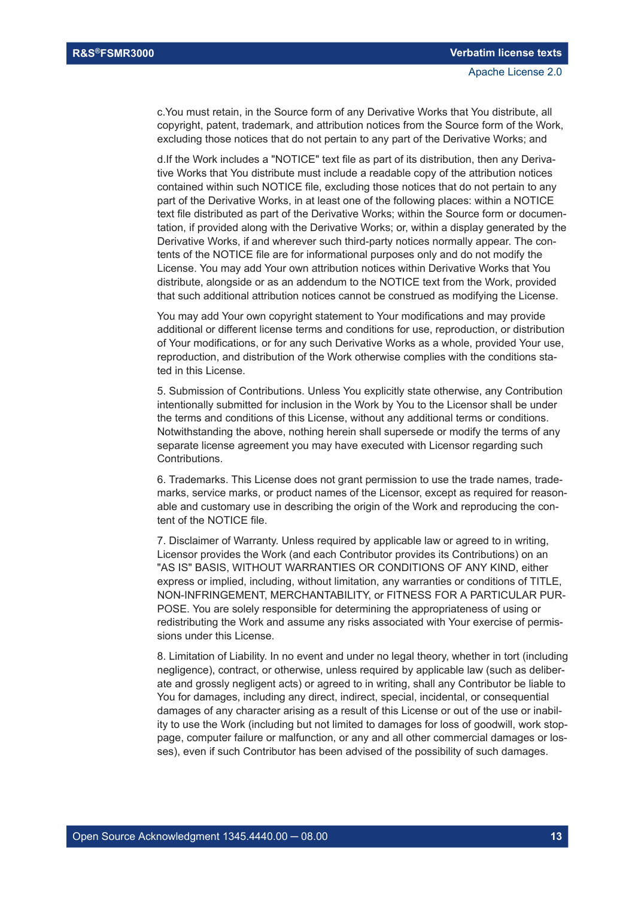c.You must retain, in the Source form of any Derivative Works that You distribute, all copyright, patent, trademark, and attribution notices from the Source form of the Work, excluding those notices that do not pertain to any part of the Derivative Works; and

d.If the Work includes a "NOTICE" text file as part of its distribution, then any Derivative Works that You distribute must include a readable copy of the attribution notices contained within such NOTICE file, excluding those notices that do not pertain to any part of the Derivative Works, in at least one of the following places: within a NOTICE text file distributed as part of the Derivative Works; within the Source form or documentation, if provided along with the Derivative Works; or, within a display generated by the Derivative Works, if and wherever such third-party notices normally appear. The contents of the NOTICE file are for informational purposes only and do not modify the License. You may add Your own attribution notices within Derivative Works that You distribute, alongside or as an addendum to the NOTICE text from the Work, provided that such additional attribution notices cannot be construed as modifying the License.

You may add Your own copyright statement to Your modifications and may provide additional or different license terms and conditions for use, reproduction, or distribution of Your modifications, or for any such Derivative Works as a whole, provided Your use, reproduction, and distribution of the Work otherwise complies with the conditions stated in this License.

5. Submission of Contributions. Unless You explicitly state otherwise, any Contribution intentionally submitted for inclusion in the Work by You to the Licensor shall be under the terms and conditions of this License, without any additional terms or conditions. Notwithstanding the above, nothing herein shall supersede or modify the terms of any separate license agreement you may have executed with Licensor regarding such Contributions.

6. Trademarks. This License does not grant permission to use the trade names, trademarks, service marks, or product names of the Licensor, except as required for reasonable and customary use in describing the origin of the Work and reproducing the content of the NOTICE file.

7. Disclaimer of Warranty. Unless required by applicable law or agreed to in writing, Licensor provides the Work (and each Contributor provides its Contributions) on an "AS IS" BASIS, WITHOUT WARRANTIES OR CONDITIONS OF ANY KIND, either express or implied, including, without limitation, any warranties or conditions of TITLE, NON-INFRINGEMENT, MERCHANTABILITY, or FITNESS FOR A PARTICULAR PURPOSE. You are solely responsible for determining the appropriateness of using or redistributing the Work and assume any risks associated with Your exercise of permissions under this License.

8. Limitation of Liability. In no event and under no legal theory, whether in tort (including negligence), contract, or otherwise, unless required by applicable law (such as deliberate and grossly negligent acts) or agreed to in writing, shall any Contributor be liable to You for damages, including any direct, indirect, special, incidental, or consequential damages of any character arising as a result of this License or out of the use or inability to use the Work (including but not limited to damages for loss of goodwill, work stoppage, computer failure or malfunction, or any and all other commercial damages or losses), even if such Contributor has been advised of the possibility of such damages.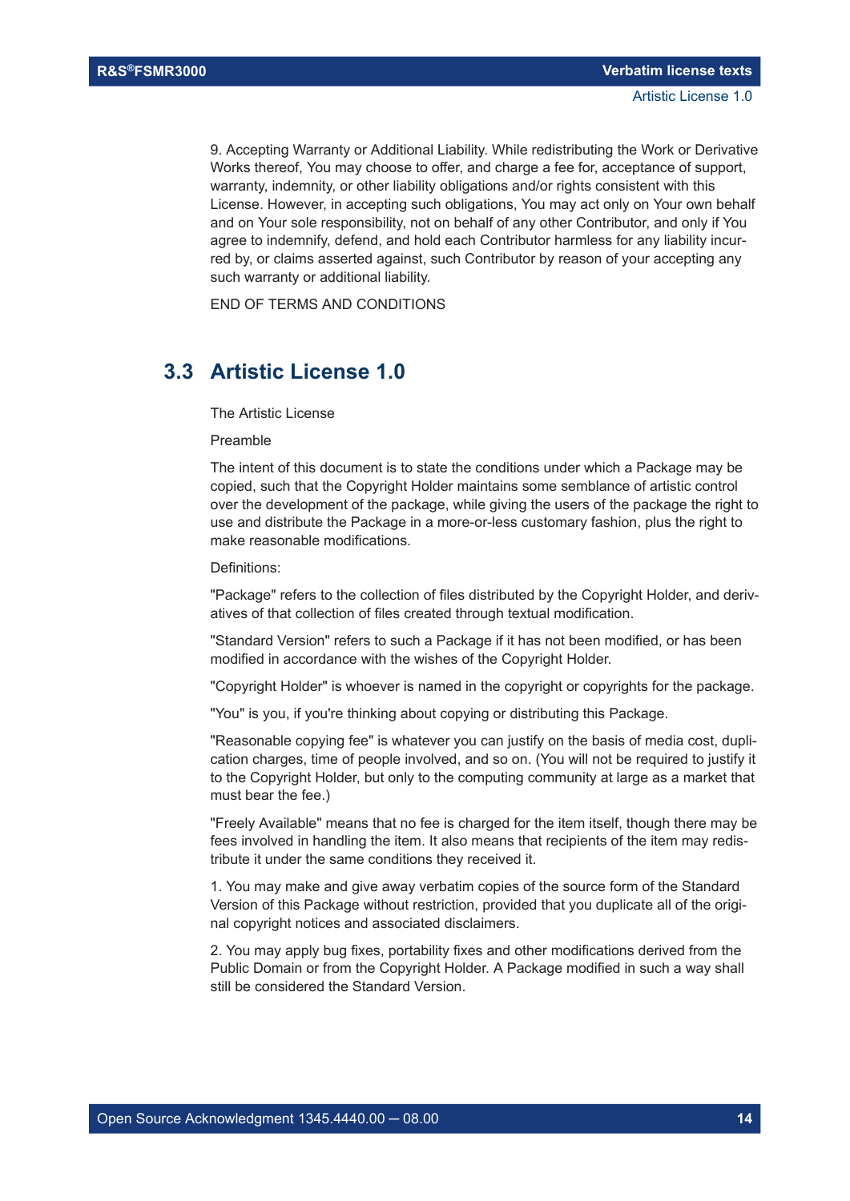9. Accepting Warranty or Additional Liability. While redistributing the Work or Derivative Works thereof, You may choose to offer, and charge a fee for, acceptance of support, warranty, indemnity, or other liability obligations and/or rights consistent with this License. However, in accepting such obligations, You may act only on Your own behalf and on Your sole responsibility, not on behalf of any other Contributor, and only if You agree to indemnify, defend, and hold each Contributor harmless for any liability incurred by, or claims asserted against, such Contributor by reason of your accepting any such warranty or additional liability.

END OF TERMS AND CONDITIONS

## 3.3 Artistic License 1.0

The Artistic License

Preamble

The intent of this document is to state the conditions under which a Package may be copied, such that the Copyright Holder maintains some semblance of artistic control over the development of the package, while giving the users of the package the right to use and distribute the Package in a more-or-less customary fashion, plus the right to make reasonable modifications.

Definitions:

"Package" refers to the collection of files distributed by the Copyright Holder, and derivatives of that collection of files created through textual modification.

"Standard Version" refers to such a Package if it has not been modified, or has been modified in accordance with the wishes of the Copyright Holder.

"Copyright Holder" is whoever is named in the copyright or copyrights for the package.

"You" is you, if you're thinking about copying or distributing this Package.

"Reasonable copying fee" is whatever you can justify on the basis of media cost, duplication charges, time of people involved, and so on. (You will not be required to justify it to the Copyright Holder, but only to the computing community at large as a market that must bear the fee.)

"Freely Available" means that no fee is charged for the item itself, though there may be fees involved in handling the item. It also means that recipients of the item may redistribute it under the same conditions they received it.

1. You may make and give away verbatim copies of the source form of the Standard Version of this Package without restriction, provided that you duplicate all of the original copyright notices and associated disclaimers.

2. You may apply bug fixes, portability fixes and other modifications derived from the Public Domain or from the Copyright Holder. A Package modified in such a way shall still be considered the Standard Version.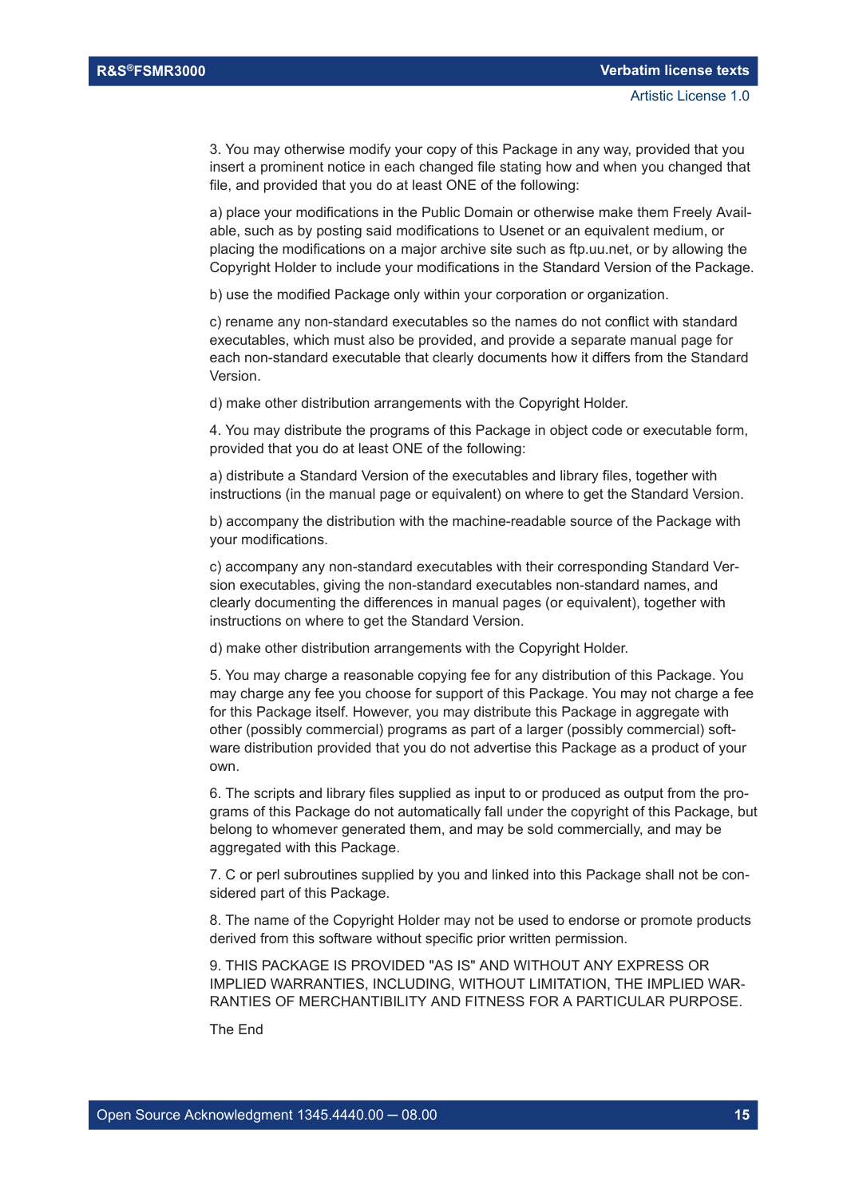3. You may otherwise modify your copy of this Package in any way, provided that you insert a prominent notice in each changed file stating how and when you changed that file, and provided that you do at least ONE of the following:

a) place your modifications in the Public Domain or otherwise make them Freely Available, such as by posting said modifications to Usenet or an equivalent medium, or placing the modifications on a major archive site such as ftp.uu.net, or by allowing the Copyright Holder to include your modifications in the Standard Version of the Package.

b) use the modified Package only within your corporation or organization.

c) rename any non-standard executables so the names do not conflict with standard executables, which must also be provided, and provide a separate manual page for each non-standard executable that clearly documents how it differs from the Standard Version.

d) make other distribution arrangements with the Copyright Holder.

4. You may distribute the programs of this Package in object code or executable form, provided that you do at least ONE of the following:

a) distribute a Standard Version of the executables and library files, together with instructions (in the manual page or equivalent) on where to get the Standard Version.

b) accompany the distribution with the machine-readable source of the Package with your modifications.

c) accompany any non-standard executables with their corresponding Standard Version executables, giving the non-standard executables non-standard names, and clearly documenting the differences in manual pages (or equivalent), together with instructions on where to get the Standard Version.

d) make other distribution arrangements with the Copyright Holder.

5. You may charge a reasonable copying fee for any distribution of this Package. You may charge any fee you choose for support of this Package. You may not charge a fee for this Package itself. However, you may distribute this Package in aggregate with other (possibly commercial) programs as part of a larger (possibly commercial) software distribution provided that you do not advertise this Package as a product of your own.

6. The scripts and library files supplied as input to or produced as output from the programs of this Package do not automatically fall under the copyright of this Package, but belong to whomever generated them, and may be sold commercially, and may be aggregated with this Package.

7. C or perl subroutines supplied by you and linked into this Package shall not be considered part of this Package.

8. The name of the Copyright Holder may not be used to endorse or promote products derived from this software without specific prior written permission.

9. THIS PACKAGE IS PROVIDED "AS IS" AND WITHOUT ANY EXPRESS OR IMPLIED WARRANTIES, INCLUDING, WITHOUT LIMITATION, THE IMPLIED WARRANTIES OF MERCHANTIBILITY AND FITNESS FOR A PARTICULAR PURPOSE.

The End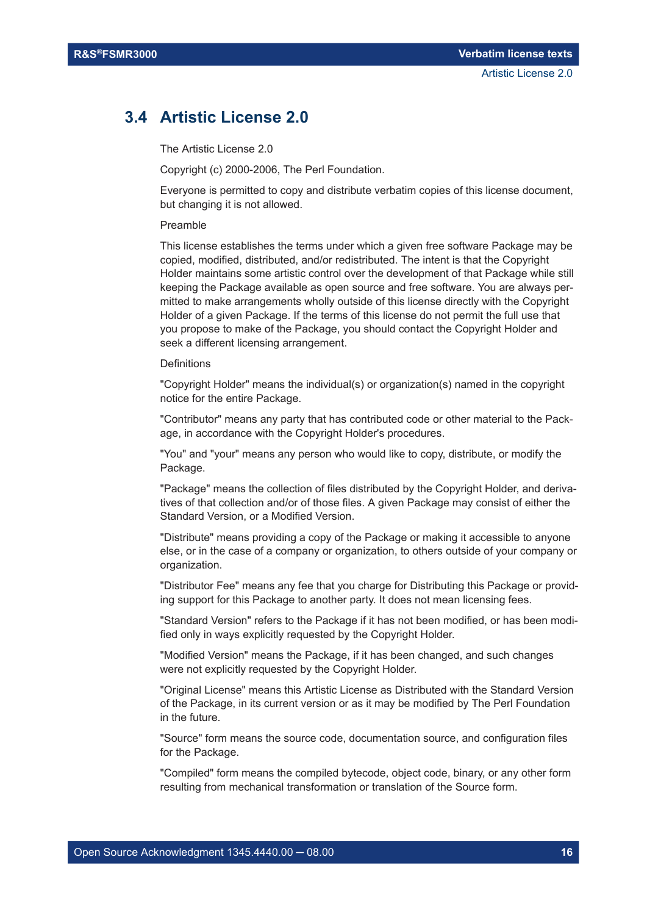## 3.4 Artistic License 2.0

The Artistic License 2.0

Copyright (c) 2000-2006, The Perl Foundation.

Everyone is permitted to copy and distribute verbatim copies of this license document, but changing it is not allowed.

Preamble

This license establishes the terms under which a given free software Package may be copied, modified, distributed, and/or redistributed. The intent is that the Copyright Holder maintains some artistic control over the development of that Package while still keeping the Package available as open source and free software. You are always permitted to make arrangements wholly outside of this license directly with the Copyright Holder of a given Package. If the terms of this license do not permit the full use that you propose to make of the Package, you should contact the Copyright Holder and seek a different licensing arrangement.

Definitions

"Copyright Holder" means the individual(s) or organization(s) named in the copyright notice for the entire Package.

"Contributor" means any party that has contributed code or other material to the Package, in accordance with the Copyright Holder's procedures.

"You" and "your" means any person who would like to copy, distribute, or modify the Package.

"Package" means the collection of files distributed by the Copyright Holder, and derivatives of that collection and/or of those files. A given Package may consist of either the Standard Version, or a Modified Version.

"Distribute" means providing a copy of the Package or making it accessible to anyone else, or in the case of a company or organization, to others outside of your company or organization.

"Distributor Fee" means any fee that you charge for Distributing this Package or providing support for this Package to another party. It does not mean licensing fees.

"Standard Version" refers to the Package if it has not been modified, or has been modified only in ways explicitly requested by the Copyright Holder.

"Modified Version" means the Package, if it has been changed, and such changes were not explicitly requested by the Copyright Holder.

"Original License" means this Artistic License as Distributed with the Standard Version of the Package, in its current version or as it may be modified by The Perl Foundation in the future.

"Source" form means the source code, documentation source, and configuration files for the Package.

"Compiled" form means the compiled bytecode, object code, binary, or any other form resulting from mechanical transformation or translation of the Source form.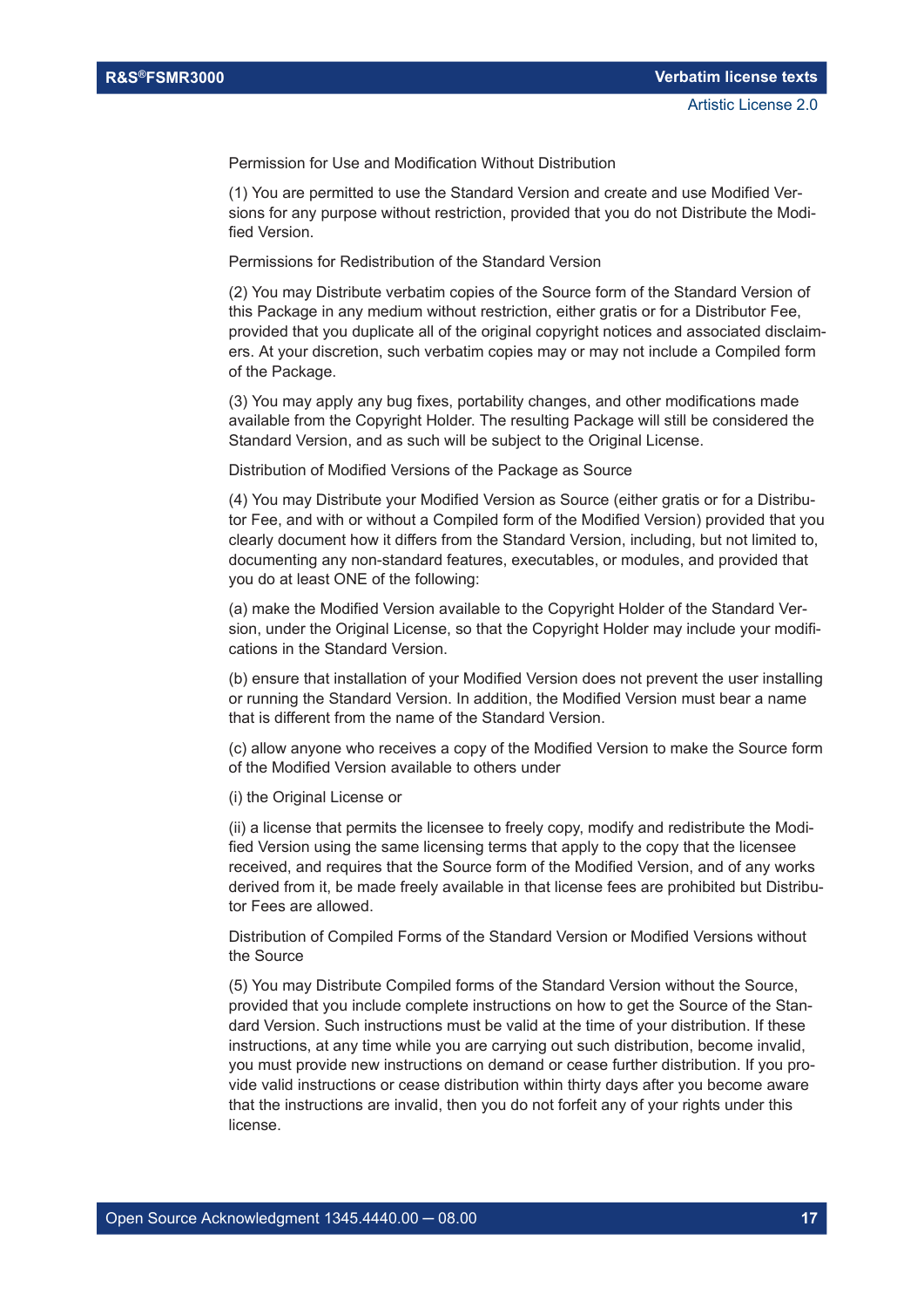Permission for Use and Modification Without Distribution

(1) You are permitted to use the Standard Version and create and use Modified Versions for any purpose without restriction, provided that you do not Distribute the Modified Version.

Permissions for Redistribution of the Standard Version

(2) You may Distribute verbatim copies of the Source form of the Standard Version of this Package in any medium without restriction, either gratis or for a Distributor Fee, provided that you duplicate all of the original copyright notices and associated disclaimers. At your discretion, such verbatim copies may or may not include a Compiled form of the Package.

(3) You may apply any bug fixes, portability changes, and other modifications made available from the Copyright Holder. The resulting Package will still be considered the Standard Version, and as such will be subject to the Original License.

Distribution of Modified Versions of the Package as Source

(4) You may Distribute your Modified Version as Source (either gratis or for a Distributor Fee, and with or without a Compiled form of the Modified Version) provided that you clearly document how it differs from the Standard Version, including, but not limited to, documenting any non-standard features, executables, or modules, and provided that you do at least ONE of the following:

(a) make the Modified Version available to the Copyright Holder of the Standard Version, under the Original License, so that the Copyright Holder may include your modifications in the Standard Version.

(b) ensure that installation of your Modified Version does not prevent the user installing or running the Standard Version. In addition, the Modified Version must bear a name that is different from the name of the Standard Version.

(c) allow anyone who receives a copy of the Modified Version to make the Source form of the Modified Version available to others under

(i) the Original License or

(ii) a license that permits the licensee to freely copy, modify and redistribute the Modified Version using the same licensing terms that apply to the copy that the licensee received, and requires that the Source form of the Modified Version, and of any works derived from it, be made freely available in that license fees are prohibited but Distributor Fees are allowed.

Distribution of Compiled Forms of the Standard Version or Modified Versions without the Source

(5) You may Distribute Compiled forms of the Standard Version without the Source, provided that you include complete instructions on how to get the Source of the Standard Version. Such instructions must be valid at the time of your distribution. If these instructions, at any time while you are carrying out such distribution, become invalid, you must provide new instructions on demand or cease further distribution. If you provide valid instructions or cease distribution within thirty days after you become aware that the instructions are invalid, then you do not forfeit any of your rights under this license.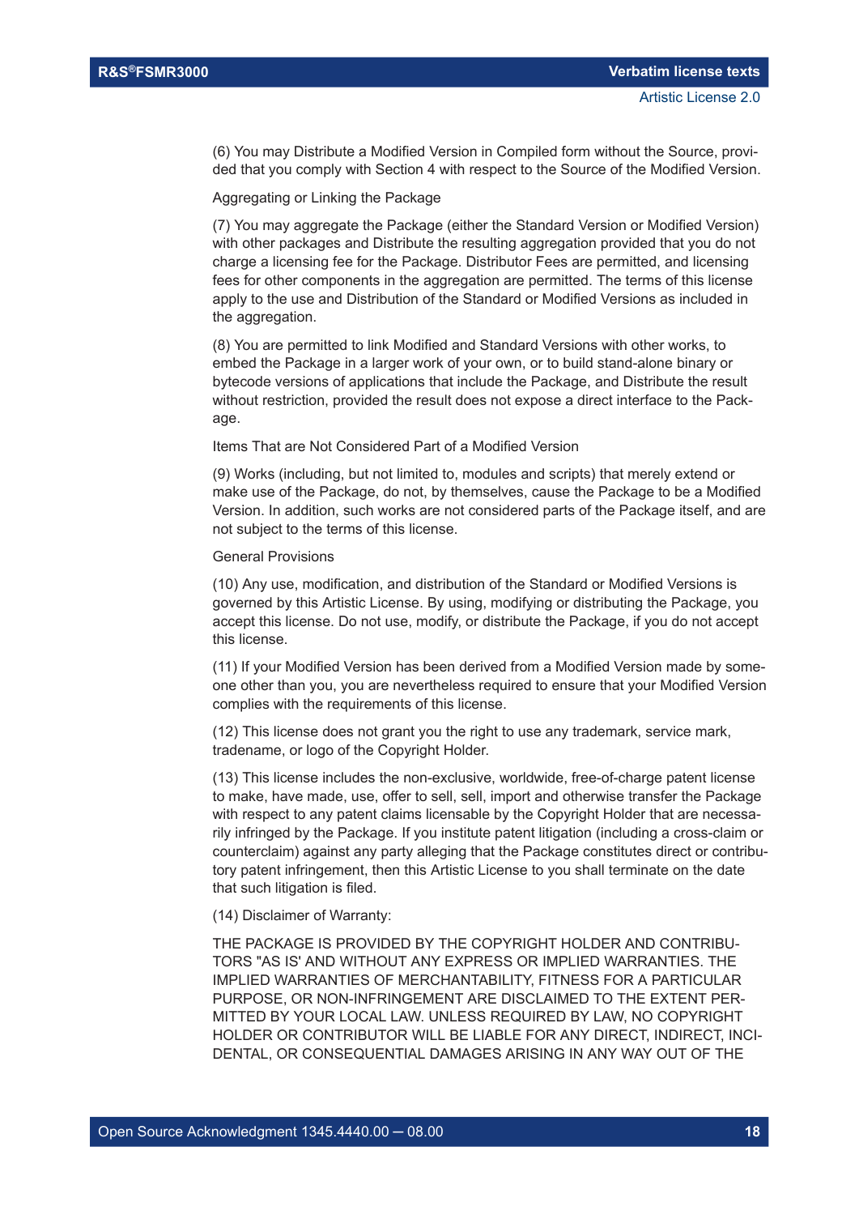(6) You may Distribute a Modified Version in Compiled form without the Source, provided that you comply with Section 4 with respect to the Source of the Modified Version.

Aggregating or Linking the Package

(7) You may aggregate the Package (either the Standard Version or Modified Version) with other packages and Distribute the resulting aggregation provided that you do not charge a licensing fee for the Package. Distributor Fees are permitted, and licensing fees for other components in the aggregation are permitted. The terms of this license apply to the use and Distribution of the Standard or Modified Versions as included in the aggregation.

(8) You are permitted to link Modified and Standard Versions with other works, to embed the Package in a larger work of your own, or to build stand-alone binary or bytecode versions of applications that include the Package, and Distribute the result without restriction, provided the result does not expose a direct interface to the Package.

Items That are Not Considered Part of a Modified Version

(9) Works (including, but not limited to, modules and scripts) that merely extend or make use of the Package, do not, by themselves, cause the Package to be a Modified Version. In addition, such works are not considered parts of the Package itself, and are not subject to the terms of this license.

General Provisions

(10) Any use, modification, and distribution of the Standard or Modified Versions is governed by this Artistic License. By using, modifying or distributing the Package, you accept this license. Do not use, modify, or distribute the Package, if you do not accept this license.

(11) If your Modified Version has been derived from a Modified Version made by someone other than you, you are nevertheless required to ensure that your Modified Version complies with the requirements of this license.

(12) This license does not grant you the right to use any trademark, service mark, tradename, or logo of the Copyright Holder.

(13) This license includes the non-exclusive, worldwide, free-of-charge patent license to make, have made, use, offer to sell, sell, import and otherwise transfer the Package with respect to any patent claims licensable by the Copyright Holder that are necessarily infringed by the Package. If you institute patent litigation (including a cross-claim or counterclaim) against any party alleging that the Package constitutes direct or contributory patent infringement, then this Artistic License to you shall terminate on the date that such litigation is filed.

(14) Disclaimer of Warranty:

THE PACKAGE IS PROVIDED BY THE COPYRIGHT HOLDER AND CONTRIBUTORS "AS IS' AND WITHOUT ANY EXPRESS OR IMPLIED WARRANTIES. THE IMPLIED WARRANTIES OF MERCHANTABILITY, FITNESS FOR A PARTICULAR PURPOSE, OR NON-INFRINGEMENT ARE DISCLAIMED TO THE EXTENT PERMITTED BY YOUR LOCAL LAW. UNLESS REQUIRED BY LAW, NO COPYRIGHT HOLDER OR CONTRIBUTOR WILL BE LIABLE FOR ANY DIRECT, INDIRECT, INCIDENTAL, OR CONSEQUENTIAL DAMAGES ARISING IN ANY WAY OUT OF THE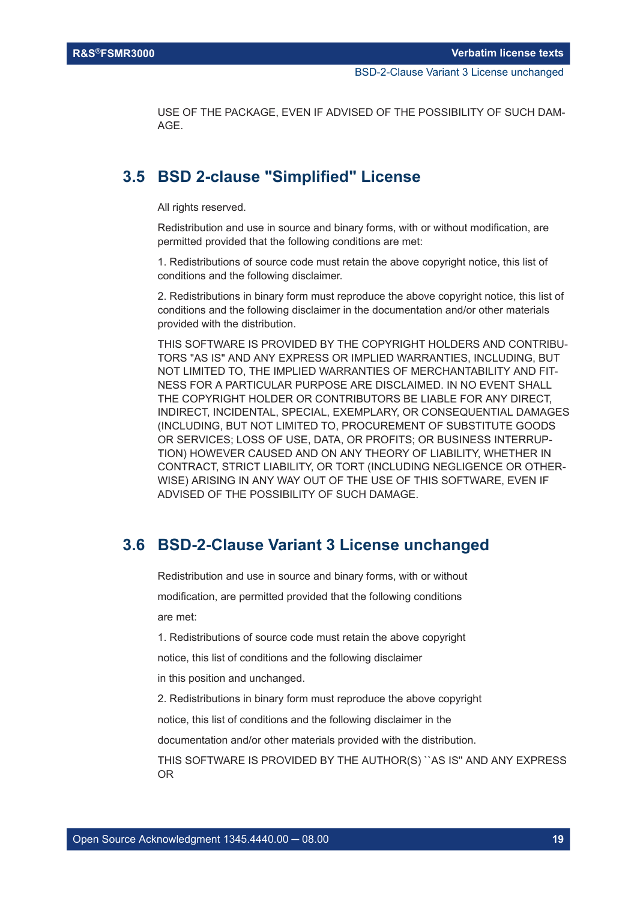USE OF THE PACKAGE, EVEN IF ADVISED OF THE POSSIBILITY OF SUCH DAMAGE.

## 3.5 BSD 2-clause "Simplified" License

All rights reserved.

Redistribution and use in source and binary forms, with or without modification, are permitted provided that the following conditions are met:

1. Redistributions of source code must retain the above copyright notice, this list of conditions and the following disclaimer.

2. Redistributions in binary form must reproduce the above copyright notice, this list of conditions and the following disclaimer in the documentation and/or other materials provided with the distribution.

THIS SOFTWARE IS PROVIDED BY THE COPYRIGHT HOLDERS AND CONTRIBUTORS "AS IS" AND ANY EXPRESS OR IMPLIED WARRANTIES, INCLUDING, BUT NOT LIMITED TO, THE IMPLIED WARRANTIES OF MERCHANTABILITY AND FITNESS FOR A PARTICULAR PURPOSE ARE DISCLAIMED. IN NO EVENT SHALL THE COPYRIGHT HOLDER OR CONTRIBUTORS BE LIABLE FOR ANY DIRECT, INDIRECT, INCIDENTAL, SPECIAL, EXEMPLARY, OR CONSEQUENTIAL DAMAGES (INCLUDING, BUT NOT LIMITED TO, PROCUREMENT OF SUBSTITUTE GOODS OR SERVICES; LOSS OF USE, DATA, OR PROFITS; OR BUSINESS INTERRUPTION) HOWEVER CAUSED AND ON ANY THEORY OF LIABILITY, WHETHER IN CONTRACT, STRICT LIABILITY, OR TORT (INCLUDING NEGLIGENCE OR OTHERWISE) ARISING IN ANY WAY OUT OF THE USE OF THIS SOFTWARE, EVEN IF ADVISED OF THE POSSIBILITY OF SUCH DAMAGE.

## 3.6 BSD-2-Clause Variant 3 License unchanged

Redistribution and use in source and binary forms, with or without

modification, are permitted provided that the following conditions

are met:

1. Redistributions of source code must retain the above copyright

notice, this list of conditions and the following disclaimer

in this position and unchanged.

2. Redistributions in binary form must reproduce the above copyright

notice, this list of conditions and the following disclaimer in the

documentation and/or other materials provided with the distribution.

THIS SOFTWARE IS PROVIDED BY THE AUTHOR(S) ``AS IS'' AND ANY EXPRESS OR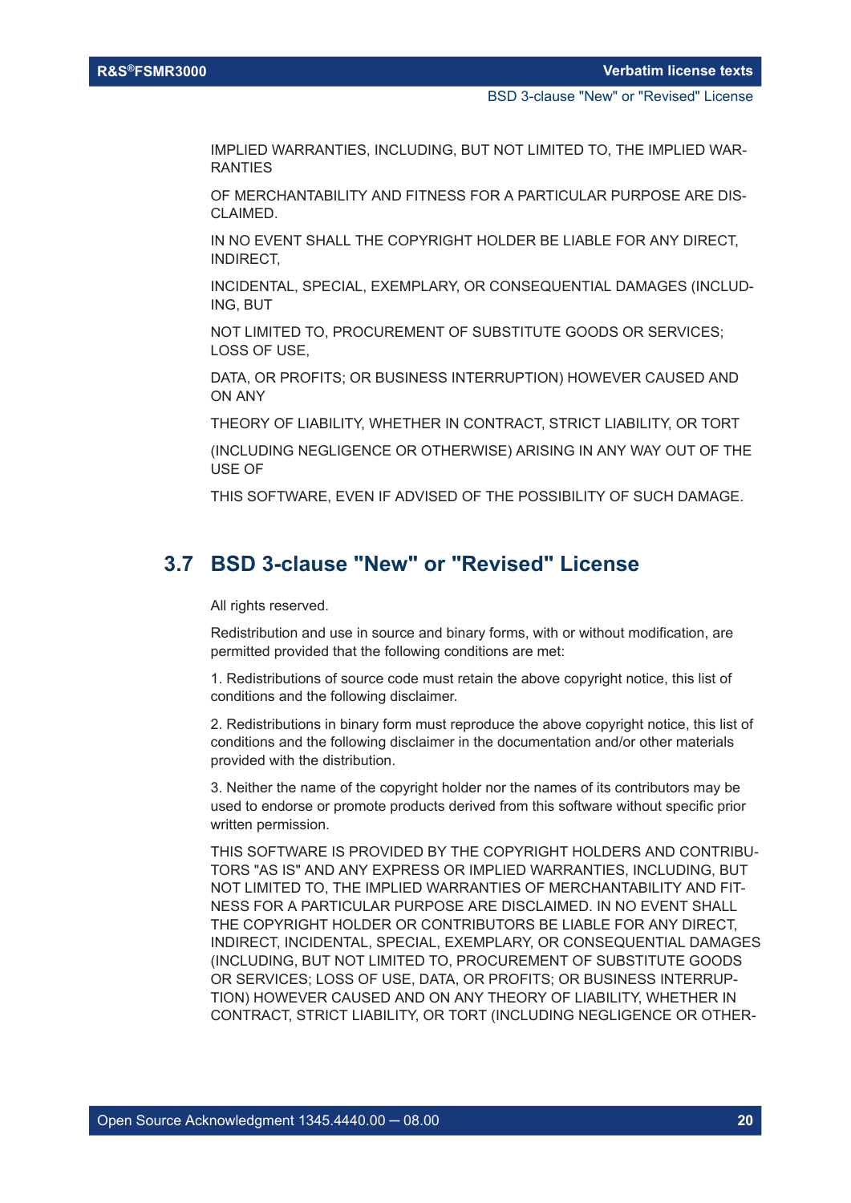IMPLIED WARRANTIES, INCLUDING, BUT NOT LIMITED TO, THE IMPLIED WARRANTIES

OF MERCHANTABILITY AND FITNESS FOR A PARTICULAR PURPOSE ARE DISCLAIMED.

IN NO EVENT SHALL THE COPYRIGHT HOLDER BE LIABLE FOR ANY DIRECT, INDIRECT,

INCIDENTAL, SPECIAL, EXEMPLARY, OR CONSEQUENTIAL DAMAGES (INCLUDING, BUT

NOT LIMITED TO, PROCUREMENT OF SUBSTITUTE GOODS OR SERVICES; LOSS OF USE,

DATA, OR PROFITS; OR BUSINESS INTERRUPTION) HOWEVER CAUSED AND ON ANY

THEORY OF LIABILITY, WHETHER IN CONTRACT, STRICT LIABILITY, OR TORT

(INCLUDING NEGLIGENCE OR OTHERWISE) ARISING IN ANY WAY OUT OF THE USE OF

THIS SOFTWARE, EVEN IF ADVISED OF THE POSSIBILITY OF SUCH DAMAGE.

## 3.7 BSD 3-clause "New" or "Revised" License

All rights reserved.

Redistribution and use in source and binary forms, with or without modification, are permitted provided that the following conditions are met:

1. Redistributions of source code must retain the above copyright notice, this list of conditions and the following disclaimer.

2. Redistributions in binary form must reproduce the above copyright notice, this list of conditions and the following disclaimer in the documentation and/or other materials provided with the distribution.

3. Neither the name of the copyright holder nor the names of its contributors may be used to endorse or promote products derived from this software without specific prior written permission.

THIS SOFTWARE IS PROVIDED BY THE COPYRIGHT HOLDERS AND CONTRIBUTORS "AS IS" AND ANY EXPRESS OR IMPLIED WARRANTIES, INCLUDING, BUT NOT LIMITED TO, THE IMPLIED WARRANTIES OF MERCHANTABILITY AND FITNESS FOR A PARTICULAR PURPOSE ARE DISCLAIMED. IN NO EVENT SHALL THE COPYRIGHT HOLDER OR CONTRIBUTORS BE LIABLE FOR ANY DIRECT, INDIRECT, INCIDENTAL, SPECIAL, EXEMPLARY, OR CONSEQUENTIAL DAMAGES (INCLUDING, BUT NOT LIMITED TO, PROCUREMENT OF SUBSTITUTE GOODS OR SERVICES; LOSS OF USE, DATA, OR PROFITS; OR BUSINESS INTERRUPTION) HOWEVER CAUSED AND ON ANY THEORY OF LIABILITY, WHETHER IN CONTRACT, STRICT LIABILITY, OR TORT (INCLUDING NEGLIGENCE OR OTHER-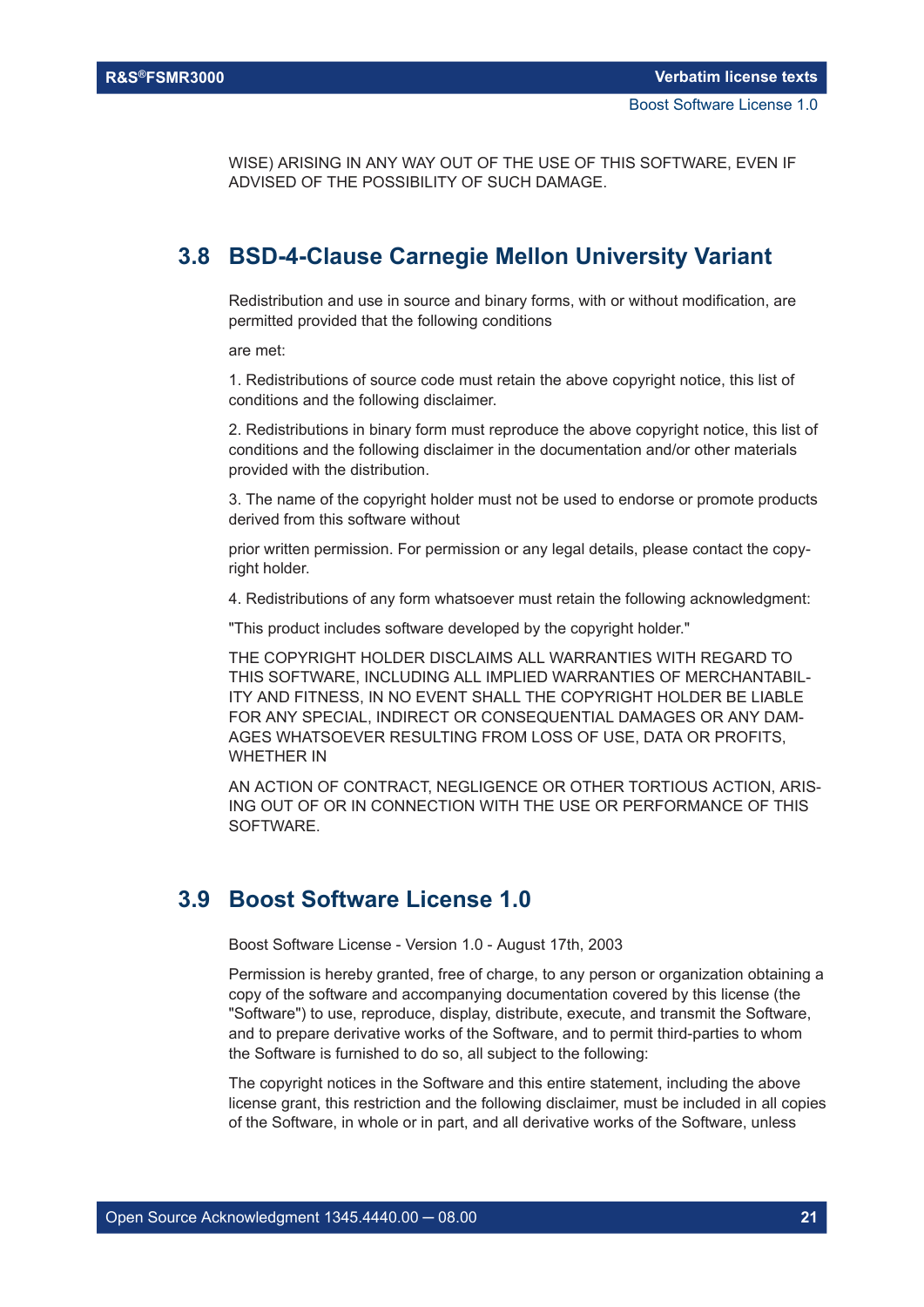WISE) ARISING IN ANY WAY OUT OF THE USE OF THIS SOFTWARE, EVEN IF ADVISED OF THE POSSIBILITY OF SUCH DAMAGE.

## 3.8 BSD-4-Clause Carnegie Mellon University Variant

Redistribution and use in source and binary forms, with or without modification, are permitted provided that the following conditions

are met:

1. Redistributions of source code must retain the above copyright notice, this list of conditions and the following disclaimer.

2. Redistributions in binary form must reproduce the above copyright notice, this list of conditions and the following disclaimer in the documentation and/or other materials provided with the distribution.

3. The name of the copyright holder must not be used to endorse or promote products derived from this software without

prior written permission. For permission or any legal details, please contact the copyright holder.

4. Redistributions of any form whatsoever must retain the following acknowledgment:

"This product includes software developed by the copyright holder."

THE COPYRIGHT HOLDER DISCLAIMS ALL WARRANTIES WITH REGARD TO THIS SOFTWARE, INCLUDING ALL IMPLIED WARRANTIES OF MERCHANTABILITY AND FITNESS, IN NO EVENT SHALL THE COPYRIGHT HOLDER BE LIABLE FOR ANY SPECIAL, INDIRECT OR CONSEQUENTIAL DAMAGES OR ANY DAMAGES WHATSOEVER RESULTING FROM LOSS OF USE, DATA OR PROFITS, WHETHER IN

AN ACTION OF CONTRACT, NEGLIGENCE OR OTHER TORTIOUS ACTION, ARISING OUT OF OR IN CONNECTION WITH THE USE OR PERFORMANCE OF THIS SOFTWARE.

## 3.9 Boost Software License 1.0

Boost Software License - Version 1.0 - August 17th, 2003

Permission is hereby granted, free of charge, to any person or organization obtaining a copy of the software and accompanying documentation covered by this license (the "Software") to use, reproduce, display, distribute, execute, and transmit the Software, and to prepare derivative works of the Software, and to permit third-parties to whom the Software is furnished to do so, all subject to the following:

The copyright notices in the Software and this entire statement, including the above license grant, this restriction and the following disclaimer, must be included in all copies of the Software, in whole or in part, and all derivative works of the Software, unless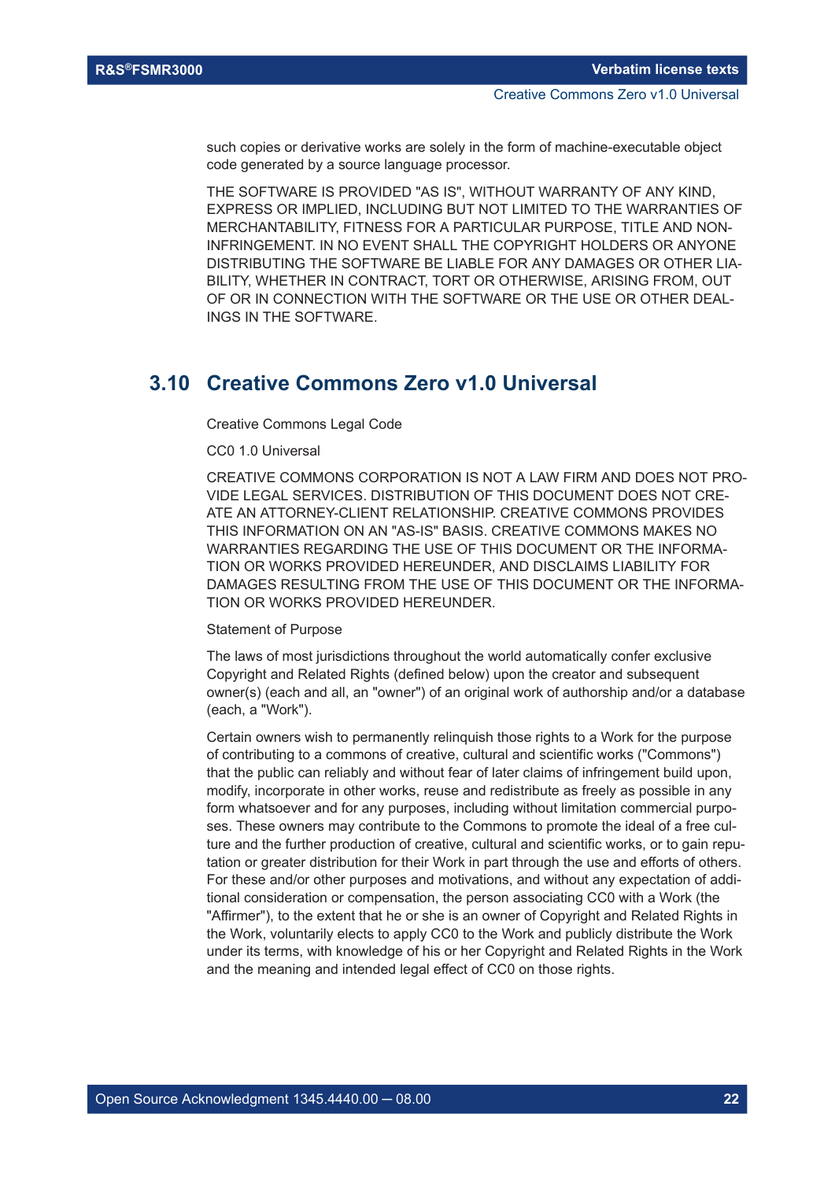such copies or derivative works are solely in the form of machine-executable object code generated by a source language processor.

THE SOFTWARE IS PROVIDED "AS IS", WITHOUT WARRANTY OF ANY KIND, EXPRESS OR IMPLIED, INCLUDING BUT NOT LIMITED TO THE WARRANTIES OF MERCHANTABILITY, FITNESS FOR A PARTICULAR PURPOSE, TITLE AND NON-INFRINGEMENT. IN NO EVENT SHALL THE COPYRIGHT HOLDERS OR ANYONE DISTRIBUTING THE SOFTWARE BE LIABLE FOR ANY DAMAGES OR OTHER LIABILITY, WHETHER IN CONTRACT, TORT OR OTHERWISE, ARISING FROM, OUT OF OR IN CONNECTION WITH THE SOFTWARE OR THE USE OR OTHER DEALINGS IN THE SOFTWARE.

## 3.10 Creative Commons Zero v1.0 Universal

Creative Commons Legal Code

CC0 1.0 Universal

CREATIVE COMMONS CORPORATION IS NOT A LAW FIRM AND DOES NOT PROVIDE LEGAL SERVICES. DISTRIBUTION OF THIS DOCUMENT DOES NOT CREATE AN ATTORNEY-CLIENT RELATIONSHIP. CREATIVE COMMONS PROVIDES THIS INFORMATION ON AN "AS-IS" BASIS. CREATIVE COMMONS MAKES NO WARRANTIES REGARDING THE USE OF THIS DOCUMENT OR THE INFORMATION OR WORKS PROVIDED HEREUNDER, AND DISCLAIMS LIABILITY FOR DAMAGES RESULTING FROM THE USE OF THIS DOCUMENT OR THE INFORMATION OR WORKS PROVIDED HEREUNDER.

Statement of Purpose

The laws of most jurisdictions throughout the world automatically confer exclusive Copyright and Related Rights (defined below) upon the creator and subsequent owner(s) (each and all, an "owner") of an original work of authorship and/or a database (each, a "Work").

Certain owners wish to permanently relinquish those rights to a Work for the purpose of contributing to a commons of creative, cultural and scientific works ("Commons") that the public can reliably and without fear of later claims of infringement build upon, modify, incorporate in other works, reuse and redistribute as freely as possible in any form whatsoever and for any purposes, including without limitation commercial purposes. These owners may contribute to the Commons to promote the ideal of a free culture and the further production of creative, cultural and scientific works, or to gain reputation or greater distribution for their Work in part through the use and efforts of others. For these and/or other purposes and motivations, and without any expectation of additional consideration or compensation, the person associating CC0 with a Work (the "Affirmer"), to the extent that he or she is an owner of Copyright and Related Rights in the Work, voluntarily elects to apply CC0 to the Work and publicly distribute the Work under its terms, with knowledge of his or her Copyright and Related Rights in the Work and the meaning and intended legal effect of CC0 on those rights.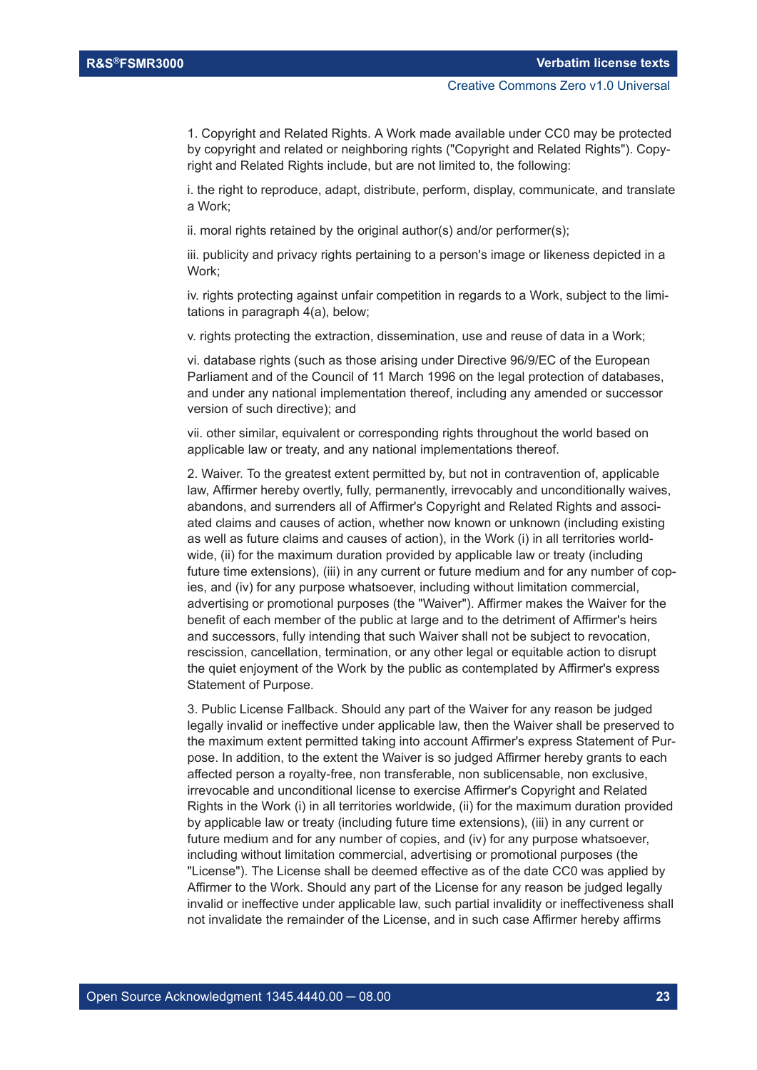1. Copyright and Related Rights. A Work made available under CC0 may be protected by copyright and related or neighboring rights ("Copyright and Related Rights"). Copyright and Related Rights include, but are not limited to, the following:

i. the right to reproduce, adapt, distribute, perform, display, communicate, and translate a Work;

ii. moral rights retained by the original author(s) and/or performer(s);

iii. publicity and privacy rights pertaining to a person's image or likeness depicted in a Work;

iv. rights protecting against unfair competition in regards to a Work, subject to the limitations in paragraph 4(a), below;

v. rights protecting the extraction, dissemination, use and reuse of data in a Work;

vi. database rights (such as those arising under Directive 96/9/EC of the European Parliament and of the Council of 11 March 1996 on the legal protection of databases, and under any national implementation thereof, including any amended or successor version of such directive); and

vii. other similar, equivalent or corresponding rights throughout the world based on applicable law or treaty, and any national implementations thereof.

2. Waiver. To the greatest extent permitted by, but not in contravention of, applicable law, Affirmer hereby overtly, fully, permanently, irrevocably and unconditionally waives, abandons, and surrenders all of Affirmer's Copyright and Related Rights and associated claims and causes of action, whether now known or unknown (including existing as well as future claims and causes of action), in the Work (i) in all territories worldwide, (ii) for the maximum duration provided by applicable law or treaty (including future time extensions), (iii) in any current or future medium and for any number of copies, and (iv) for any purpose whatsoever, including without limitation commercial, advertising or promotional purposes (the "Waiver"). Affirmer makes the Waiver for the benefit of each member of the public at large and to the detriment of Affirmer's heirs and successors, fully intending that such Waiver shall not be subject to revocation, rescission, cancellation, termination, or any other legal or equitable action to disrupt the quiet enjoyment of the Work by the public as contemplated by Affirmer's express Statement of Purpose.

3. Public License Fallback. Should any part of the Waiver for any reason be judged legally invalid or ineffective under applicable law, then the Waiver shall be preserved to the maximum extent permitted taking into account Affirmer's express Statement of Purpose. In addition, to the extent the Waiver is so judged Affirmer hereby grants to each affected person a royalty-free, non transferable, non sublicensable, non exclusive, irrevocable and unconditional license to exercise Affirmer's Copyright and Related Rights in the Work (i) in all territories worldwide, (ii) for the maximum duration provided by applicable law or treaty (including future time extensions), (iii) in any current or future medium and for any number of copies, and (iv) for any purpose whatsoever, including without limitation commercial, advertising or promotional purposes (the "License"). The License shall be deemed effective as of the date CC0 was applied by Affirmer to the Work. Should any part of the License for any reason be judged legally invalid or ineffective under applicable law, such partial invalidity or ineffectiveness shall not invalidate the remainder of the License, and in such case Affirmer hereby affirms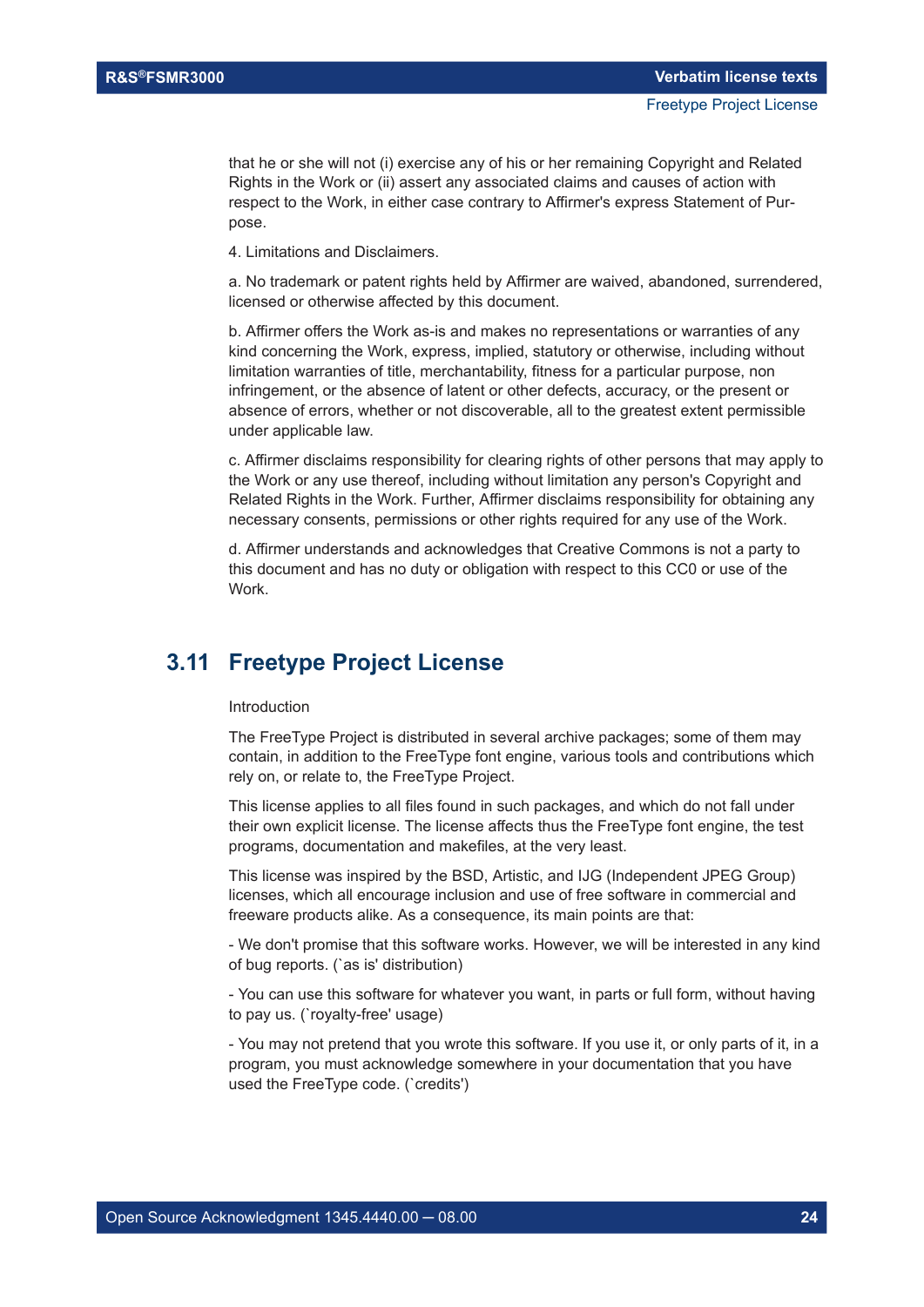that he or she will not (i) exercise any of his or her remaining Copyright and Related Rights in the Work or (ii) assert any associated claims and causes of action with respect to the Work, in either case contrary to Affirmer's express Statement of Purpose.

4. Limitations and Disclaimers.

a. No trademark or patent rights held by Affirmer are waived, abandoned, surrendered, licensed or otherwise affected by this document.

b. Affirmer offers the Work as-is and makes no representations or warranties of any kind concerning the Work, express, implied, statutory or otherwise, including without limitation warranties of title, merchantability, fitness for a particular purpose, non infringement, or the absence of latent or other defects, accuracy, or the present or absence of errors, whether or not discoverable, all to the greatest extent permissible under applicable law.

c. Affirmer disclaims responsibility for clearing rights of other persons that may apply to the Work or any use thereof, including without limitation any person's Copyright and Related Rights in the Work. Further, Affirmer disclaims responsibility for obtaining any necessary consents, permissions or other rights required for any use of the Work.

d. Affirmer understands and acknowledges that Creative Commons is not a party to this document and has no duty or obligation with respect to this CC0 or use of the Work.

## 3.11 Freetype Project License

Introduction

The FreeType Project is distributed in several archive packages; some of them may contain, in addition to the FreeType font engine, various tools and contributions which rely on, or relate to, the FreeType Project.

This license applies to all files found in such packages, and which do not fall under their own explicit license. The license affects thus the FreeType font engine, the test programs, documentation and makefiles, at the very least.

This license was inspired by the BSD, Artistic, and IJG (Independent JPEG Group) licenses, which all encourage inclusion and use of free software in commercial and freeware products alike. As a consequence, its main points are that:

- We don't promise that this software works. However, we will be interested in any kind of bug reports. (`as is' distribution)

- You can use this software for whatever you want, in parts or full form, without having to pay us. (`royalty-free' usage)

- You may not pretend that you wrote this software. If you use it, or only parts of it, in a program, you must acknowledge somewhere in your documentation that you have used the FreeType code. (`credits')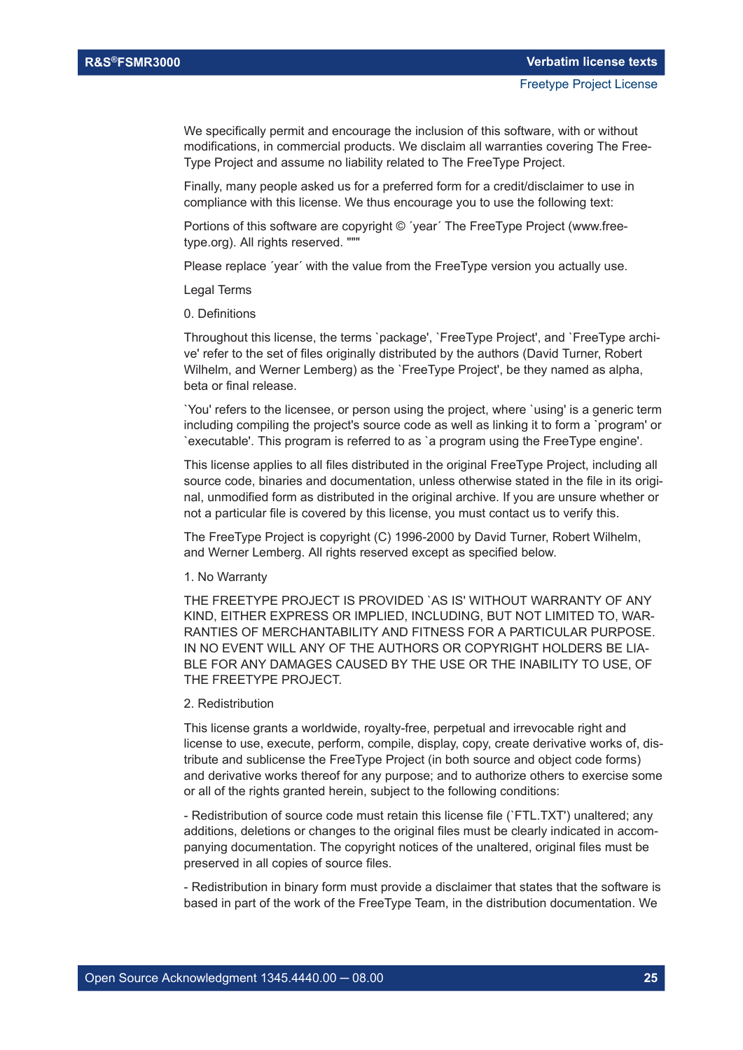We specifically permit and encourage the inclusion of this software, with or without modifications, in commercial products. We disclaim all warranties covering The FreeType Project and assume no liability related to The FreeType Project.

Finally, many people asked us for a preferred form for a credit/disclaimer to use in compliance with this license. We thus encourage you to use the following text:

Portions of this software are copyright © ´year´ The FreeType Project (www.freetype.org). All rights reserved. """

Please replace ´year´ with the value from the FreeType version you actually use.

Legal Terms

0. Definitions

Throughout this license, the terms `package', `FreeType Project', and `FreeType archive' refer to the set of files originally distributed by the authors (David Turner, Robert Wilhelm, and Werner Lemberg) as the `FreeType Project', be they named as alpha, beta or final release.

`You' refers to the licensee, or person using the project, where `using' is a generic term including compiling the project's source code as well as linking it to form a `program' or `executable'. This program is referred to as `a program using the FreeType engine'.

This license applies to all files distributed in the original FreeType Project, including all source code, binaries and documentation, unless otherwise stated in the file in its original, unmodified form as distributed in the original archive. If you are unsure whether or not a particular file is covered by this license, you must contact us to verify this.

The FreeType Project is copyright (C) 1996-2000 by David Turner, Robert Wilhelm, and Werner Lemberg. All rights reserved except as specified below.

1. No Warranty

THE FREETYPE PROJECT IS PROVIDED `AS IS' WITHOUT WARRANTY OF ANY KIND, EITHER EXPRESS OR IMPLIED, INCLUDING, BUT NOT LIMITED TO, WARRANTIES OF MERCHANTABILITY AND FITNESS FOR A PARTICULAR PURPOSE. IN NO EVENT WILL ANY OF THE AUTHORS OR COPYRIGHT HOLDERS BE LIABLE FOR ANY DAMAGES CAUSED BY THE USE OR THE INABILITY TO USE, OF THE FREETYPE PROJECT.

2. Redistribution

This license grants a worldwide, royalty-free, perpetual and irrevocable right and license to use, execute, perform, compile, display, copy, create derivative works of, distribute and sublicense the FreeType Project (in both source and object code forms) and derivative works thereof for any purpose; and to authorize others to exercise some or all of the rights granted herein, subject to the following conditions:

- Redistribution of source code must retain this license file (`FTL.TXT') unaltered; any additions, deletions or changes to the original files must be clearly indicated in accompanying documentation. The copyright notices of the unaltered, original files must be preserved in all copies of source files.

- Redistribution in binary form must provide a disclaimer that states that the software is based in part of the work of the FreeType Team, in the distribution documentation. We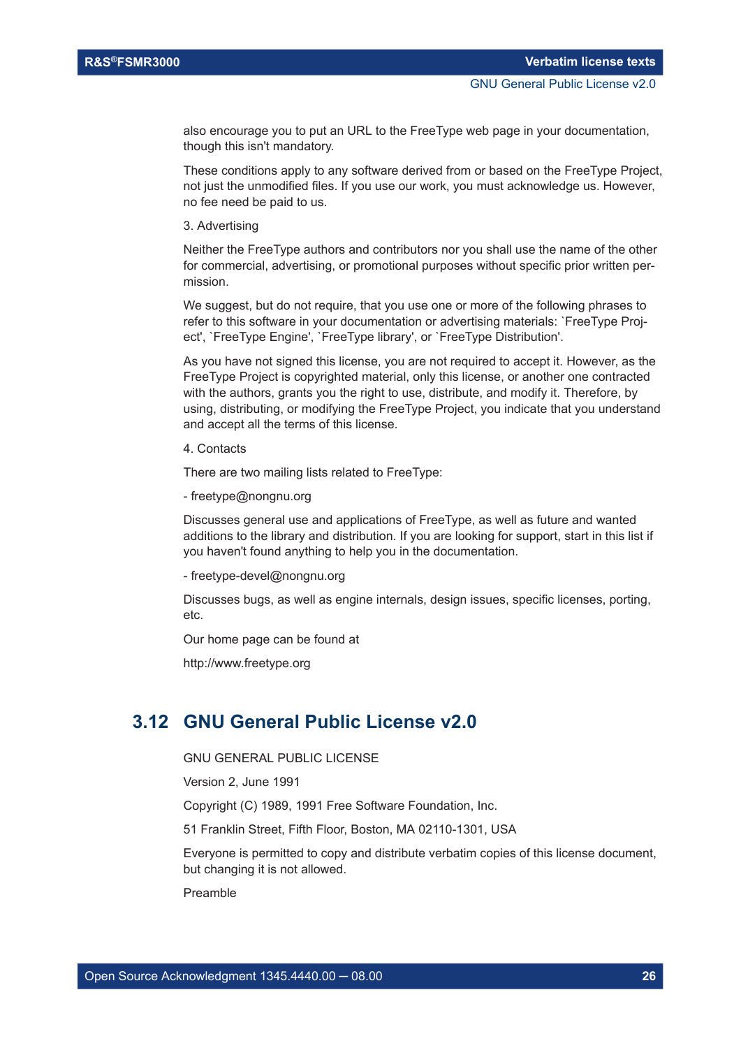also encourage you to put an URL to the FreeType web page in your documentation, though this isn't mandatory.

These conditions apply to any software derived from or based on the FreeType Project, not just the unmodified files. If you use our work, you must acknowledge us. However, no fee need be paid to us.

3. Advertising

Neither the FreeType authors and contributors nor you shall use the name of the other for commercial, advertising, or promotional purposes without specific prior written permission.

We suggest, but do not require, that you use one or more of the following phrases to refer to this software in your documentation or advertising materials: `FreeType Project', `FreeType Engine', `FreeType library', or `FreeType Distribution'.

As you have not signed this license, you are not required to accept it. However, as the FreeType Project is copyrighted material, only this license, or another one contracted with the authors, grants you the right to use, distribute, and modify it. Therefore, by using, distributing, or modifying the FreeType Project, you indicate that you understand and accept all the terms of this license.

4. Contacts

There are two mailing lists related to FreeType:

- freetype@nongnu.org

Discusses general use and applications of FreeType, as well as future and wanted additions to the library and distribution. If you are looking for support, start in this list if you haven't found anything to help you in the documentation.

- freetype-devel@nongnu.org

Discusses bugs, as well as engine internals, design issues, specific licenses, porting, etc.

Our home page can be found at

http://www.freetype.org

## 3.12 GNU General Public License v2.0

GNU GENERAL PUBLIC LICENSE

Version 2, June 1991

Copyright (C) 1989, 1991 Free Software Foundation, Inc.

51 Franklin Street, Fifth Floor, Boston, MA 02110-1301, USA

Everyone is permitted to copy and distribute verbatim copies of this license document, but changing it is not allowed.

Preamble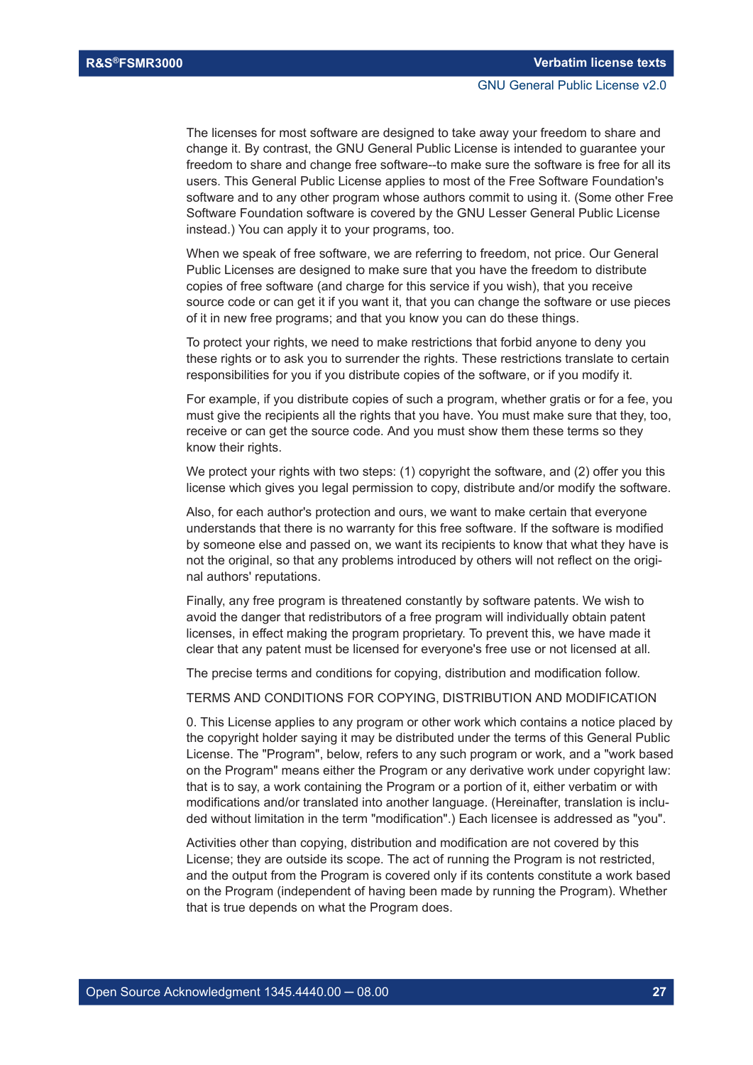The licenses for most software are designed to take away your freedom to share and change it. By contrast, the GNU General Public License is intended to guarantee your freedom to share and change free software--to make sure the software is free for all its users. This General Public License applies to most of the Free Software Foundation's software and to any other program whose authors commit to using it. (Some other Free Software Foundation software is covered by the GNU Lesser General Public License instead.) You can apply it to your programs, too.

When we speak of free software, we are referring to freedom, not price. Our General Public Licenses are designed to make sure that you have the freedom to distribute copies of free software (and charge for this service if you wish), that you receive source code or can get it if you want it, that you can change the software or use pieces of it in new free programs; and that you know you can do these things.

To protect your rights, we need to make restrictions that forbid anyone to deny you these rights or to ask you to surrender the rights. These restrictions translate to certain responsibilities for you if you distribute copies of the software, or if you modify it.

For example, if you distribute copies of such a program, whether gratis or for a fee, you must give the recipients all the rights that you have. You must make sure that they, too, receive or can get the source code. And you must show them these terms so they know their rights.

We protect your rights with two steps: (1) copyright the software, and (2) offer you this license which gives you legal permission to copy, distribute and/or modify the software.

Also, for each author's protection and ours, we want to make certain that everyone understands that there is no warranty for this free software. If the software is modified by someone else and passed on, we want its recipients to know that what they have is not the original, so that any problems introduced by others will not reflect on the original authors' reputations.

Finally, any free program is threatened constantly by software patents. We wish to avoid the danger that redistributors of a free program will individually obtain patent licenses, in effect making the program proprietary. To prevent this, we have made it clear that any patent must be licensed for everyone's free use or not licensed at all.

The precise terms and conditions for copying, distribution and modification follow.

TERMS AND CONDITIONS FOR COPYING, DISTRIBUTION AND MODIFICATION

0. This License applies to any program or other work which contains a notice placed by the copyright holder saying it may be distributed under the terms of this General Public License. The "Program", below, refers to any such program or work, and a "work based on the Program" means either the Program or any derivative work under copyright law: that is to say, a work containing the Program or a portion of it, either verbatim or with modifications and/or translated into another language. (Hereinafter, translation is included without limitation in the term "modification".) Each licensee is addressed as "you".

Activities other than copying, distribution and modification are not covered by this License; they are outside its scope. The act of running the Program is not restricted, and the output from the Program is covered only if its contents constitute a work based on the Program (independent of having been made by running the Program). Whether that is true depends on what the Program does.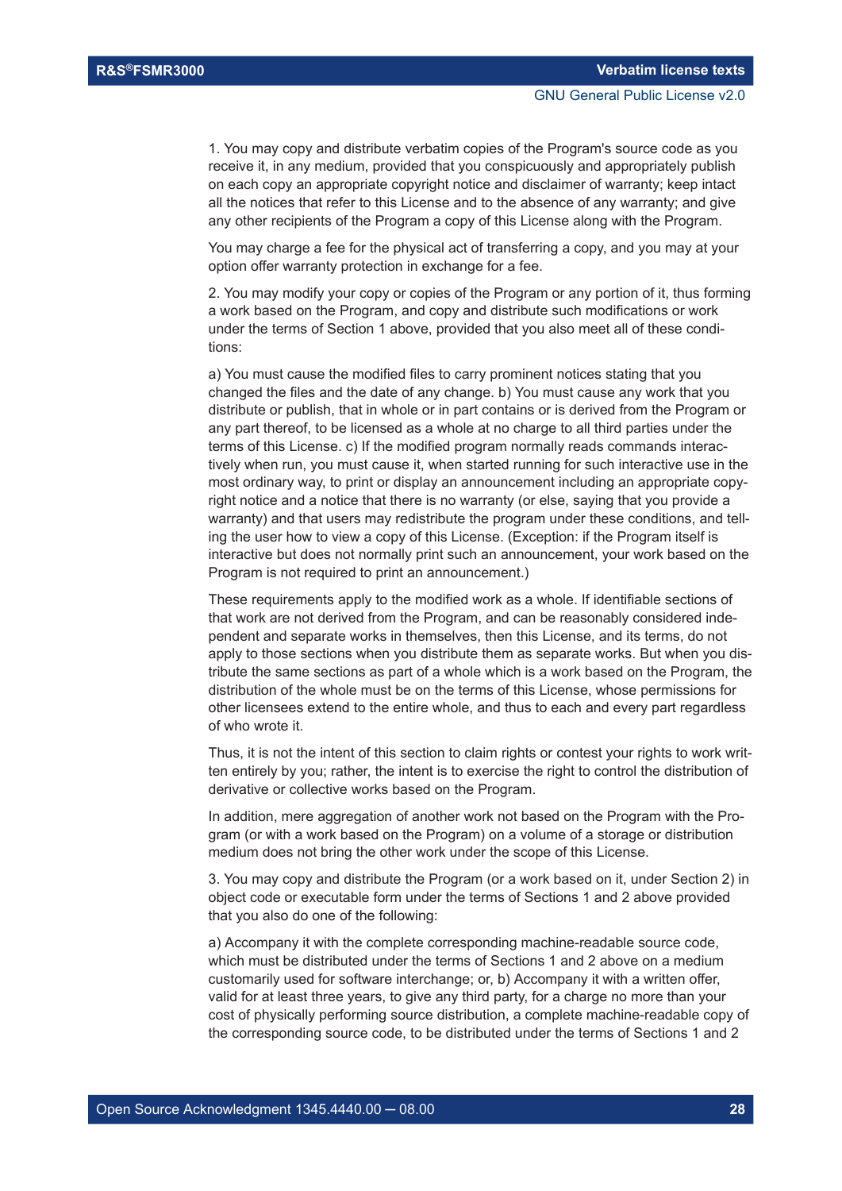1. You may copy and distribute verbatim copies of the Program's source code as you receive it, in any medium, provided that you conspicuously and appropriately publish on each copy an appropriate copyright notice and disclaimer of warranty; keep intact all the notices that refer to this License and to the absence of any warranty; and give any other recipients of the Program a copy of this License along with the Program.

You may charge a fee for the physical act of transferring a copy, and you may at your option offer warranty protection in exchange for a fee.

2. You may modify your copy or copies of the Program or any portion of it, thus forming a work based on the Program, and copy and distribute such modifications or work under the terms of Section 1 above, provided that you also meet all of these conditions:

a) You must cause the modified files to carry prominent notices stating that you changed the files and the date of any change. b) You must cause any work that you distribute or publish, that in whole or in part contains or is derived from the Program or any part thereof, to be licensed as a whole at no charge to all third parties under the terms of this License. c) If the modified program normally reads commands interactively when run, you must cause it, when started running for such interactive use in the most ordinary way, to print or display an announcement including an appropriate copyright notice and a notice that there is no warranty (or else, saying that you provide a warranty) and that users may redistribute the program under these conditions, and telling the user how to view a copy of this License. (Exception: if the Program itself is interactive but does not normally print such an announcement, your work based on the Program is not required to print an announcement.)

These requirements apply to the modified work as a whole. If identifiable sections of that work are not derived from the Program, and can be reasonably considered independent and separate works in themselves, then this License, and its terms, do not apply to those sections when you distribute them as separate works. But when you distribute the same sections as part of a whole which is a work based on the Program, the distribution of the whole must be on the terms of this License, whose permissions for other licensees extend to the entire whole, and thus to each and every part regardless of who wrote it.

Thus, it is not the intent of this section to claim rights or contest your rights to work written entirely by you; rather, the intent is to exercise the right to control the distribution of derivative or collective works based on the Program.

In addition, mere aggregation of another work not based on the Program with the Program (or with a work based on the Program) on a volume of a storage or distribution medium does not bring the other work under the scope of this License.

3. You may copy and distribute the Program (or a work based on it, under Section 2) in object code or executable form under the terms of Sections 1 and 2 above provided that you also do one of the following:

a) Accompany it with the complete corresponding machine-readable source code, which must be distributed under the terms of Sections 1 and 2 above on a medium customarily used for software interchange; or, b) Accompany it with a written offer, valid for at least three years, to give any third party, for a charge no more than your cost of physically performing source distribution, a complete machine-readable copy of the corresponding source code, to be distributed under the terms of Sections 1 and 2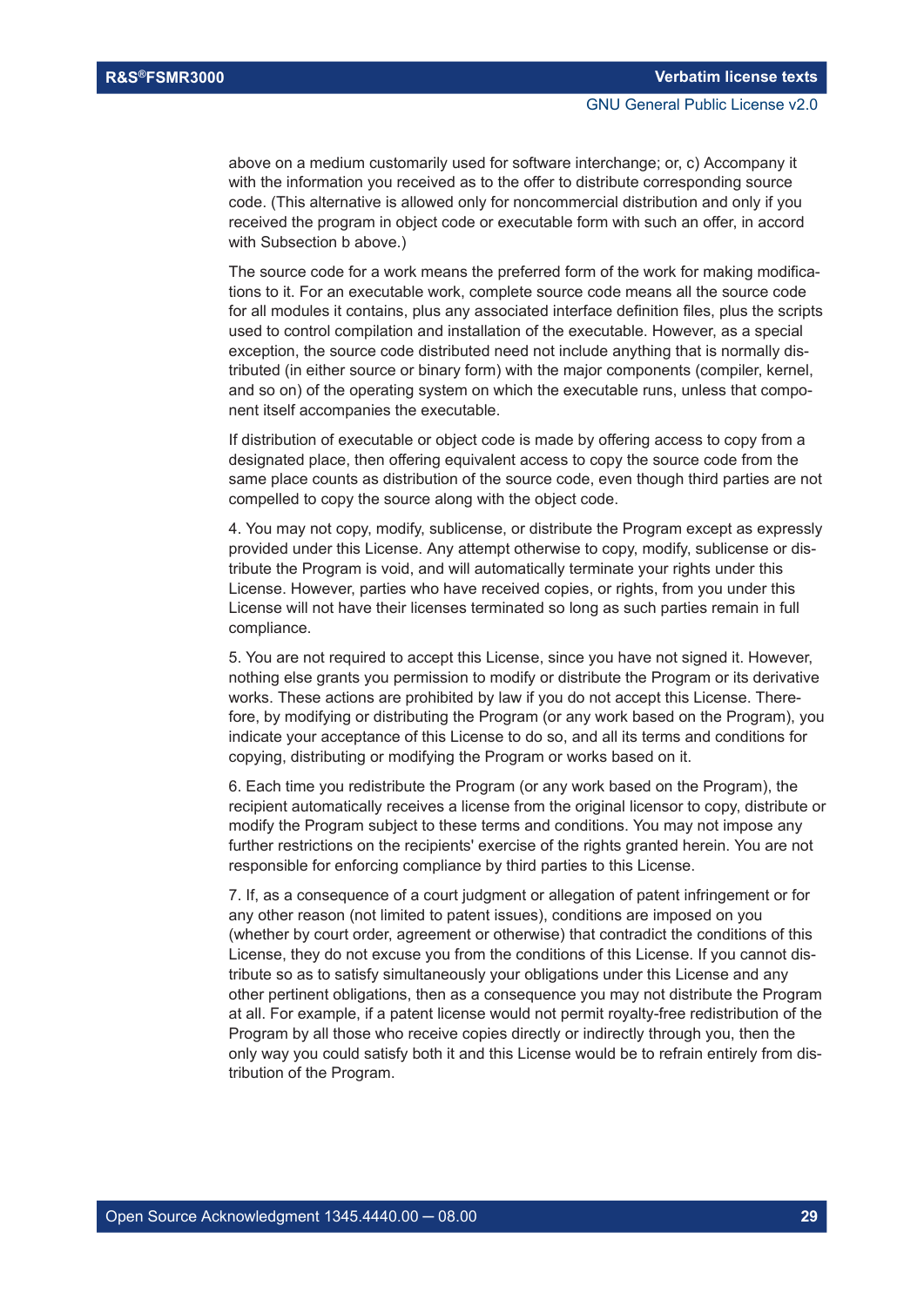above on a medium customarily used for software interchange; or, c) Accompany it with the information you received as to the offer to distribute corresponding source code. (This alternative is allowed only for noncommercial distribution and only if you received the program in object code or executable form with such an offer, in accord with Subsection b above.)

The source code for a work means the preferred form of the work for making modifications to it. For an executable work, complete source code means all the source code for all modules it contains, plus any associated interface definition files, plus the scripts used to control compilation and installation of the executable. However, as a special exception, the source code distributed need not include anything that is normally distributed (in either source or binary form) with the major components (compiler, kernel, and so on) of the operating system on which the executable runs, unless that component itself accompanies the executable.

If distribution of executable or object code is made by offering access to copy from a designated place, then offering equivalent access to copy the source code from the same place counts as distribution of the source code, even though third parties are not compelled to copy the source along with the object code.

4. You may not copy, modify, sublicense, or distribute the Program except as expressly provided under this License. Any attempt otherwise to copy, modify, sublicense or distribute the Program is void, and will automatically terminate your rights under this License. However, parties who have received copies, or rights, from you under this License will not have their licenses terminated so long as such parties remain in full compliance.

5. You are not required to accept this License, since you have not signed it. However, nothing else grants you permission to modify or distribute the Program or its derivative works. These actions are prohibited by law if you do not accept this License. Therefore, by modifying or distributing the Program (or any work based on the Program), you indicate your acceptance of this License to do so, and all its terms and conditions for copying, distributing or modifying the Program or works based on it.

6. Each time you redistribute the Program (or any work based on the Program), the recipient automatically receives a license from the original licensor to copy, distribute or modify the Program subject to these terms and conditions. You may not impose any further restrictions on the recipients' exercise of the rights granted herein. You are not responsible for enforcing compliance by third parties to this License.

7. If, as a consequence of a court judgment or allegation of patent infringement or for any other reason (not limited to patent issues), conditions are imposed on you (whether by court order, agreement or otherwise) that contradict the conditions of this License, they do not excuse you from the conditions of this License. If you cannot distribute so as to satisfy simultaneously your obligations under this License and any other pertinent obligations, then as a consequence you may not distribute the Program at all. For example, if a patent license would not permit royalty-free redistribution of the Program by all those who receive copies directly or indirectly through you, then the only way you could satisfy both it and this License would be to refrain entirely from distribution of the Program.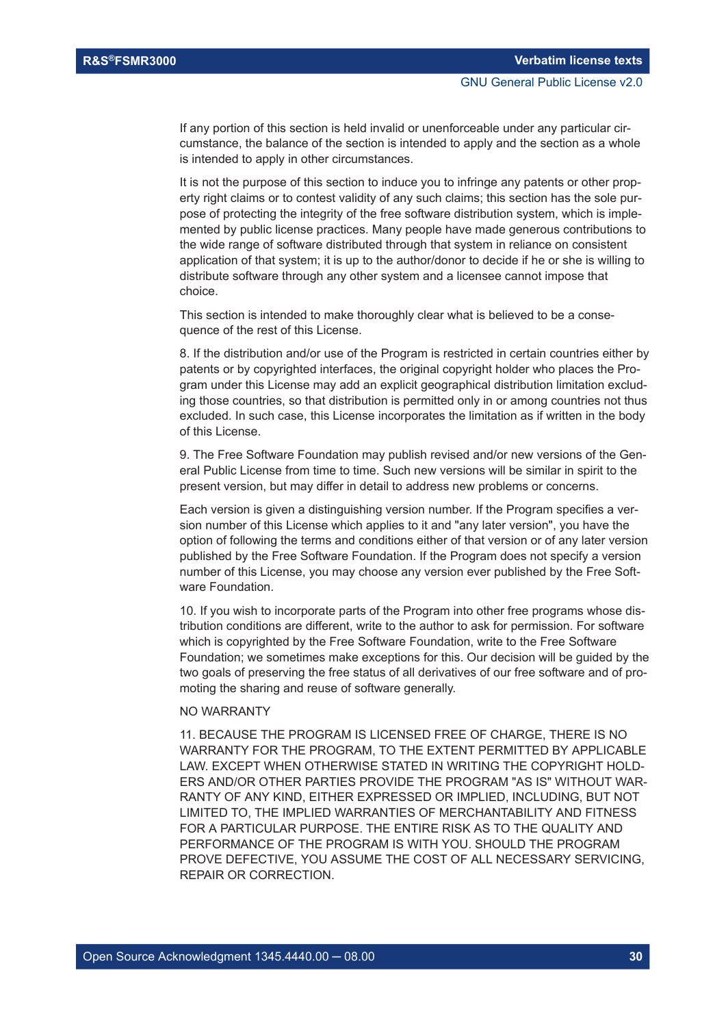If any portion of this section is held invalid or unenforceable under any particular circumstance, the balance of the section is intended to apply and the section as a whole is intended to apply in other circumstances.

It is not the purpose of this section to induce you to infringe any patents or other property right claims or to contest validity of any such claims; this section has the sole purpose of protecting the integrity of the free software distribution system, which is implemented by public license practices. Many people have made generous contributions to the wide range of software distributed through that system in reliance on consistent application of that system; it is up to the author/donor to decide if he or she is willing to distribute software through any other system and a licensee cannot impose that choice.

This section is intended to make thoroughly clear what is believed to be a consequence of the rest of this License.

8. If the distribution and/or use of the Program is restricted in certain countries either by patents or by copyrighted interfaces, the original copyright holder who places the Program under this License may add an explicit geographical distribution limitation excluding those countries, so that distribution is permitted only in or among countries not thus excluded. In such case, this License incorporates the limitation as if written in the body of this License.

9. The Free Software Foundation may publish revised and/or new versions of the General Public License from time to time. Such new versions will be similar in spirit to the present version, but may differ in detail to address new problems or concerns.

Each version is given a distinguishing version number. If the Program specifies a version number of this License which applies to it and "any later version", you have the option of following the terms and conditions either of that version or of any later version published by the Free Software Foundation. If the Program does not specify a version number of this License, you may choose any version ever published by the Free Software Foundation.

10. If you wish to incorporate parts of the Program into other free programs whose distribution conditions are different, write to the author to ask for permission. For software which is copyrighted by the Free Software Foundation, write to the Free Software Foundation; we sometimes make exceptions for this. Our decision will be guided by the two goals of preserving the free status of all derivatives of our free software and of promoting the sharing and reuse of software generally.

NO WARRANTY

11. BECAUSE THE PROGRAM IS LICENSED FREE OF CHARGE, THERE IS NO WARRANTY FOR THE PROGRAM, TO THE EXTENT PERMITTED BY APPLICABLE LAW. EXCEPT WHEN OTHERWISE STATED IN WRITING THE COPYRIGHT HOLDERS AND/OR OTHER PARTIES PROVIDE THE PROGRAM "AS IS" WITHOUT WARRANTY OF ANY KIND, EITHER EXPRESSED OR IMPLIED, INCLUDING, BUT NOT LIMITED TO, THE IMPLIED WARRANTIES OF MERCHANTABILITY AND FITNESS FOR A PARTICULAR PURPOSE. THE ENTIRE RISK AS TO THE QUALITY AND PERFORMANCE OF THE PROGRAM IS WITH YOU. SHOULD THE PROGRAM PROVE DEFECTIVE, YOU ASSUME THE COST OF ALL NECESSARY SERVICING, REPAIR OR CORRECTION.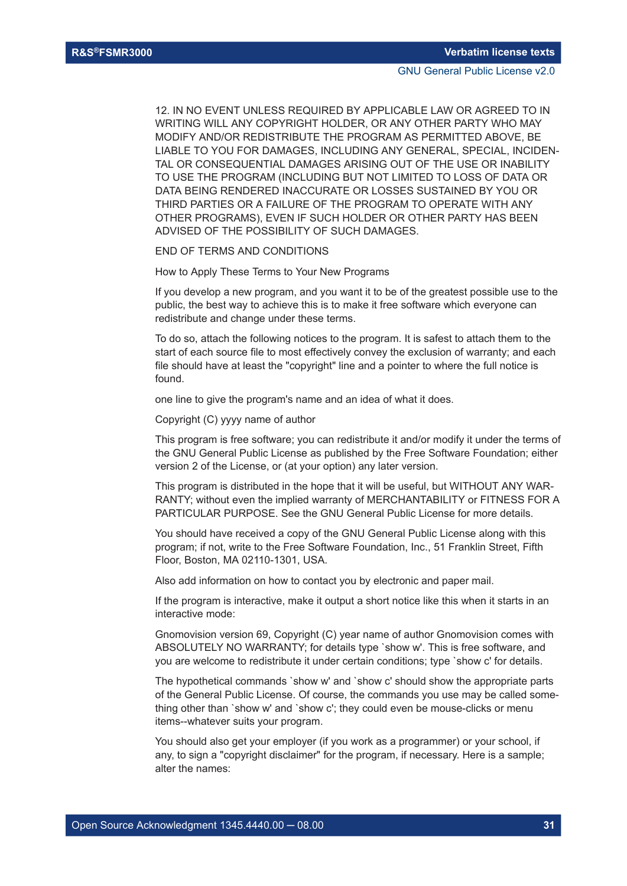12. IN NO EVENT UNLESS REQUIRED BY APPLICABLE LAW OR AGREED TO IN WRITING WILL ANY COPYRIGHT HOLDER, OR ANY OTHER PARTY WHO MAY MODIFY AND/OR REDISTRIBUTE THE PROGRAM AS PERMITTED ABOVE, BE LIABLE TO YOU FOR DAMAGES, INCLUDING ANY GENERAL, SPECIAL, INCIDENTAL OR CONSEQUENTIAL DAMAGES ARISING OUT OF THE USE OR INABILITY TO USE THE PROGRAM (INCLUDING BUT NOT LIMITED TO LOSS OF DATA OR DATA BEING RENDERED INACCURATE OR LOSSES SUSTAINED BY YOU OR THIRD PARTIES OR A FAILURE OF THE PROGRAM TO OPERATE WITH ANY OTHER PROGRAMS), EVEN IF SUCH HOLDER OR OTHER PARTY HAS BEEN ADVISED OF THE POSSIBILITY OF SUCH DAMAGES.

END OF TERMS AND CONDITIONS

How to Apply These Terms to Your New Programs

If you develop a new program, and you want it to be of the greatest possible use to the public, the best way to achieve this is to make it free software which everyone can redistribute and change under these terms.

To do so, attach the following notices to the program. It is safest to attach them to the start of each source file to most effectively convey the exclusion of warranty; and each file should have at least the "copyright" line and a pointer to where the full notice is found.

one line to give the program's name and an idea of what it does.

Copyright (C) yyyy name of author

This program is free software; you can redistribute it and/or modify it under the terms of the GNU General Public License as published by the Free Software Foundation; either version 2 of the License, or (at your option) any later version.

This program is distributed in the hope that it will be useful, but WITHOUT ANY WARRANTY; without even the implied warranty of MERCHANTABILITY or FITNESS FOR A PARTICULAR PURPOSE. See the GNU General Public License for more details.

You should have received a copy of the GNU General Public License along with this program; if not, write to the Free Software Foundation, Inc., 51 Franklin Street, Fifth Floor, Boston, MA 02110-1301, USA.

Also add information on how to contact you by electronic and paper mail.

If the program is interactive, make it output a short notice like this when it starts in an interactive mode:

Gnomovision version 69, Copyright (C) year name of author Gnomovision comes with ABSOLUTELY NO WARRANTY; for details type `show w'. This is free software, and you are welcome to redistribute it under certain conditions; type `show c' for details.

The hypothetical commands `show w' and `show c' should show the appropriate parts of the General Public License. Of course, the commands you use may be called something other than `show w' and `show c'; they could even be mouse-clicks or menu items--whatever suits your program.

You should also get your employer (if you work as a programmer) or your school, if any, to sign a "copyright disclaimer" for the program, if necessary. Here is a sample; alter the names: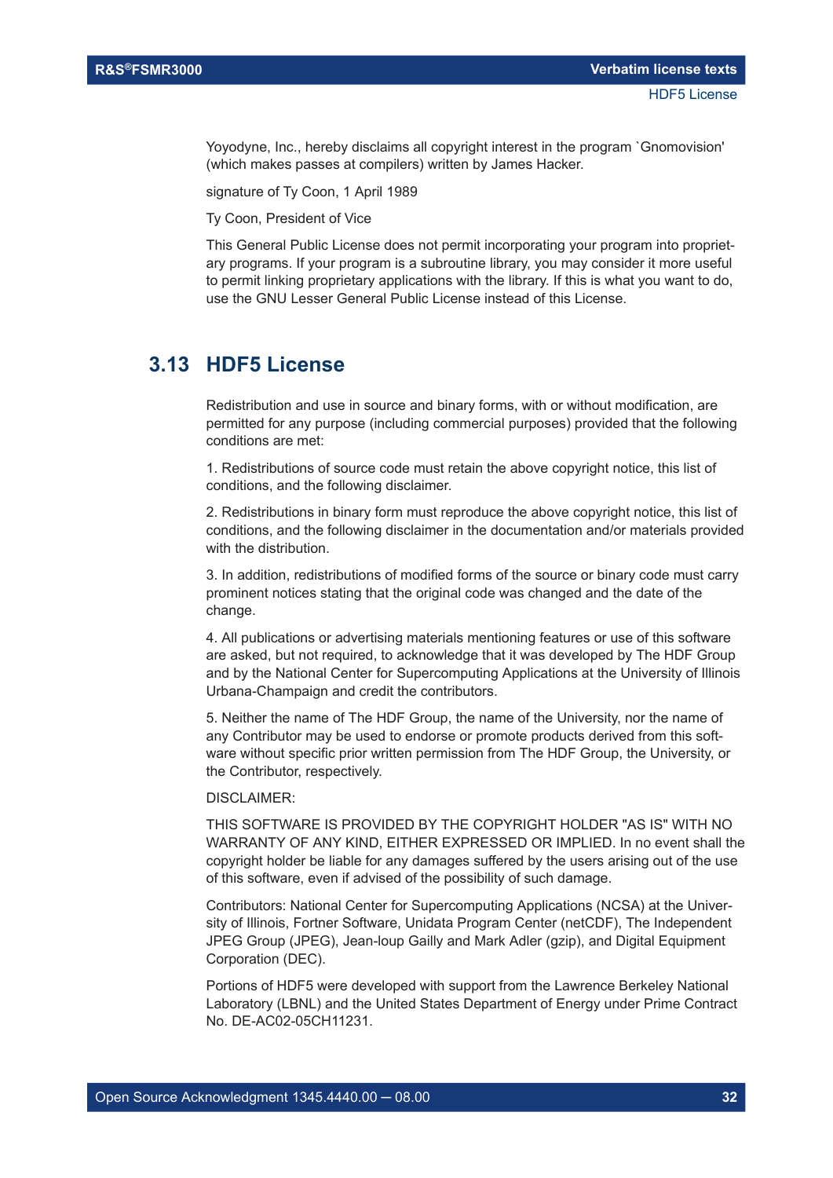Yoyodyne, Inc., hereby disclaims all copyright interest in the program `Gnomovision' (which makes passes at compilers) written by James Hacker.

signature of Ty Coon, 1 April 1989

Ty Coon, President of Vice

This General Public License does not permit incorporating your program into proprietary programs. If your program is a subroutine library, you may consider it more useful to permit linking proprietary applications with the library. If this is what you want to do, use the GNU Lesser General Public License instead of this License.

## 3.13 HDF5 License

Redistribution and use in source and binary forms, with or without modification, are permitted for any purpose (including commercial purposes) provided that the following conditions are met:

1. Redistributions of source code must retain the above copyright notice, this list of conditions, and the following disclaimer.

2. Redistributions in binary form must reproduce the above copyright notice, this list of conditions, and the following disclaimer in the documentation and/or materials provided with the distribution.

3. In addition, redistributions of modified forms of the source or binary code must carry prominent notices stating that the original code was changed and the date of the change.

4. All publications or advertising materials mentioning features or use of this software are asked, but not required, to acknowledge that it was developed by The HDF Group and by the National Center for Supercomputing Applications at the University of Illinois Urbana-Champaign and credit the contributors.

5. Neither the name of The HDF Group, the name of the University, nor the name of any Contributor may be used to endorse or promote products derived from this software without specific prior written permission from The HDF Group, the University, or the Contributor, respectively.

DISCLAIMER:

THIS SOFTWARE IS PROVIDED BY THE COPYRIGHT HOLDER "AS IS" WITH NO WARRANTY OF ANY KIND, EITHER EXPRESSED OR IMPLIED. In no event shall the copyright holder be liable for any damages suffered by the users arising out of the use of this software, even if advised of the possibility of such damage.

Contributors: National Center for Supercomputing Applications (NCSA) at the University of Illinois, Fortner Software, Unidata Program Center (netCDF), The Independent JPEG Group (JPEG), Jean-loup Gailly and Mark Adler (gzip), and Digital Equipment Corporation (DEC).

Portions of HDF5 were developed with support from the Lawrence Berkeley National Laboratory (LBNL) and the United States Department of Energy under Prime Contract No. DE-AC02-05CH11231.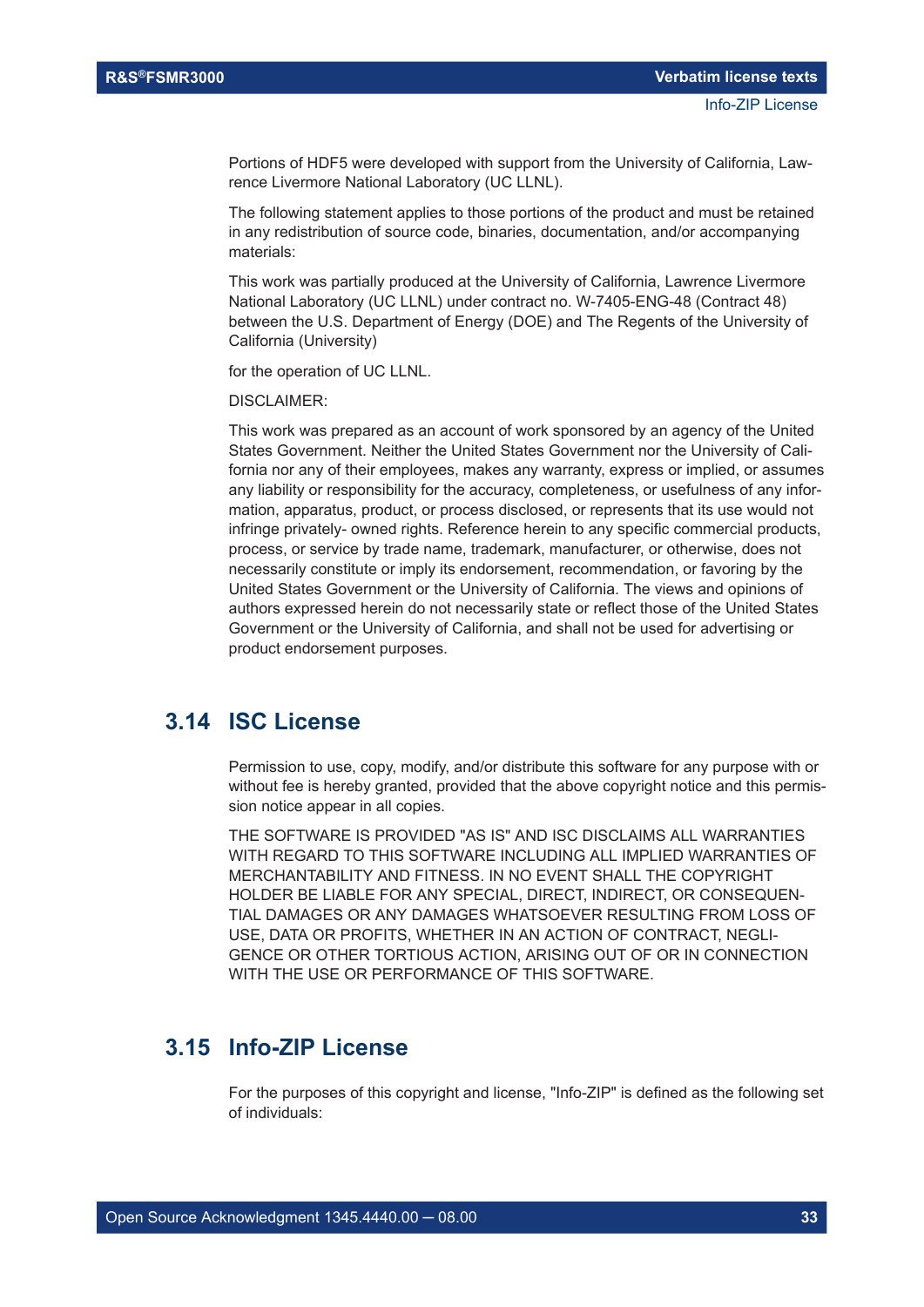Portions of HDF5 were developed with support from the University of California, Lawrence Livermore National Laboratory (UC LLNL).

The following statement applies to those portions of the product and must be retained in any redistribution of source code, binaries, documentation, and/or accompanying materials:

This work was partially produced at the University of California, Lawrence Livermore National Laboratory (UC LLNL) under contract no. W-7405-ENG-48 (Contract 48) between the U.S. Department of Energy (DOE) and The Regents of the University of California (University)

for the operation of UC LLNL.

DISCLAIMER:

This work was prepared as an account of work sponsored by an agency of the United States Government. Neither the United States Government nor the University of California nor any of their employees, makes any warranty, express or implied, or assumes any liability or responsibility for the accuracy, completeness, or usefulness of any information, apparatus, product, or process disclosed, or represents that its use would not infringe privately- owned rights. Reference herein to any specific commercial products, process, or service by trade name, trademark, manufacturer, or otherwise, does not necessarily constitute or imply its endorsement, recommendation, or favoring by the United States Government or the University of California. The views and opinions of authors expressed herein do not necessarily state or reflect those of the United States Government or the University of California, and shall not be used for advertising or product endorsement purposes.

## 3.14 ISC License

Permission to use, copy, modify, and/or distribute this software for any purpose with or without fee is hereby granted, provided that the above copyright notice and this permission notice appear in all copies.

THE SOFTWARE IS PROVIDED "AS IS" AND ISC DISCLAIMS ALL WARRANTIES WITH REGARD TO THIS SOFTWARE INCLUDING ALL IMPLIED WARRANTIES OF MERCHANTABILITY AND FITNESS. IN NO EVENT SHALL THE COPYRIGHT HOLDER BE LIABLE FOR ANY SPECIAL, DIRECT, INDIRECT, OR CONSEQUENTIAL DAMAGES OR ANY DAMAGES WHATSOEVER RESULTING FROM LOSS OF USE, DATA OR PROFITS, WHETHER IN AN ACTION OF CONTRACT, NEGLIGENCE OR OTHER TORTIOUS ACTION, ARISING OUT OF OR IN CONNECTION WITH THE USE OR PERFORMANCE OF THIS SOFTWARE.

## 3.15 Info-ZIP License

For the purposes of this copyright and license, "Info-ZIP" is defined as the following set of individuals: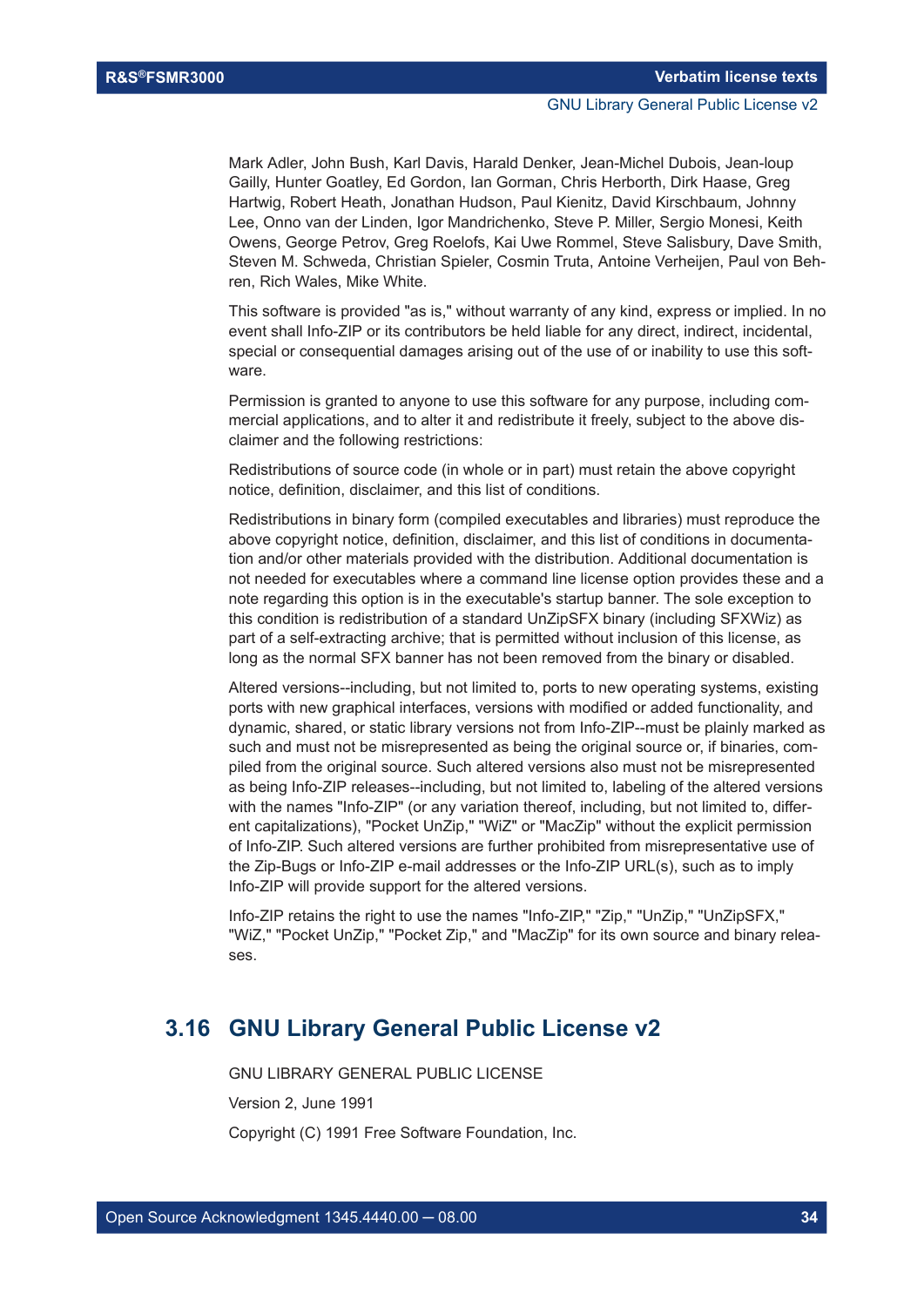Mark Adler, John Bush, Karl Davis, Harald Denker, Jean-Michel Dubois, Jean-loup Gailly, Hunter Goatley, Ed Gordon, Ian Gorman, Chris Herborth, Dirk Haase, Greg Hartwig, Robert Heath, Jonathan Hudson, Paul Kienitz, David Kirschbaum, Johnny Lee, Onno van der Linden, Igor Mandrichenko, Steve P. Miller, Sergio Monesi, Keith Owens, George Petrov, Greg Roelofs, Kai Uwe Rommel, Steve Salisbury, Dave Smith, Steven M. Schweda, Christian Spieler, Cosmin Truta, Antoine Verheijen, Paul von Behren, Rich Wales, Mike White.

This software is provided "as is," without warranty of any kind, express or implied. In no event shall Info-ZIP or its contributors be held liable for any direct, indirect, incidental, special or consequential damages arising out of the use of or inability to use this software.

Permission is granted to anyone to use this software for any purpose, including commercial applications, and to alter it and redistribute it freely, subject to the above disclaimer and the following restrictions:

Redistributions of source code (in whole or in part) must retain the above copyright notice, definition, disclaimer, and this list of conditions.

Redistributions in binary form (compiled executables and libraries) must reproduce the above copyright notice, definition, disclaimer, and this list of conditions in documentation and/or other materials provided with the distribution. Additional documentation is not needed for executables where a command line license option provides these and a note regarding this option is in the executable's startup banner. The sole exception to this condition is redistribution of a standard UnZipSFX binary (including SFXWiz) as part of a self-extracting archive; that is permitted without inclusion of this license, as long as the normal SFX banner has not been removed from the binary or disabled.

Altered versions--including, but not limited to, ports to new operating systems, existing ports with new graphical interfaces, versions with modified or added functionality, and dynamic, shared, or static library versions not from Info-ZIP--must be plainly marked as such and must not be misrepresented as being the original source or, if binaries, compiled from the original source. Such altered versions also must not be misrepresented as being Info-ZIP releases--including, but not limited to, labeling of the altered versions with the names "Info-ZIP" (or any variation thereof, including, but not limited to, different capitalizations), "Pocket UnZip," "WiZ" or "MacZip" without the explicit permission of Info-ZIP. Such altered versions are further prohibited from misrepresentative use of the Zip-Bugs or Info-ZIP e-mail addresses or the Info-ZIP URL(s), such as to imply Info-ZIP will provide support for the altered versions.

Info-ZIP retains the right to use the names "Info-ZIP," "Zip," "UnZip," "UnZipSFX," "WiZ," "Pocket UnZip," "Pocket Zip," and "MacZip" for its own source and binary releases.

## 3.16 GNU Library General Public License v2

GNU LIBRARY GENERAL PUBLIC LICENSE

Version 2, June 1991

Copyright (C) 1991 Free Software Foundation, Inc.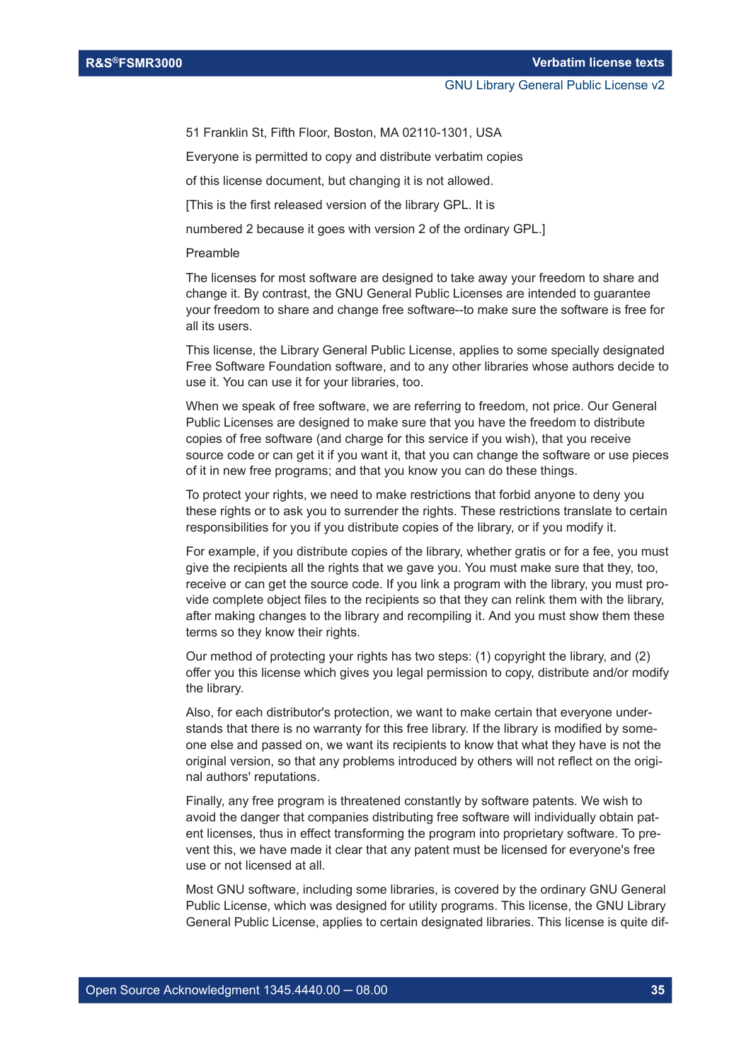51 Franklin St, Fifth Floor, Boston, MA 02110-1301, USA

Everyone is permitted to copy and distribute verbatim copies

of this license document, but changing it is not allowed.

[This is the first released version of the library GPL. It is

numbered 2 because it goes with version 2 of the ordinary GPL.]

Preamble

The licenses for most software are designed to take away your freedom to share and change it. By contrast, the GNU General Public Licenses are intended to guarantee your freedom to share and change free software--to make sure the software is free for all its users.

This license, the Library General Public License, applies to some specially designated Free Software Foundation software, and to any other libraries whose authors decide to use it. You can use it for your libraries, too.

When we speak of free software, we are referring to freedom, not price. Our General Public Licenses are designed to make sure that you have the freedom to distribute copies of free software (and charge for this service if you wish), that you receive source code or can get it if you want it, that you can change the software or use pieces of it in new free programs; and that you know you can do these things.

To protect your rights, we need to make restrictions that forbid anyone to deny you these rights or to ask you to surrender the rights. These restrictions translate to certain responsibilities for you if you distribute copies of the library, or if you modify it.

For example, if you distribute copies of the library, whether gratis or for a fee, you must give the recipients all the rights that we gave you. You must make sure that they, too, receive or can get the source code. If you link a program with the library, you must provide complete object files to the recipients so that they can relink them with the library, after making changes to the library and recompiling it. And you must show them these terms so they know their rights.

Our method of protecting your rights has two steps: (1) copyright the library, and (2) offer you this license which gives you legal permission to copy, distribute and/or modify the library.

Also, for each distributor's protection, we want to make certain that everyone understands that there is no warranty for this free library. If the library is modified by someone else and passed on, we want its recipients to know that what they have is not the original version, so that any problems introduced by others will not reflect on the original authors' reputations.

Finally, any free program is threatened constantly by software patents. We wish to avoid the danger that companies distributing free software will individually obtain patent licenses, thus in effect transforming the program into proprietary software. To prevent this, we have made it clear that any patent must be licensed for everyone's free use or not licensed at all.

Most GNU software, including some libraries, is covered by the ordinary GNU General Public License, which was designed for utility programs. This license, the GNU Library General Public License, applies to certain designated libraries. This license is quite dif-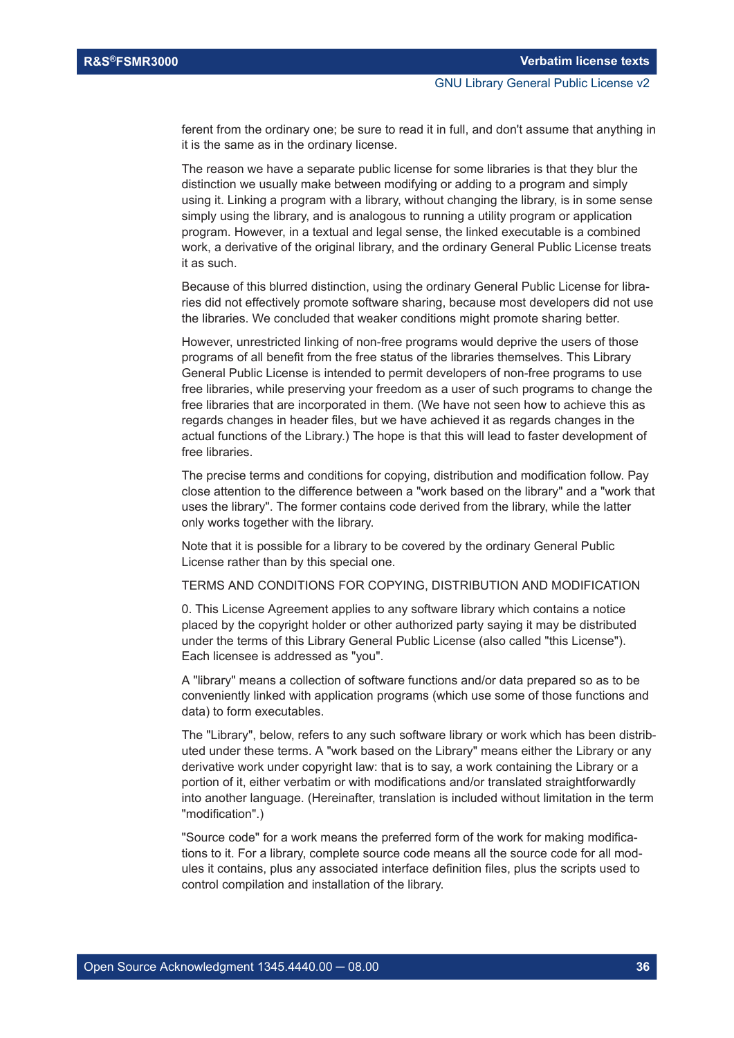ferent from the ordinary one; be sure to read it in full, and don't assume that anything in it is the same as in the ordinary license.

The reason we have a separate public license for some libraries is that they blur the distinction we usually make between modifying or adding to a program and simply using it. Linking a program with a library, without changing the library, is in some sense simply using the library, and is analogous to running a utility program or application program. However, in a textual and legal sense, the linked executable is a combined work, a derivative of the original library, and the ordinary General Public License treats it as such.

Because of this blurred distinction, using the ordinary General Public License for libraries did not effectively promote software sharing, because most developers did not use the libraries. We concluded that weaker conditions might promote sharing better.

However, unrestricted linking of non-free programs would deprive the users of those programs of all benefit from the free status of the libraries themselves. This Library General Public License is intended to permit developers of non-free programs to use free libraries, while preserving your freedom as a user of such programs to change the free libraries that are incorporated in them. (We have not seen how to achieve this as regards changes in header files, but we have achieved it as regards changes in the actual functions of the Library.) The hope is that this will lead to faster development of free libraries.

The precise terms and conditions for copying, distribution and modification follow. Pay close attention to the difference between a "work based on the library" and a "work that uses the library". The former contains code derived from the library, while the latter only works together with the library.

Note that it is possible for a library to be covered by the ordinary General Public License rather than by this special one.

TERMS AND CONDITIONS FOR COPYING, DISTRIBUTION AND MODIFICATION

0. This License Agreement applies to any software library which contains a notice placed by the copyright holder or other authorized party saying it may be distributed under the terms of this Library General Public License (also called "this License"). Each licensee is addressed as "you".

A "library" means a collection of software functions and/or data prepared so as to be conveniently linked with application programs (which use some of those functions and data) to form executables.

The "Library", below, refers to any such software library or work which has been distributed under these terms. A "work based on the Library" means either the Library or any derivative work under copyright law: that is to say, a work containing the Library or a portion of it, either verbatim or with modifications and/or translated straightforwardly into another language. (Hereinafter, translation is included without limitation in the term "modification".)

"Source code" for a work means the preferred form of the work for making modifications to it. For a library, complete source code means all the source code for all modules it contains, plus any associated interface definition files, plus the scripts used to control compilation and installation of the library.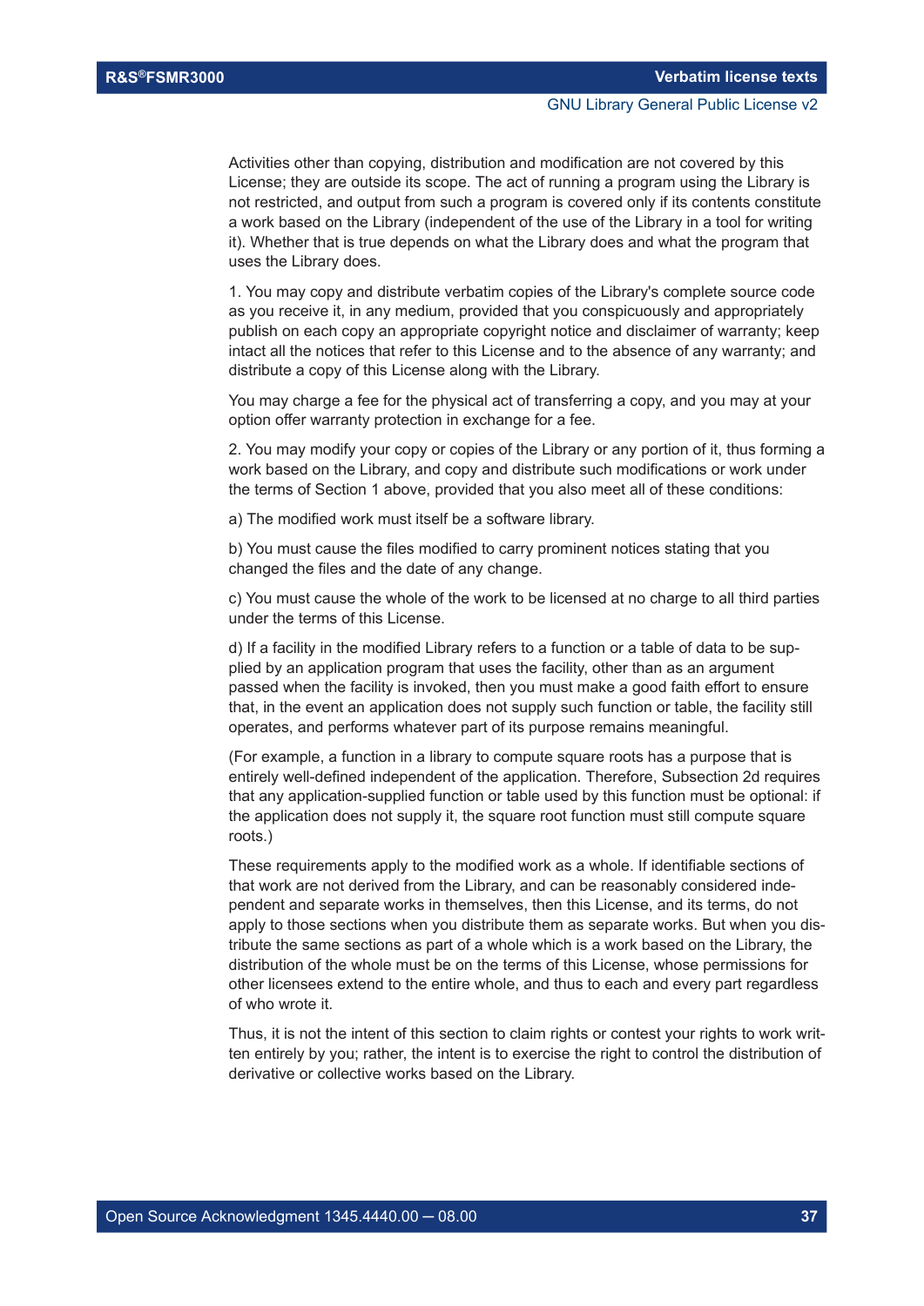Activities other than copying, distribution and modification are not covered by this License; they are outside its scope. The act of running a program using the Library is not restricted, and output from such a program is covered only if its contents constitute a work based on the Library (independent of the use of the Library in a tool for writing it). Whether that is true depends on what the Library does and what the program that uses the Library does.

1. You may copy and distribute verbatim copies of the Library's complete source code as you receive it, in any medium, provided that you conspicuously and appropriately publish on each copy an appropriate copyright notice and disclaimer of warranty; keep intact all the notices that refer to this License and to the absence of any warranty; and distribute a copy of this License along with the Library.

You may charge a fee for the physical act of transferring a copy, and you may at your option offer warranty protection in exchange for a fee.

2. You may modify your copy or copies of the Library or any portion of it, thus forming a work based on the Library, and copy and distribute such modifications or work under the terms of Section 1 above, provided that you also meet all of these conditions:

a) The modified work must itself be a software library.

b) You must cause the files modified to carry prominent notices stating that you changed the files and the date of any change.

c) You must cause the whole of the work to be licensed at no charge to all third parties under the terms of this License.

d) If a facility in the modified Library refers to a function or a table of data to be supplied by an application program that uses the facility, other than as an argument passed when the facility is invoked, then you must make a good faith effort to ensure that, in the event an application does not supply such function or table, the facility still operates, and performs whatever part of its purpose remains meaningful.

(For example, a function in a library to compute square roots has a purpose that is entirely well-defined independent of the application. Therefore, Subsection 2d requires that any application-supplied function or table used by this function must be optional: if the application does not supply it, the square root function must still compute square roots.)

These requirements apply to the modified work as a whole. If identifiable sections of that work are not derived from the Library, and can be reasonably considered independent and separate works in themselves, then this License, and its terms, do not apply to those sections when you distribute them as separate works. But when you distribute the same sections as part of a whole which is a work based on the Library, the distribution of the whole must be on the terms of this License, whose permissions for other licensees extend to the entire whole, and thus to each and every part regardless of who wrote it.

Thus, it is not the intent of this section to claim rights or contest your rights to work written entirely by you; rather, the intent is to exercise the right to control the distribution of derivative or collective works based on the Library.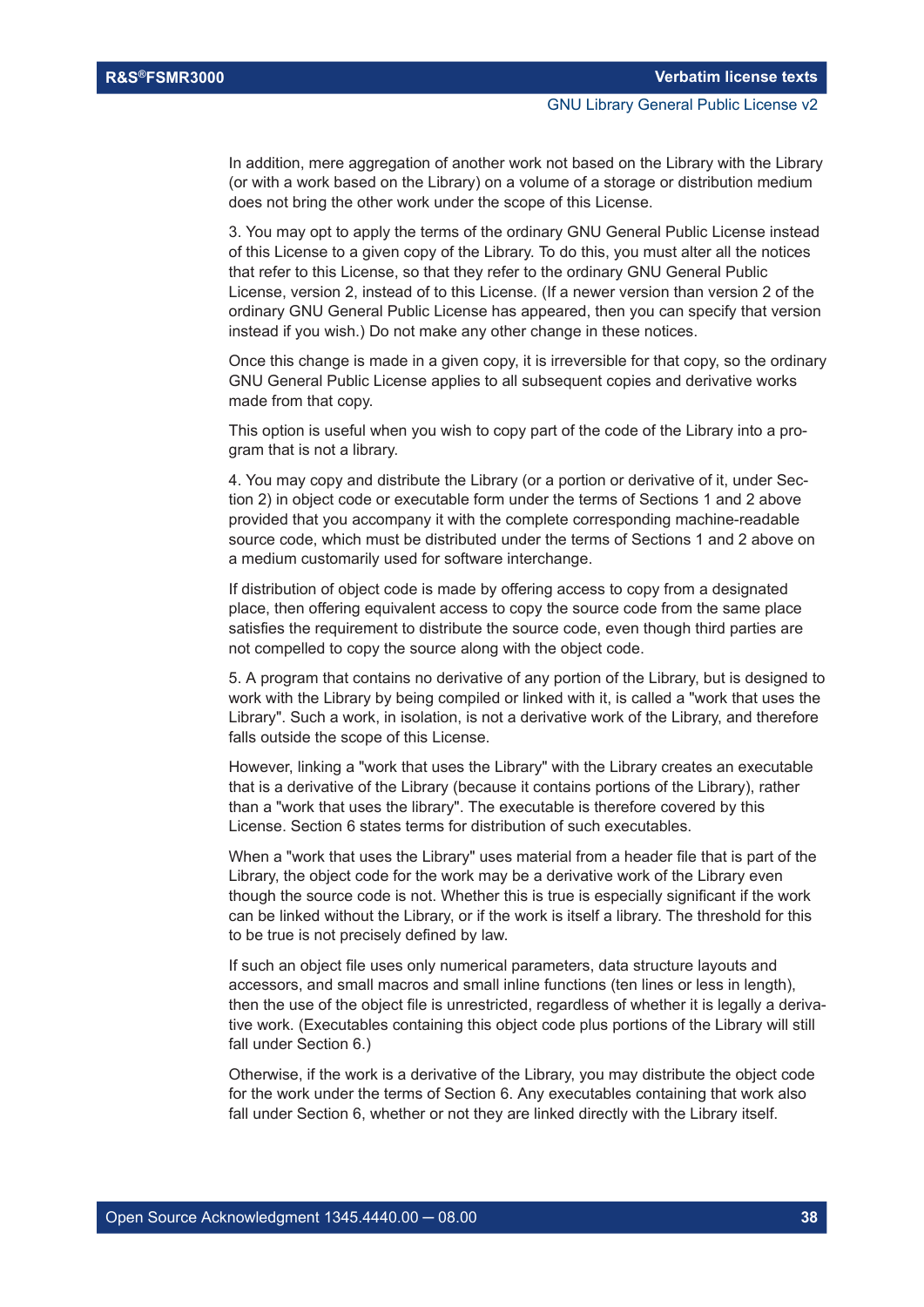In addition, mere aggregation of another work not based on the Library with the Library (or with a work based on the Library) on a volume of a storage or distribution medium does not bring the other work under the scope of this License.

3. You may opt to apply the terms of the ordinary GNU General Public License instead of this License to a given copy of the Library. To do this, you must alter all the notices that refer to this License, so that they refer to the ordinary GNU General Public License, version 2, instead of to this License. (If a newer version than version 2 of the ordinary GNU General Public License has appeared, then you can specify that version instead if you wish.) Do not make any other change in these notices.

Once this change is made in a given copy, it is irreversible for that copy, so the ordinary GNU General Public License applies to all subsequent copies and derivative works made from that copy.

This option is useful when you wish to copy part of the code of the Library into a program that is not a library.

4. You may copy and distribute the Library (or a portion or derivative of it, under Section 2) in object code or executable form under the terms of Sections 1 and 2 above provided that you accompany it with the complete corresponding machine-readable source code, which must be distributed under the terms of Sections 1 and 2 above on a medium customarily used for software interchange.

If distribution of object code is made by offering access to copy from a designated place, then offering equivalent access to copy the source code from the same place satisfies the requirement to distribute the source code, even though third parties are not compelled to copy the source along with the object code.

5. A program that contains no derivative of any portion of the Library, but is designed to work with the Library by being compiled or linked with it, is called a "work that uses the Library". Such a work, in isolation, is not a derivative work of the Library, and therefore falls outside the scope of this License.

However, linking a "work that uses the Library" with the Library creates an executable that is a derivative of the Library (because it contains portions of the Library), rather than a "work that uses the library". The executable is therefore covered by this License. Section 6 states terms for distribution of such executables.

When a "work that uses the Library" uses material from a header file that is part of the Library, the object code for the work may be a derivative work of the Library even though the source code is not. Whether this is true is especially significant if the work can be linked without the Library, or if the work is itself a library. The threshold for this to be true is not precisely defined by law.

If such an object file uses only numerical parameters, data structure layouts and accessors, and small macros and small inline functions (ten lines or less in length), then the use of the object file is unrestricted, regardless of whether it is legally a derivative work. (Executables containing this object code plus portions of the Library will still fall under Section 6.)

Otherwise, if the work is a derivative of the Library, you may distribute the object code for the work under the terms of Section 6. Any executables containing that work also fall under Section 6, whether or not they are linked directly with the Library itself.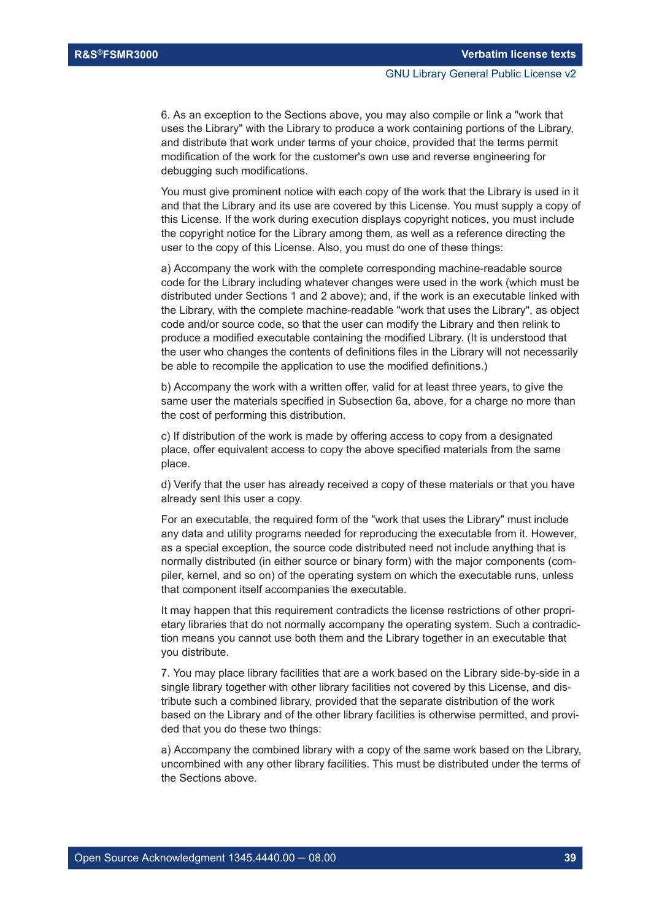6. As an exception to the Sections above, you may also compile or link a "work that uses the Library" with the Library to produce a work containing portions of the Library, and distribute that work under terms of your choice, provided that the terms permit modification of the work for the customer's own use and reverse engineering for debugging such modifications.

You must give prominent notice with each copy of the work that the Library is used in it and that the Library and its use are covered by this License. You must supply a copy of this License. If the work during execution displays copyright notices, you must include the copyright notice for the Library among them, as well as a reference directing the user to the copy of this License. Also, you must do one of these things:

a) Accompany the work with the complete corresponding machine-readable source code for the Library including whatever changes were used in the work (which must be distributed under Sections 1 and 2 above); and, if the work is an executable linked with the Library, with the complete machine-readable "work that uses the Library", as object code and/or source code, so that the user can modify the Library and then relink to produce a modified executable containing the modified Library. (It is understood that the user who changes the contents of definitions files in the Library will not necessarily be able to recompile the application to use the modified definitions.)

b) Accompany the work with a written offer, valid for at least three years, to give the same user the materials specified in Subsection 6a, above, for a charge no more than the cost of performing this distribution.

c) If distribution of the work is made by offering access to copy from a designated place, offer equivalent access to copy the above specified materials from the same place.

d) Verify that the user has already received a copy of these materials or that you have already sent this user a copy.

For an executable, the required form of the "work that uses the Library" must include any data and utility programs needed for reproducing the executable from it. However, as a special exception, the source code distributed need not include anything that is normally distributed (in either source or binary form) with the major components (compiler, kernel, and so on) of the operating system on which the executable runs, unless that component itself accompanies the executable.

It may happen that this requirement contradicts the license restrictions of other proprietary libraries that do not normally accompany the operating system. Such a contradiction means you cannot use both them and the Library together in an executable that you distribute.

7. You may place library facilities that are a work based on the Library side-by-side in a single library together with other library facilities not covered by this License, and distribute such a combined library, provided that the separate distribution of the work based on the Library and of the other library facilities is otherwise permitted, and provided that you do these two things:

a) Accompany the combined library with a copy of the same work based on the Library, uncombined with any other library facilities. This must be distributed under the terms of the Sections above.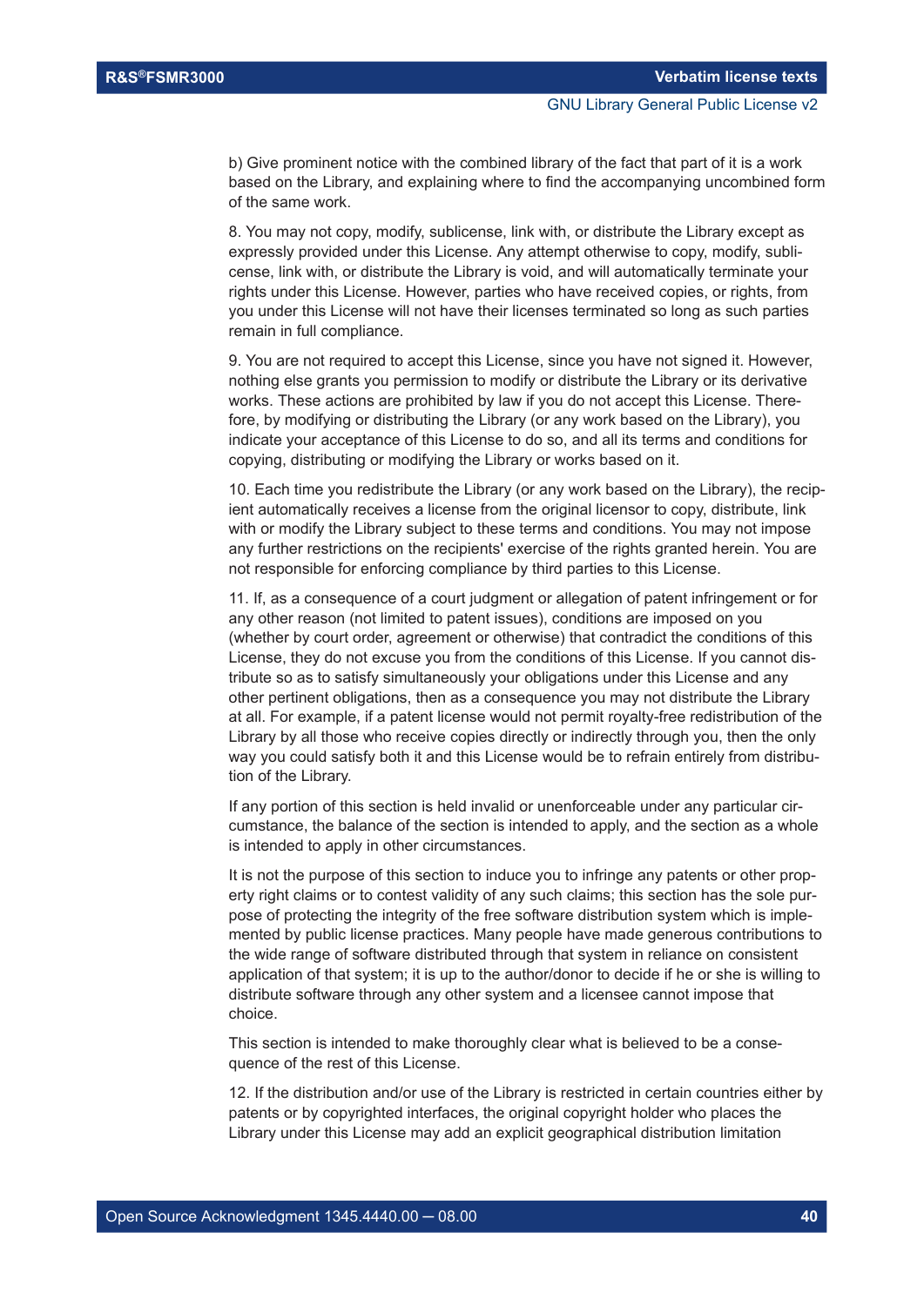b) Give prominent notice with the combined library of the fact that part of it is a work based on the Library, and explaining where to find the accompanying uncombined form of the same work.

8. You may not copy, modify, sublicense, link with, or distribute the Library except as expressly provided under this License. Any attempt otherwise to copy, modify, sublicense, link with, or distribute the Library is void, and will automatically terminate your rights under this License. However, parties who have received copies, or rights, from you under this License will not have their licenses terminated so long as such parties remain in full compliance.

9. You are not required to accept this License, since you have not signed it. However, nothing else grants you permission to modify or distribute the Library or its derivative works. These actions are prohibited by law if you do not accept this License. Therefore, by modifying or distributing the Library (or any work based on the Library), you indicate your acceptance of this License to do so, and all its terms and conditions for copying, distributing or modifying the Library or works based on it.

10. Each time you redistribute the Library (or any work based on the Library), the recipient automatically receives a license from the original licensor to copy, distribute, link with or modify the Library subject to these terms and conditions. You may not impose any further restrictions on the recipients' exercise of the rights granted herein. You are not responsible for enforcing compliance by third parties to this License.

11. If, as a consequence of a court judgment or allegation of patent infringement or for any other reason (not limited to patent issues), conditions are imposed on you (whether by court order, agreement or otherwise) that contradict the conditions of this License, they do not excuse you from the conditions of this License. If you cannot distribute so as to satisfy simultaneously your obligations under this License and any other pertinent obligations, then as a consequence you may not distribute the Library at all. For example, if a patent license would not permit royalty-free redistribution of the Library by all those who receive copies directly or indirectly through you, then the only way you could satisfy both it and this License would be to refrain entirely from distribution of the Library.

If any portion of this section is held invalid or unenforceable under any particular circumstance, the balance of the section is intended to apply, and the section as a whole is intended to apply in other circumstances.

It is not the purpose of this section to induce you to infringe any patents or other property right claims or to contest validity of any such claims; this section has the sole purpose of protecting the integrity of the free software distribution system which is implemented by public license practices. Many people have made generous contributions to the wide range of software distributed through that system in reliance on consistent application of that system; it is up to the author/donor to decide if he or she is willing to distribute software through any other system and a licensee cannot impose that choice.

This section is intended to make thoroughly clear what is believed to be a consequence of the rest of this License.

12. If the distribution and/or use of the Library is restricted in certain countries either by patents or by copyrighted interfaces, the original copyright holder who places the Library under this License may add an explicit geographical distribution limitation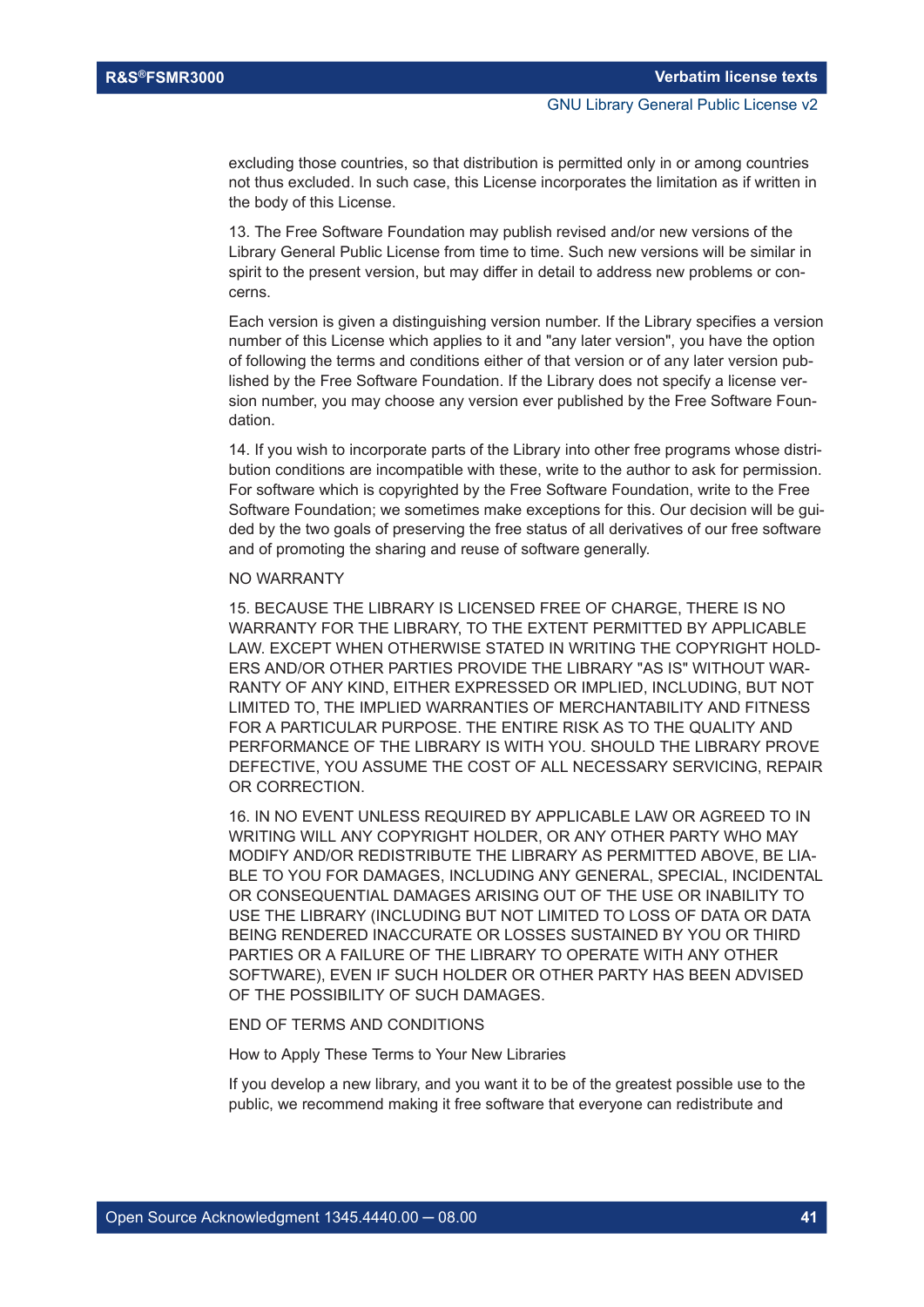excluding those countries, so that distribution is permitted only in or among countries not thus excluded. In such case, this License incorporates the limitation as if written in the body of this License.

13. The Free Software Foundation may publish revised and/or new versions of the Library General Public License from time to time. Such new versions will be similar in spirit to the present version, but may differ in detail to address new problems or concerns.

Each version is given a distinguishing version number. If the Library specifies a version number of this License which applies to it and "any later version", you have the option of following the terms and conditions either of that version or of any later version published by the Free Software Foundation. If the Library does not specify a license version number, you may choose any version ever published by the Free Software Foundation.

14. If you wish to incorporate parts of the Library into other free programs whose distribution conditions are incompatible with these, write to the author to ask for permission. For software which is copyrighted by the Free Software Foundation, write to the Free Software Foundation; we sometimes make exceptions for this. Our decision will be guided by the two goals of preserving the free status of all derivatives of our free software and of promoting the sharing and reuse of software generally.

NO WARRANTY

15. BECAUSE THE LIBRARY IS LICENSED FREE OF CHARGE, THERE IS NO WARRANTY FOR THE LIBRARY, TO THE EXTENT PERMITTED BY APPLICABLE LAW. EXCEPT WHEN OTHERWISE STATED IN WRITING THE COPYRIGHT HOLDERS AND/OR OTHER PARTIES PROVIDE THE LIBRARY "AS IS" WITHOUT WARRANTY OF ANY KIND, EITHER EXPRESSED OR IMPLIED, INCLUDING, BUT NOT LIMITED TO, THE IMPLIED WARRANTIES OF MERCHANTABILITY AND FITNESS FOR A PARTICULAR PURPOSE. THE ENTIRE RISK AS TO THE QUALITY AND PERFORMANCE OF THE LIBRARY IS WITH YOU. SHOULD THE LIBRARY PROVE DEFECTIVE, YOU ASSUME THE COST OF ALL NECESSARY SERVICING, REPAIR OR CORRECTION.

16. IN NO EVENT UNLESS REQUIRED BY APPLICABLE LAW OR AGREED TO IN WRITING WILL ANY COPYRIGHT HOLDER, OR ANY OTHER PARTY WHO MAY MODIFY AND/OR REDISTRIBUTE THE LIBRARY AS PERMITTED ABOVE, BE LIABLE TO YOU FOR DAMAGES, INCLUDING ANY GENERAL, SPECIAL, INCIDENTAL OR CONSEQUENTIAL DAMAGES ARISING OUT OF THE USE OR INABILITY TO USE THE LIBRARY (INCLUDING BUT NOT LIMITED TO LOSS OF DATA OR DATA BEING RENDERED INACCURATE OR LOSSES SUSTAINED BY YOU OR THIRD PARTIES OR A FAILURE OF THE LIBRARY TO OPERATE WITH ANY OTHER SOFTWARE), EVEN IF SUCH HOLDER OR OTHER PARTY HAS BEEN ADVISED OF THE POSSIBILITY OF SUCH DAMAGES.

END OF TERMS AND CONDITIONS

How to Apply These Terms to Your New Libraries

If you develop a new library, and you want it to be of the greatest possible use to the public, we recommend making it free software that everyone can redistribute and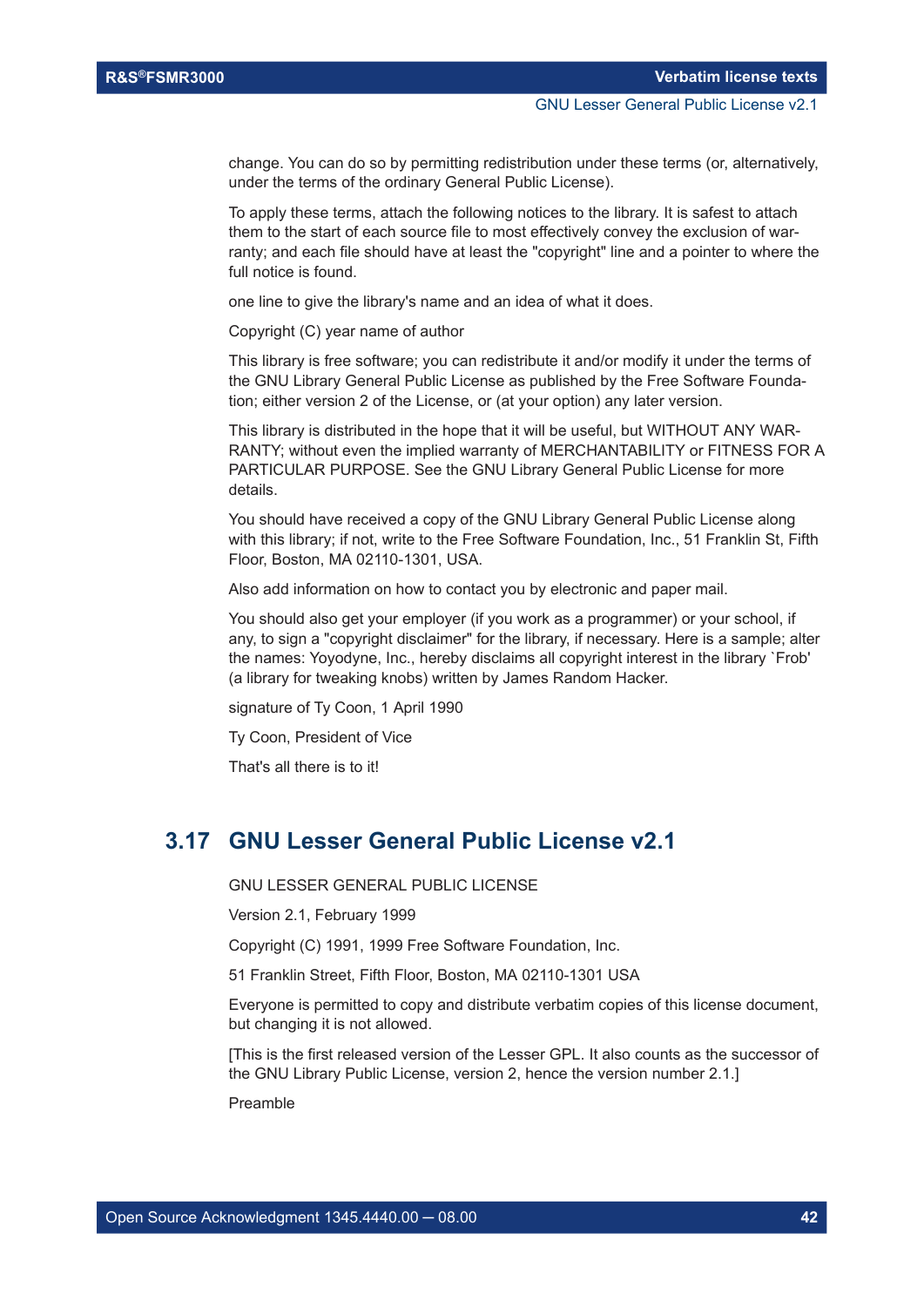change. You can do so by permitting redistribution under these terms (or, alternatively, under the terms of the ordinary General Public License).

To apply these terms, attach the following notices to the library. It is safest to attach them to the start of each source file to most effectively convey the exclusion of warranty; and each file should have at least the "copyright" line and a pointer to where the full notice is found.

one line to give the library's name and an idea of what it does.

Copyright (C) year name of author

This library is free software; you can redistribute it and/or modify it under the terms of the GNU Library General Public License as published by the Free Software Foundation; either version 2 of the License, or (at your option) any later version.

This library is distributed in the hope that it will be useful, but WITHOUT ANY WARRANTY; without even the implied warranty of MERCHANTABILITY or FITNESS FOR A PARTICULAR PURPOSE. See the GNU Library General Public License for more details.

You should have received a copy of the GNU Library General Public License along with this library; if not, write to the Free Software Foundation, Inc., 51 Franklin St, Fifth Floor, Boston, MA 02110-1301, USA.

Also add information on how to contact you by electronic and paper mail.

You should also get your employer (if you work as a programmer) or your school, if any, to sign a "copyright disclaimer" for the library, if necessary. Here is a sample; alter the names: Yoyodyne, Inc., hereby disclaims all copyright interest in the library `Frob' (a library for tweaking knobs) written by James Random Hacker.

signature of Ty Coon, 1 April 1990

Ty Coon, President of Vice

That's all there is to it!

## 3.17 GNU Lesser General Public License v2.1

GNU LESSER GENERAL PUBLIC LICENSE

Version 2.1, February 1999

Copyright (C) 1991, 1999 Free Software Foundation, Inc.

51 Franklin Street, Fifth Floor, Boston, MA 02110-1301 USA

Everyone is permitted to copy and distribute verbatim copies of this license document, but changing it is not allowed.

[This is the first released version of the Lesser GPL. It also counts as the successor of the GNU Library Public License, version 2, hence the version number 2.1.]

Preamble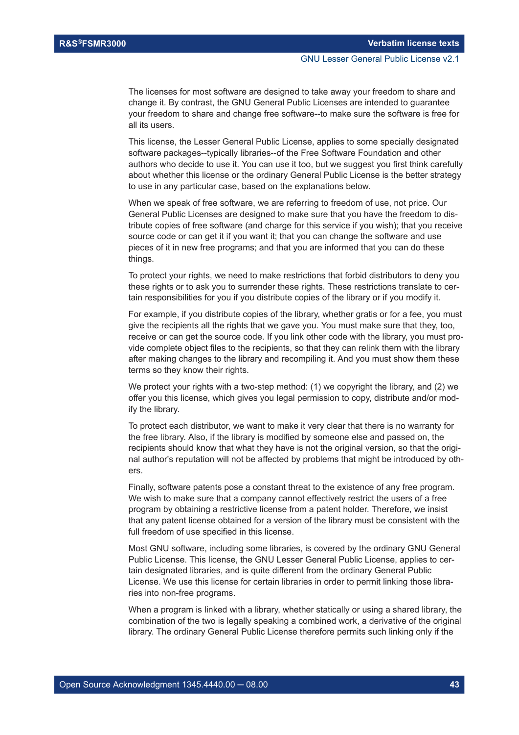The licenses for most software are designed to take away your freedom to share and change it. By contrast, the GNU General Public Licenses are intended to guarantee your freedom to share and change free software--to make sure the software is free for all its users.

This license, the Lesser General Public License, applies to some specially designated software packages--typically libraries--of the Free Software Foundation and other authors who decide to use it. You can use it too, but we suggest you first think carefully about whether this license or the ordinary General Public License is the better strategy to use in any particular case, based on the explanations below.

When we speak of free software, we are referring to freedom of use, not price. Our General Public Licenses are designed to make sure that you have the freedom to distribute copies of free software (and charge for this service if you wish); that you receive source code or can get it if you want it; that you can change the software and use pieces of it in new free programs; and that you are informed that you can do these things.

To protect your rights, we need to make restrictions that forbid distributors to deny you these rights or to ask you to surrender these rights. These restrictions translate to certain responsibilities for you if you distribute copies of the library or if you modify it.

For example, if you distribute copies of the library, whether gratis or for a fee, you must give the recipients all the rights that we gave you. You must make sure that they, too, receive or can get the source code. If you link other code with the library, you must provide complete object files to the recipients, so that they can relink them with the library after making changes to the library and recompiling it. And you must show them these terms so they know their rights.

We protect your rights with a two-step method: (1) we copyright the library, and (2) we offer you this license, which gives you legal permission to copy, distribute and/or modify the library.

To protect each distributor, we want to make it very clear that there is no warranty for the free library. Also, if the library is modified by someone else and passed on, the recipients should know that what they have is not the original version, so that the original author's reputation will not be affected by problems that might be introduced by others.

Finally, software patents pose a constant threat to the existence of any free program. We wish to make sure that a company cannot effectively restrict the users of a free program by obtaining a restrictive license from a patent holder. Therefore, we insist that any patent license obtained for a version of the library must be consistent with the full freedom of use specified in this license.

Most GNU software, including some libraries, is covered by the ordinary GNU General Public License. This license, the GNU Lesser General Public License, applies to certain designated libraries, and is quite different from the ordinary General Public License. We use this license for certain libraries in order to permit linking those libraries into non-free programs.

When a program is linked with a library, whether statically or using a shared library, the combination of the two is legally speaking a combined work, a derivative of the original library. The ordinary General Public License therefore permits such linking only if the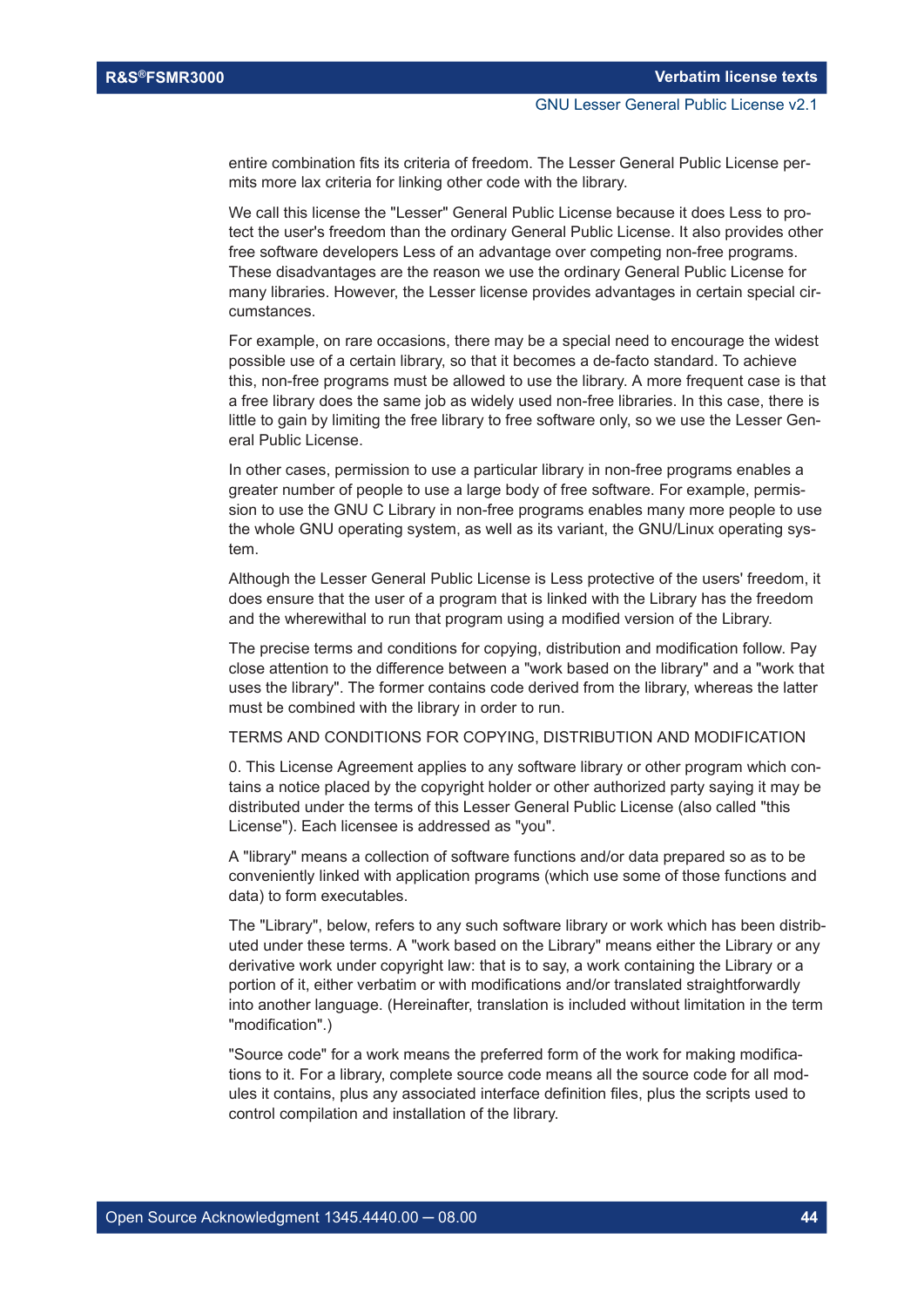entire combination fits its criteria of freedom. The Lesser General Public License permits more lax criteria for linking other code with the library.

We call this license the "Lesser" General Public License because it does Less to protect the user's freedom than the ordinary General Public License. It also provides other free software developers Less of an advantage over competing non-free programs. These disadvantages are the reason we use the ordinary General Public License for many libraries. However, the Lesser license provides advantages in certain special circumstances.

For example, on rare occasions, there may be a special need to encourage the widest possible use of a certain library, so that it becomes a de-facto standard. To achieve this, non-free programs must be allowed to use the library. A more frequent case is that a free library does the same job as widely used non-free libraries. In this case, there is little to gain by limiting the free library to free software only, so we use the Lesser General Public License.

In other cases, permission to use a particular library in non-free programs enables a greater number of people to use a large body of free software. For example, permission to use the GNU C Library in non-free programs enables many more people to use the whole GNU operating system, as well as its variant, the GNU/Linux operating system.

Although the Lesser General Public License is Less protective of the users' freedom, it does ensure that the user of a program that is linked with the Library has the freedom and the wherewithal to run that program using a modified version of the Library.

The precise terms and conditions for copying, distribution and modification follow. Pay close attention to the difference between a "work based on the library" and a "work that uses the library". The former contains code derived from the library, whereas the latter must be combined with the library in order to run.

TERMS AND CONDITIONS FOR COPYING, DISTRIBUTION AND MODIFICATION

0. This License Agreement applies to any software library or other program which contains a notice placed by the copyright holder or other authorized party saying it may be distributed under the terms of this Lesser General Public License (also called "this License"). Each licensee is addressed as "you".

A "library" means a collection of software functions and/or data prepared so as to be conveniently linked with application programs (which use some of those functions and data) to form executables.

The "Library", below, refers to any such software library or work which has been distributed under these terms. A "work based on the Library" means either the Library or any derivative work under copyright law: that is to say, a work containing the Library or a portion of it, either verbatim or with modifications and/or translated straightforwardly into another language. (Hereinafter, translation is included without limitation in the term "modification".)

"Source code" for a work means the preferred form of the work for making modifications to it. For a library, complete source code means all the source code for all modules it contains, plus any associated interface definition files, plus the scripts used to control compilation and installation of the library.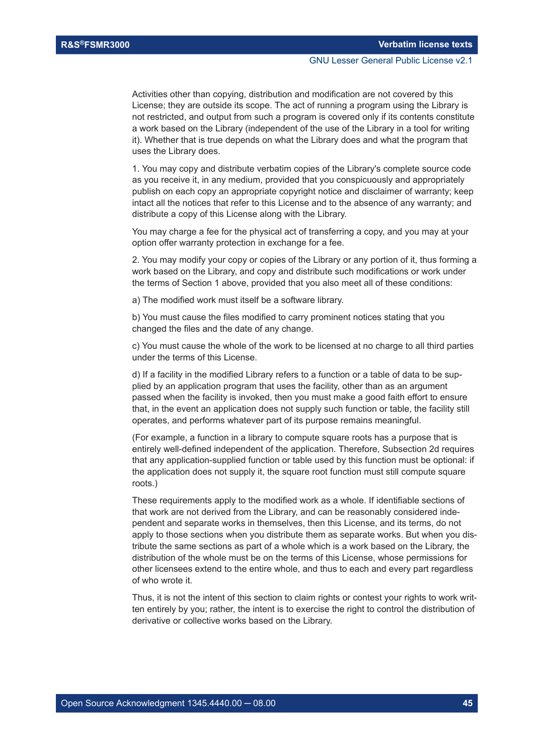Activities other than copying, distribution and modification are not covered by this License; they are outside its scope. The act of running a program using the Library is not restricted, and output from such a program is covered only if its contents constitute a work based on the Library (independent of the use of the Library in a tool for writing it). Whether that is true depends on what the Library does and what the program that uses the Library does.

1. You may copy and distribute verbatim copies of the Library's complete source code as you receive it, in any medium, provided that you conspicuously and appropriately publish on each copy an appropriate copyright notice and disclaimer of warranty; keep intact all the notices that refer to this License and to the absence of any warranty; and distribute a copy of this License along with the Library.

You may charge a fee for the physical act of transferring a copy, and you may at your option offer warranty protection in exchange for a fee.

2. You may modify your copy or copies of the Library or any portion of it, thus forming a work based on the Library, and copy and distribute such modifications or work under the terms of Section 1 above, provided that you also meet all of these conditions:

a) The modified work must itself be a software library.

b) You must cause the files modified to carry prominent notices stating that you changed the files and the date of any change.

c) You must cause the whole of the work to be licensed at no charge to all third parties under the terms of this License.

d) If a facility in the modified Library refers to a function or a table of data to be supplied by an application program that uses the facility, other than as an argument passed when the facility is invoked, then you must make a good faith effort to ensure that, in the event an application does not supply such function or table, the facility still operates, and performs whatever part of its purpose remains meaningful.

(For example, a function in a library to compute square roots has a purpose that is entirely well-defined independent of the application. Therefore, Subsection 2d requires that any application-supplied function or table used by this function must be optional: if the application does not supply it, the square root function must still compute square roots.)

These requirements apply to the modified work as a whole. If identifiable sections of that work are not derived from the Library, and can be reasonably considered independent and separate works in themselves, then this License, and its terms, do not apply to those sections when you distribute them as separate works. But when you distribute the same sections as part of a whole which is a work based on the Library, the distribution of the whole must be on the terms of this License, whose permissions for other licensees extend to the entire whole, and thus to each and every part regardless of who wrote it.

Thus, it is not the intent of this section to claim rights or contest your rights to work written entirely by you; rather, the intent is to exercise the right to control the distribution of derivative or collective works based on the Library.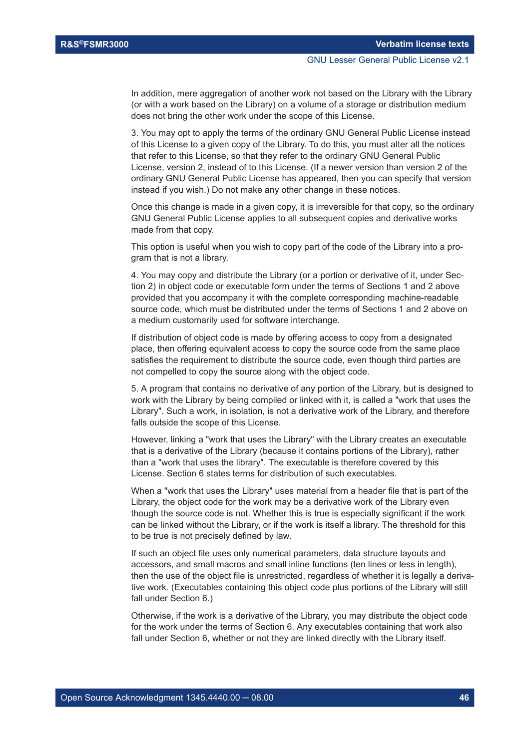In addition, mere aggregation of another work not based on the Library with the Library (or with a work based on the Library) on a volume of a storage or distribution medium does not bring the other work under the scope of this License.

3. You may opt to apply the terms of the ordinary GNU General Public License instead of this License to a given copy of the Library. To do this, you must alter all the notices that refer to this License, so that they refer to the ordinary GNU General Public License, version 2, instead of to this License. (If a newer version than version 2 of the ordinary GNU General Public License has appeared, then you can specify that version instead if you wish.) Do not make any other change in these notices.

Once this change is made in a given copy, it is irreversible for that copy, so the ordinary GNU General Public License applies to all subsequent copies and derivative works made from that copy.

This option is useful when you wish to copy part of the code of the Library into a program that is not a library.

4. You may copy and distribute the Library (or a portion or derivative of it, under Section 2) in object code or executable form under the terms of Sections 1 and 2 above provided that you accompany it with the complete corresponding machine-readable source code, which must be distributed under the terms of Sections 1 and 2 above on a medium customarily used for software interchange.

If distribution of object code is made by offering access to copy from a designated place, then offering equivalent access to copy the source code from the same place satisfies the requirement to distribute the source code, even though third parties are not compelled to copy the source along with the object code.

5. A program that contains no derivative of any portion of the Library, but is designed to work with the Library by being compiled or linked with it, is called a "work that uses the Library". Such a work, in isolation, is not a derivative work of the Library, and therefore falls outside the scope of this License.

However, linking a "work that uses the Library" with the Library creates an executable that is a derivative of the Library (because it contains portions of the Library), rather than a "work that uses the library". The executable is therefore covered by this License. Section 6 states terms for distribution of such executables.

When a "work that uses the Library" uses material from a header file that is part of the Library, the object code for the work may be a derivative work of the Library even though the source code is not. Whether this is true is especially significant if the work can be linked without the Library, or if the work is itself a library. The threshold for this to be true is not precisely defined by law.

If such an object file uses only numerical parameters, data structure layouts and accessors, and small macros and small inline functions (ten lines or less in length), then the use of the object file is unrestricted, regardless of whether it is legally a derivative work. (Executables containing this object code plus portions of the Library will still fall under Section 6.)

Otherwise, if the work is a derivative of the Library, you may distribute the object code for the work under the terms of Section 6. Any executables containing that work also fall under Section 6, whether or not they are linked directly with the Library itself.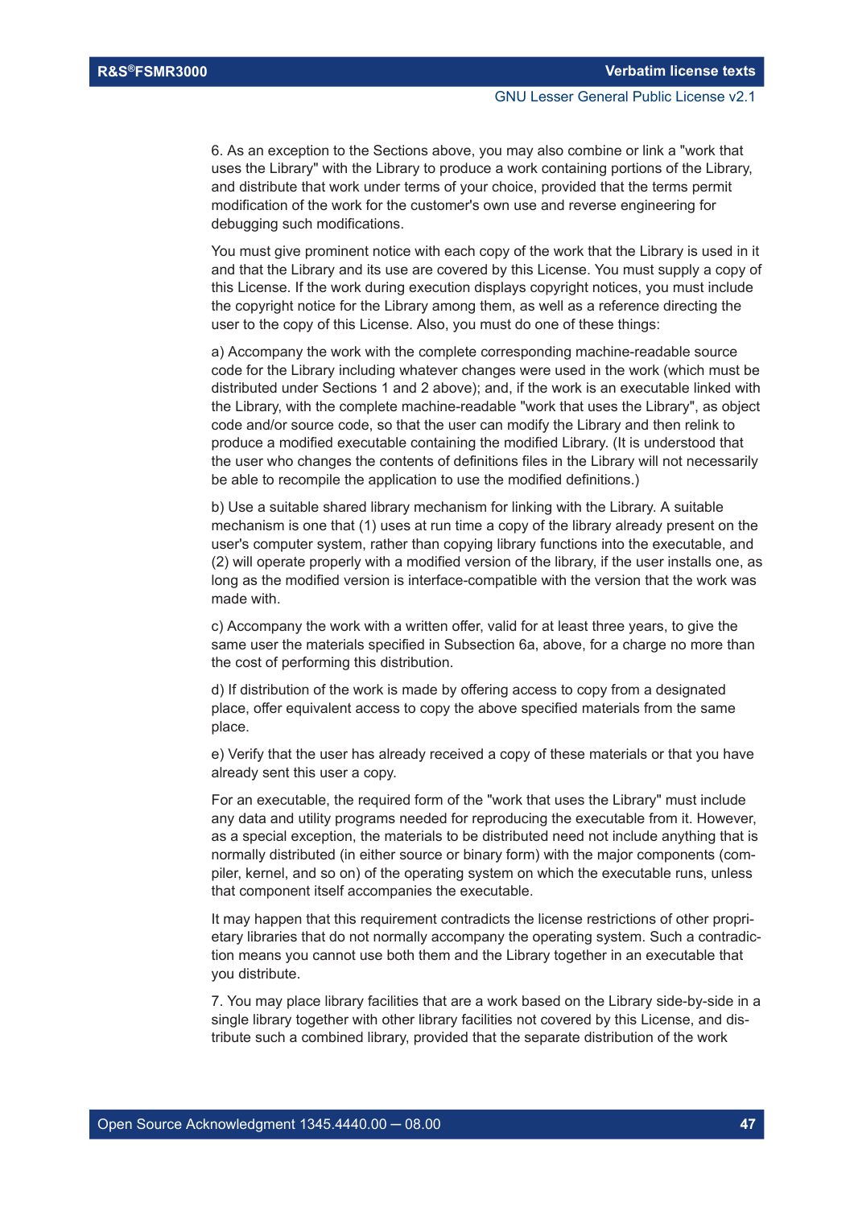6. As an exception to the Sections above, you may also combine or link a "work that uses the Library" with the Library to produce a work containing portions of the Library, and distribute that work under terms of your choice, provided that the terms permit modification of the work for the customer's own use and reverse engineering for debugging such modifications.

You must give prominent notice with each copy of the work that the Library is used in it and that the Library and its use are covered by this License. You must supply a copy of this License. If the work during execution displays copyright notices, you must include the copyright notice for the Library among them, as well as a reference directing the user to the copy of this License. Also, you must do one of these things:

a) Accompany the work with the complete corresponding machine-readable source code for the Library including whatever changes were used in the work (which must be distributed under Sections 1 and 2 above); and, if the work is an executable linked with the Library, with the complete machine-readable "work that uses the Library", as object code and/or source code, so that the user can modify the Library and then relink to produce a modified executable containing the modified Library. (It is understood that the user who changes the contents of definitions files in the Library will not necessarily be able to recompile the application to use the modified definitions.)

b) Use a suitable shared library mechanism for linking with the Library. A suitable mechanism is one that (1) uses at run time a copy of the library already present on the user's computer system, rather than copying library functions into the executable, and (2) will operate properly with a modified version of the library, if the user installs one, as long as the modified version is interface-compatible with the version that the work was made with.

c) Accompany the work with a written offer, valid for at least three years, to give the same user the materials specified in Subsection 6a, above, for a charge no more than the cost of performing this distribution.

d) If distribution of the work is made by offering access to copy from a designated place, offer equivalent access to copy the above specified materials from the same place.

e) Verify that the user has already received a copy of these materials or that you have already sent this user a copy.

For an executable, the required form of the "work that uses the Library" must include any data and utility programs needed for reproducing the executable from it. However, as a special exception, the materials to be distributed need not include anything that is normally distributed (in either source or binary form) with the major components (compiler, kernel, and so on) of the operating system on which the executable runs, unless that component itself accompanies the executable.

It may happen that this requirement contradicts the license restrictions of other proprietary libraries that do not normally accompany the operating system. Such a contradiction means you cannot use both them and the Library together in an executable that you distribute.

7. You may place library facilities that are a work based on the Library side-by-side in a single library together with other library facilities not covered by this License, and distribute such a combined library, provided that the separate distribution of the work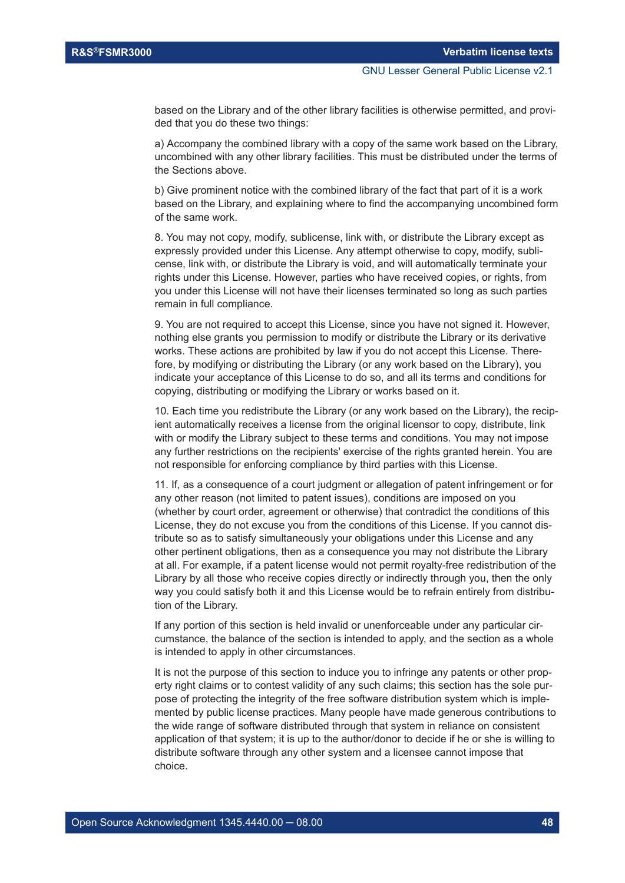based on the Library and of the other library facilities is otherwise permitted, and provided that you do these two things:

a) Accompany the combined library with a copy of the same work based on the Library, uncombined with any other library facilities. This must be distributed under the terms of the Sections above.

b) Give prominent notice with the combined library of the fact that part of it is a work based on the Library, and explaining where to find the accompanying uncombined form of the same work.

8. You may not copy, modify, sublicense, link with, or distribute the Library except as expressly provided under this License. Any attempt otherwise to copy, modify, sublicense, link with, or distribute the Library is void, and will automatically terminate your rights under this License. However, parties who have received copies, or rights, from you under this License will not have their licenses terminated so long as such parties remain in full compliance.

9. You are not required to accept this License, since you have not signed it. However, nothing else grants you permission to modify or distribute the Library or its derivative works. These actions are prohibited by law if you do not accept this License. Therefore, by modifying or distributing the Library (or any work based on the Library), you indicate your acceptance of this License to do so, and all its terms and conditions for copying, distributing or modifying the Library or works based on it.

10. Each time you redistribute the Library (or any work based on the Library), the recipient automatically receives a license from the original licensor to copy, distribute, link with or modify the Library subject to these terms and conditions. You may not impose any further restrictions on the recipients' exercise of the rights granted herein. You are not responsible for enforcing compliance by third parties with this License.

11. If, as a consequence of a court judgment or allegation of patent infringement or for any other reason (not limited to patent issues), conditions are imposed on you (whether by court order, agreement or otherwise) that contradict the conditions of this License, they do not excuse you from the conditions of this License. If you cannot distribute so as to satisfy simultaneously your obligations under this License and any other pertinent obligations, then as a consequence you may not distribute the Library at all. For example, if a patent license would not permit royalty-free redistribution of the Library by all those who receive copies directly or indirectly through you, then the only way you could satisfy both it and this License would be to refrain entirely from distribution of the Library.

If any portion of this section is held invalid or unenforceable under any particular circumstance, the balance of the section is intended to apply, and the section as a whole is intended to apply in other circumstances.

It is not the purpose of this section to induce you to infringe any patents or other property right claims or to contest validity of any such claims; this section has the sole purpose of protecting the integrity of the free software distribution system which is implemented by public license practices. Many people have made generous contributions to the wide range of software distributed through that system in reliance on consistent application of that system; it is up to the author/donor to decide if he or she is willing to distribute software through any other system and a licensee cannot impose that choice.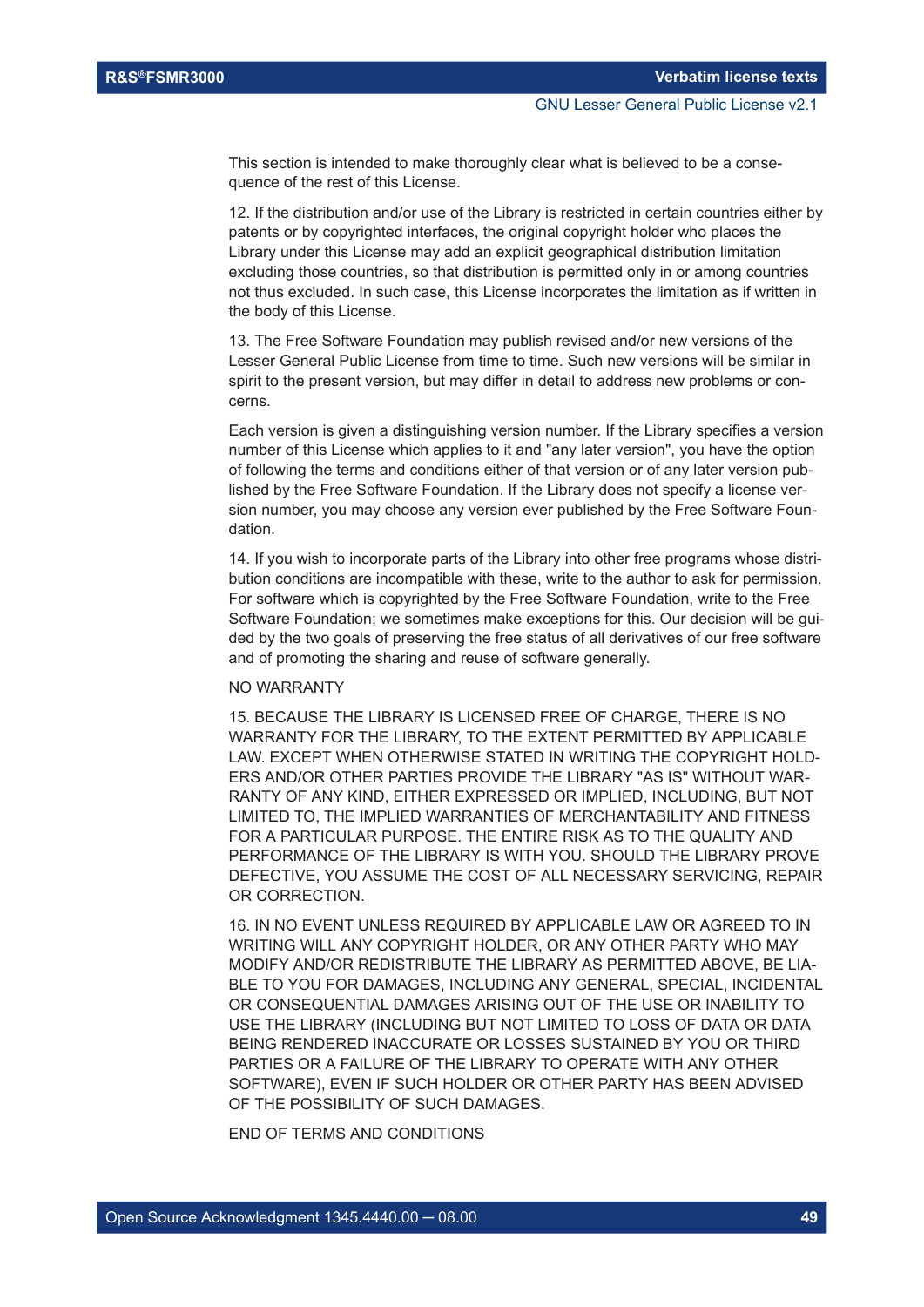This section is intended to make thoroughly clear what is believed to be a consequence of the rest of this License.

12. If the distribution and/or use of the Library is restricted in certain countries either by patents or by copyrighted interfaces, the original copyright holder who places the Library under this License may add an explicit geographical distribution limitation excluding those countries, so that distribution is permitted only in or among countries not thus excluded. In such case, this License incorporates the limitation as if written in the body of this License.

13. The Free Software Foundation may publish revised and/or new versions of the Lesser General Public License from time to time. Such new versions will be similar in spirit to the present version, but may differ in detail to address new problems or concerns.

Each version is given a distinguishing version number. If the Library specifies a version number of this License which applies to it and "any later version", you have the option of following the terms and conditions either of that version or of any later version published by the Free Software Foundation. If the Library does not specify a license version number, you may choose any version ever published by the Free Software Foundation.

14. If you wish to incorporate parts of the Library into other free programs whose distribution conditions are incompatible with these, write to the author to ask for permission. For software which is copyrighted by the Free Software Foundation, write to the Free Software Foundation; we sometimes make exceptions for this. Our decision will be guided by the two goals of preserving the free status of all derivatives of our free software and of promoting the sharing and reuse of software generally.

NO WARRANTY

15. BECAUSE THE LIBRARY IS LICENSED FREE OF CHARGE, THERE IS NO WARRANTY FOR THE LIBRARY, TO THE EXTENT PERMITTED BY APPLICABLE LAW. EXCEPT WHEN OTHERWISE STATED IN WRITING THE COPYRIGHT HOLDERS AND/OR OTHER PARTIES PROVIDE THE LIBRARY "AS IS" WITHOUT WARRANTY OF ANY KIND, EITHER EXPRESSED OR IMPLIED, INCLUDING, BUT NOT LIMITED TO, THE IMPLIED WARRANTIES OF MERCHANTABILITY AND FITNESS FOR A PARTICULAR PURPOSE. THE ENTIRE RISK AS TO THE QUALITY AND PERFORMANCE OF THE LIBRARY IS WITH YOU. SHOULD THE LIBRARY PROVE DEFECTIVE, YOU ASSUME THE COST OF ALL NECESSARY SERVICING, REPAIR OR CORRECTION.

16. IN NO EVENT UNLESS REQUIRED BY APPLICABLE LAW OR AGREED TO IN WRITING WILL ANY COPYRIGHT HOLDER, OR ANY OTHER PARTY WHO MAY MODIFY AND/OR REDISTRIBUTE THE LIBRARY AS PERMITTED ABOVE, BE LIABLE TO YOU FOR DAMAGES, INCLUDING ANY GENERAL, SPECIAL, INCIDENTAL OR CONSEQUENTIAL DAMAGES ARISING OUT OF THE USE OR INABILITY TO USE THE LIBRARY (INCLUDING BUT NOT LIMITED TO LOSS OF DATA OR DATA BEING RENDERED INACCURATE OR LOSSES SUSTAINED BY YOU OR THIRD PARTIES OR A FAILURE OF THE LIBRARY TO OPERATE WITH ANY OTHER SOFTWARE), EVEN IF SUCH HOLDER OR OTHER PARTY HAS BEEN ADVISED OF THE POSSIBILITY OF SUCH DAMAGES.

END OF TERMS AND CONDITIONS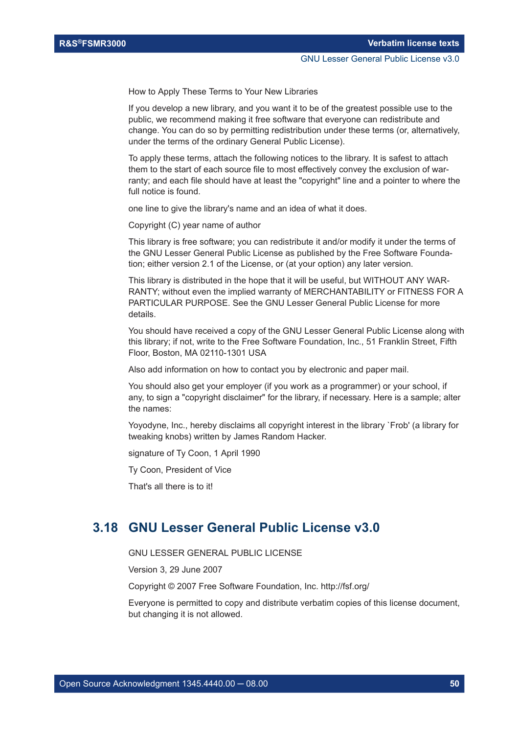How to Apply These Terms to Your New Libraries

If you develop a new library, and you want it to be of the greatest possible use to the public, we recommend making it free software that everyone can redistribute and change. You can do so by permitting redistribution under these terms (or, alternatively, under the terms of the ordinary General Public License).

To apply these terms, attach the following notices to the library. It is safest to attach them to the start of each source file to most effectively convey the exclusion of warranty; and each file should have at least the "copyright" line and a pointer to where the full notice is found.

one line to give the library's name and an idea of what it does.

Copyright (C) year name of author

This library is free software; you can redistribute it and/or modify it under the terms of the GNU Lesser General Public License as published by the Free Software Foundation; either version 2.1 of the License, or (at your option) any later version.

This library is distributed in the hope that it will be useful, but WITHOUT ANY WARRANTY; without even the implied warranty of MERCHANTABILITY or FITNESS FOR A PARTICULAR PURPOSE. See the GNU Lesser General Public License for more details.

You should have received a copy of the GNU Lesser General Public License along with this library; if not, write to the Free Software Foundation, Inc., 51 Franklin Street, Fifth Floor, Boston, MA 02110-1301 USA

Also add information on how to contact you by electronic and paper mail.

You should also get your employer (if you work as a programmer) or your school, if any, to sign a "copyright disclaimer" for the library, if necessary. Here is a sample; alter the names:

Yoyodyne, Inc., hereby disclaims all copyright interest in the library `Frob' (a library for tweaking knobs) written by James Random Hacker.

signature of Ty Coon, 1 April 1990

Ty Coon, President of Vice

That's all there is to it!

## 3.18 GNU Lesser General Public License v3.0

GNU LESSER GENERAL PUBLIC LICENSE

Version 3, 29 June 2007

Copyright © 2007 Free Software Foundation, Inc. http://fsf.org/

Everyone is permitted to copy and distribute verbatim copies of this license document, but changing it is not allowed.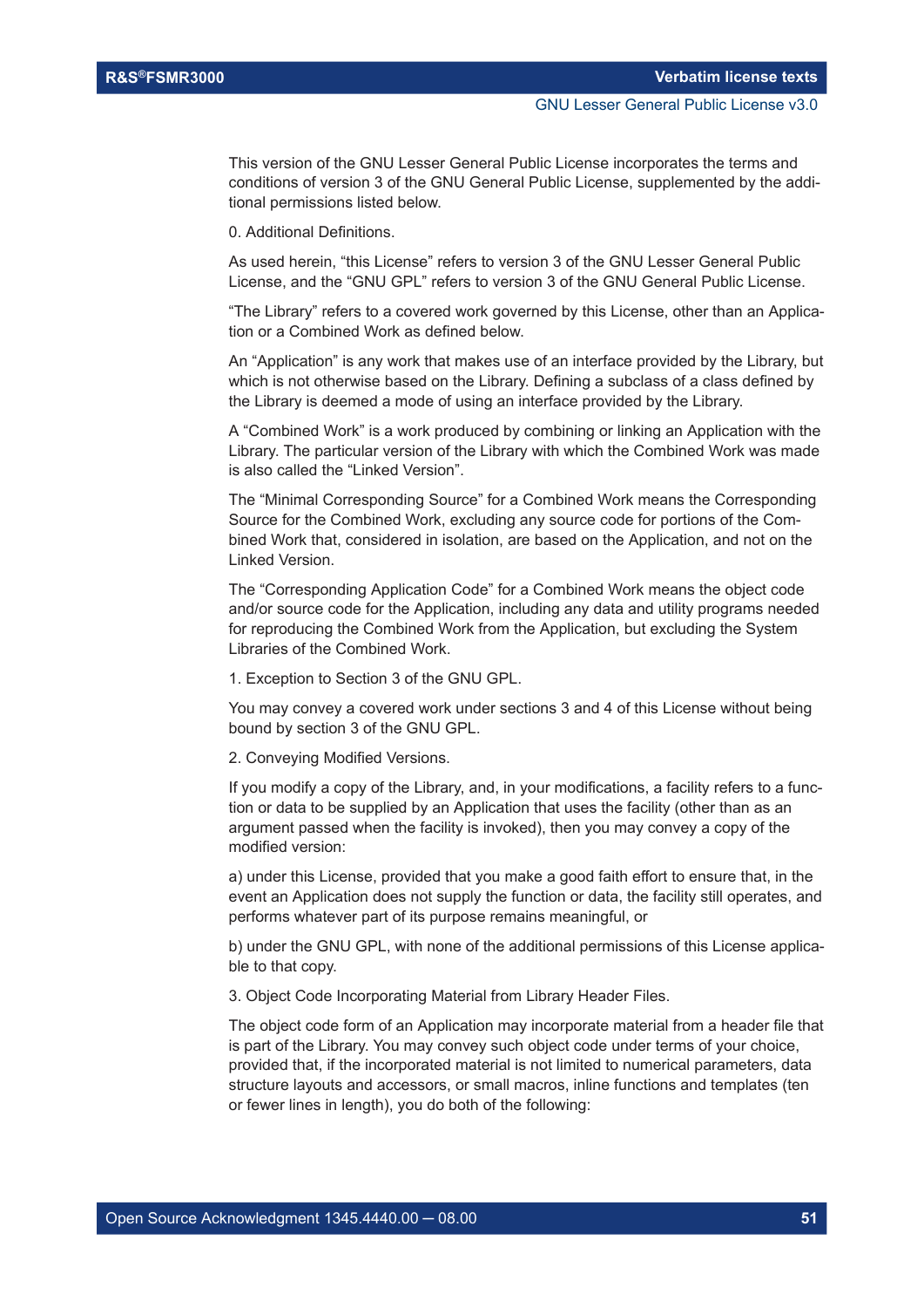This version of the GNU Lesser General Public License incorporates the terms and conditions of version 3 of the GNU General Public License, supplemented by the additional permissions listed below.

0. Additional Definitions.

As used herein, “this License” refers to version 3 of the GNU Lesser General Public License, and the “GNU GPL” refers to version 3 of the GNU General Public License.

“The Library” refers to a covered work governed by this License, other than an Application or a Combined Work as defined below.

An “Application” is any work that makes use of an interface provided by the Library, but which is not otherwise based on the Library. Defining a subclass of a class defined by the Library is deemed a mode of using an interface provided by the Library.

A “Combined Work” is a work produced by combining or linking an Application with the Library. The particular version of the Library with which the Combined Work was made is also called the “Linked Version”.

The “Minimal Corresponding Source” for a Combined Work means the Corresponding Source for the Combined Work, excluding any source code for portions of the Combined Work that, considered in isolation, are based on the Application, and not on the Linked Version.

The “Corresponding Application Code” for a Combined Work means the object code and/or source code for the Application, including any data and utility programs needed for reproducing the Combined Work from the Application, but excluding the System Libraries of the Combined Work.

1. Exception to Section 3 of the GNU GPL.

You may convey a covered work under sections 3 and 4 of this License without being bound by section 3 of the GNU GPL.

2. Conveying Modified Versions.

If you modify a copy of the Library, and, in your modifications, a facility refers to a function or data to be supplied by an Application that uses the facility (other than as an argument passed when the facility is invoked), then you may convey a copy of the modified version:

a) under this License, provided that you make a good faith effort to ensure that, in the event an Application does not supply the function or data, the facility still operates, and performs whatever part of its purpose remains meaningful, or

b) under the GNU GPL, with none of the additional permissions of this License applicable to that copy.

3. Object Code Incorporating Material from Library Header Files.

The object code form of an Application may incorporate material from a header file that is part of the Library. You may convey such object code under terms of your choice, provided that, if the incorporated material is not limited to numerical parameters, data structure layouts and accessors, or small macros, inline functions and templates (ten or fewer lines in length), you do both of the following: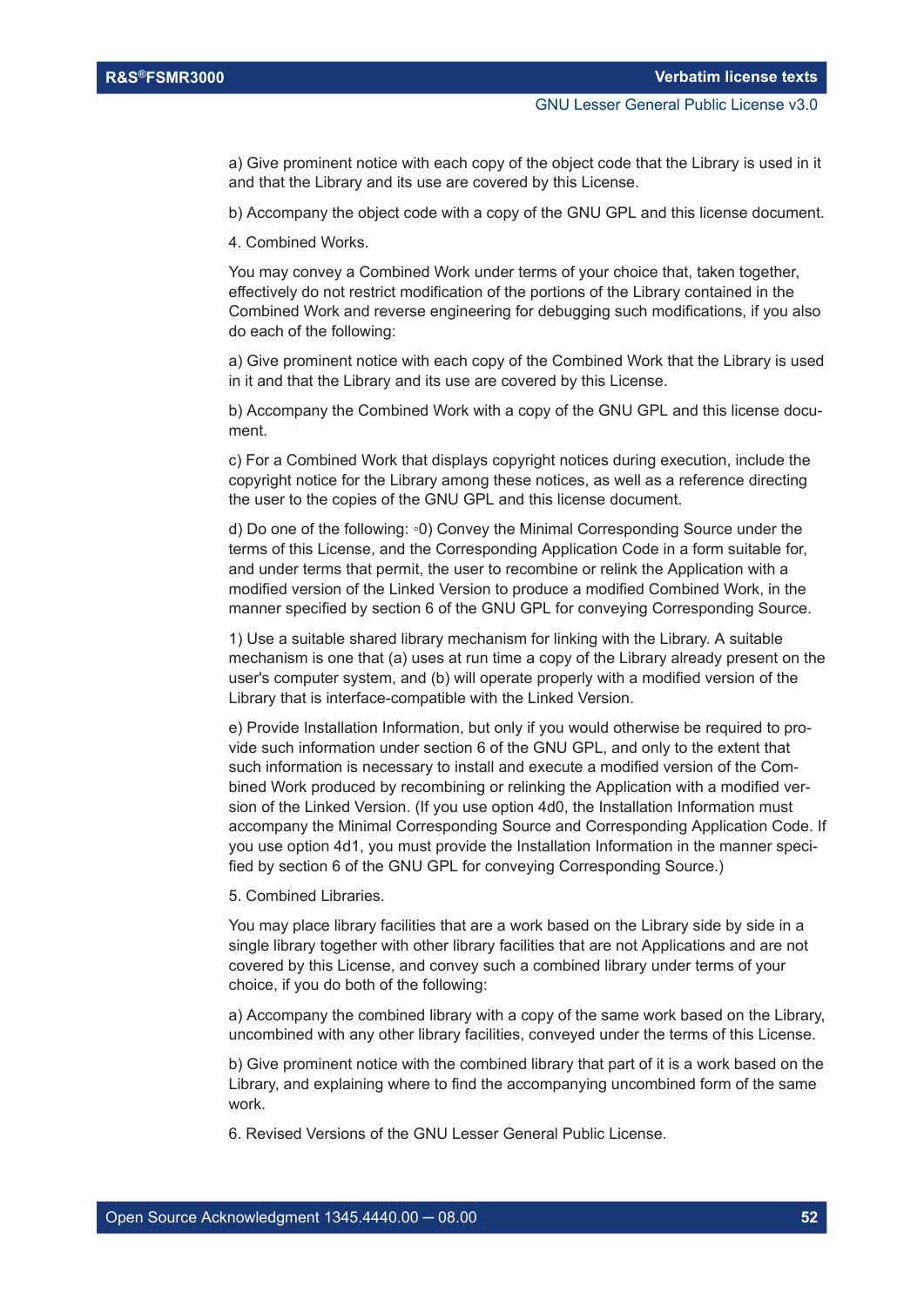a) Give prominent notice with each copy of the object code that the Library is used in it and that the Library and its use are covered by this License.

b) Accompany the object code with a copy of the GNU GPL and this license document.

4. Combined Works.

You may convey a Combined Work under terms of your choice that, taken together, effectively do not restrict modification of the portions of the Library contained in the Combined Work and reverse engineering for debugging such modifications, if you also do each of the following:

a) Give prominent notice with each copy of the Combined Work that the Library is used in it and that the Library and its use are covered by this License.

b) Accompany the Combined Work with a copy of the GNU GPL and this license document.

c) For a Combined Work that displays copyright notices during execution, include the copyright notice for the Library among these notices, as well as a reference directing the user to the copies of the GNU GPL and this license document.

d) Do one of the following: ◦0) Convey the Minimal Corresponding Source under the terms of this License, and the Corresponding Application Code in a form suitable for, and under terms that permit, the user to recombine or relink the Application with a modified version of the Linked Version to produce a modified Combined Work, in the manner specified by section 6 of the GNU GPL for conveying Corresponding Source.

1) Use a suitable shared library mechanism for linking with the Library. A suitable mechanism is one that (a) uses at run time a copy of the Library already present on the user's computer system, and (b) will operate properly with a modified version of the Library that is interface-compatible with the Linked Version.

e) Provide Installation Information, but only if you would otherwise be required to provide such information under section 6 of the GNU GPL, and only to the extent that such information is necessary to install and execute a modified version of the Combined Work produced by recombining or relinking the Application with a modified version of the Linked Version. (If you use option 4d0, the Installation Information must accompany the Minimal Corresponding Source and Corresponding Application Code. If you use option 4d1, you must provide the Installation Information in the manner specified by section 6 of the GNU GPL for conveying Corresponding Source.)

5. Combined Libraries.

You may place library facilities that are a work based on the Library side by side in a single library together with other library facilities that are not Applications and are not covered by this License, and convey such a combined library under terms of your choice, if you do both of the following:

a) Accompany the combined library with a copy of the same work based on the Library, uncombined with any other library facilities, conveyed under the terms of this License.

b) Give prominent notice with the combined library that part of it is a work based on the Library, and explaining where to find the accompanying uncombined form of the same work.

6. Revised Versions of the GNU Lesser General Public License.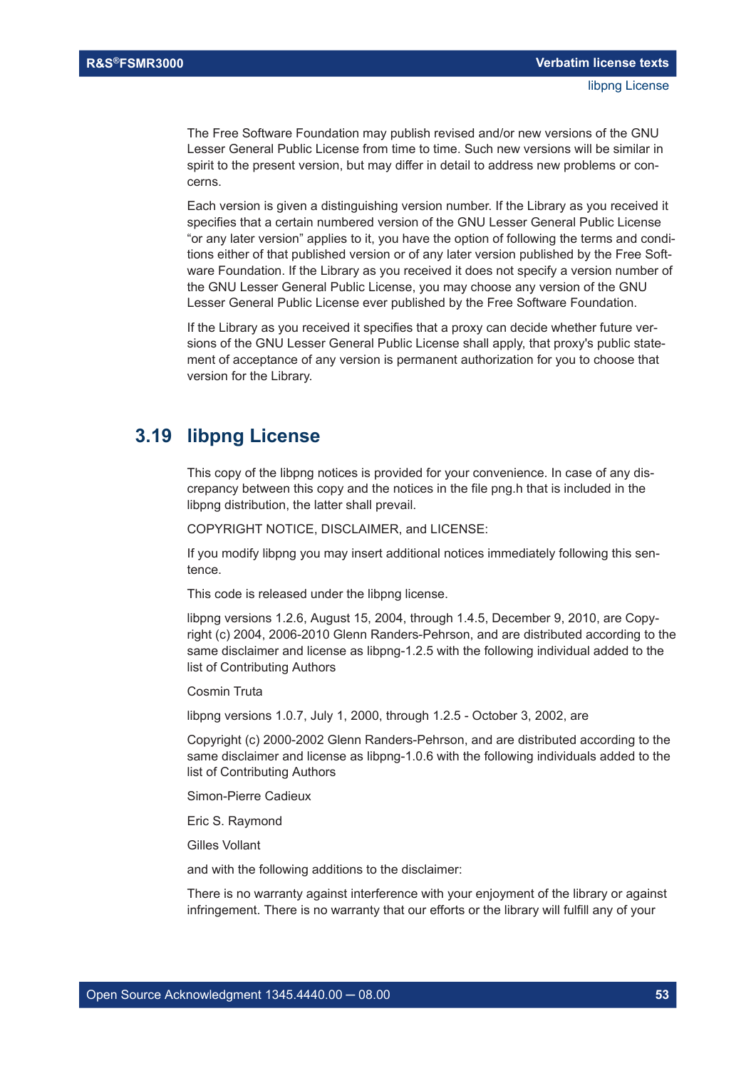The Free Software Foundation may publish revised and/or new versions of the GNU Lesser General Public License from time to time. Such new versions will be similar in spirit to the present version, but may differ in detail to address new problems or concerns.

Each version is given a distinguishing version number. If the Library as you received it specifies that a certain numbered version of the GNU Lesser General Public License "or any later version" applies to it, you have the option of following the terms and conditions either of that published version or of any later version published by the Free Software Foundation. If the Library as you received it does not specify a version number of the GNU Lesser General Public License, you may choose any version of the GNU Lesser General Public License ever published by the Free Software Foundation.

If the Library as you received it specifies that a proxy can decide whether future versions of the GNU Lesser General Public License shall apply, that proxy's public statement of acceptance of any version is permanent authorization for you to choose that version for the Library.

## 3.19 libpng License

This copy of the libpng notices is provided for your convenience. In case of any discrepancy between this copy and the notices in the file png.h that is included in the libpng distribution, the latter shall prevail.

COPYRIGHT NOTICE, DISCLAIMER, and LICENSE:

If you modify libpng you may insert additional notices immediately following this sentence.

This code is released under the libpng license.

libpng versions 1.2.6, August 15, 2004, through 1.4.5, December 9, 2010, are Copyright (c) 2004, 2006-2010 Glenn Randers-Pehrson, and are distributed according to the same disclaimer and license as libpng-1.2.5 with the following individual added to the list of Contributing Authors

Cosmin Truta

libpng versions 1.0.7, July 1, 2000, through 1.2.5 - October 3, 2002, are

Copyright (c) 2000-2002 Glenn Randers-Pehrson, and are distributed according to the same disclaimer and license as libpng-1.0.6 with the following individuals added to the list of Contributing Authors

Simon-Pierre Cadieux

Eric S. Raymond

Gilles Vollant

and with the following additions to the disclaimer:

There is no warranty against interference with your enjoyment of the library or against infringement. There is no warranty that our efforts or the library will fulfill any of your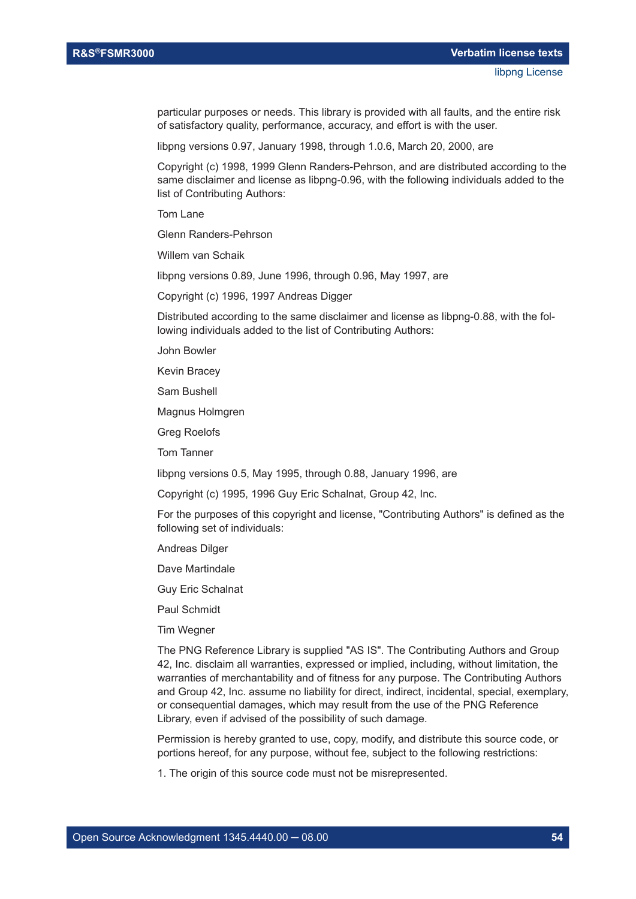particular purposes or needs. This library is provided with all faults, and the entire risk of satisfactory quality, performance, accuracy, and effort is with the user.

libpng versions 0.97, January 1998, through 1.0.6, March 20, 2000, are

Copyright (c) 1998, 1999 Glenn Randers-Pehrson, and are distributed according to the same disclaimer and license as libpng-0.96, with the following individuals added to the list of Contributing Authors:

Tom Lane

Glenn Randers-Pehrson

Willem van Schaik

libpng versions 0.89, June 1996, through 0.96, May 1997, are

Copyright (c) 1996, 1997 Andreas Digger

Distributed according to the same disclaimer and license as libpng-0.88, with the following individuals added to the list of Contributing Authors:

John Bowler

Kevin Bracey

Sam Bushell

Magnus Holmgren

Greg Roelofs

Tom Tanner

libpng versions 0.5, May 1995, through 0.88, January 1996, are

Copyright (c) 1995, 1996 Guy Eric Schalnat, Group 42, Inc.

For the purposes of this copyright and license, "Contributing Authors" is defined as the following set of individuals:

Andreas Dilger

Dave Martindale

Guy Eric Schalnat

Paul Schmidt

Tim Wegner

The PNG Reference Library is supplied "AS IS". The Contributing Authors and Group 42, Inc. disclaim all warranties, expressed or implied, including, without limitation, the warranties of merchantability and of fitness for any purpose. The Contributing Authors and Group 42, Inc. assume no liability for direct, indirect, incidental, special, exemplary, or consequential damages, which may result from the use of the PNG Reference Library, even if advised of the possibility of such damage.

Permission is hereby granted to use, copy, modify, and distribute this source code, or portions hereof, for any purpose, without fee, subject to the following restrictions:

1. The origin of this source code must not be misrepresented.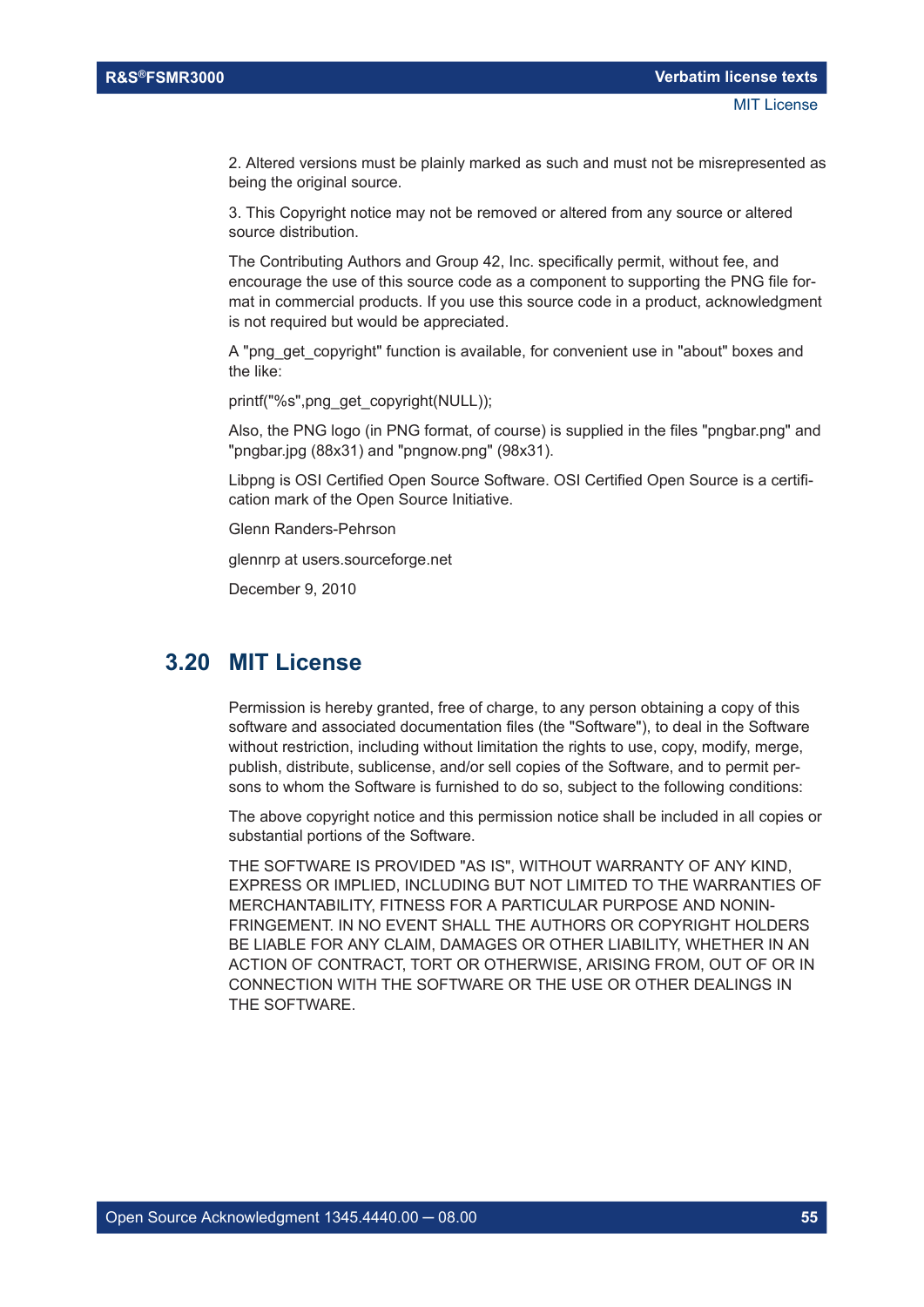2. Altered versions must be plainly marked as such and must not be misrepresented as being the original source.

3. This Copyright notice may not be removed or altered from any source or altered source distribution.

The Contributing Authors and Group 42, Inc. specifically permit, without fee, and encourage the use of this source code as a component to supporting the PNG file format in commercial products. If you use this source code in a product, acknowledgment is not required but would be appreciated.

A "png_get_copyright" function is available, for convenient use in "about" boxes and the like:

printf("%s",png_get_copyright(NULL));

Also, the PNG logo (in PNG format, of course) is supplied in the files "pngbar.png" and "pngbar.jpg (88x31) and "pngnow.png" (98x31).

Libpng is OSI Certified Open Source Software. OSI Certified Open Source is a certification mark of the Open Source Initiative.

Glenn Randers-Pehrson

glennrp at users.sourceforge.net

December 9, 2010

## 3.20 MIT License

Permission is hereby granted, free of charge, to any person obtaining a copy of this software and associated documentation files (the "Software"), to deal in the Software without restriction, including without limitation the rights to use, copy, modify, merge, publish, distribute, sublicense, and/or sell copies of the Software, and to permit persons to whom the Software is furnished to do so, subject to the following conditions:

The above copyright notice and this permission notice shall be included in all copies or substantial portions of the Software.

THE SOFTWARE IS PROVIDED "AS IS", WITHOUT WARRANTY OF ANY KIND, EXPRESS OR IMPLIED, INCLUDING BUT NOT LIMITED TO THE WARRANTIES OF MERCHANTABILITY, FITNESS FOR A PARTICULAR PURPOSE AND NONINFRINGEMENT. IN NO EVENT SHALL THE AUTHORS OR COPYRIGHT HOLDERS BE LIABLE FOR ANY CLAIM, DAMAGES OR OTHER LIABILITY, WHETHER IN AN ACTION OF CONTRACT, TORT OR OTHERWISE, ARISING FROM, OUT OF OR IN CONNECTION WITH THE SOFTWARE OR THE USE OR OTHER DEALINGS IN THE SOFTWARE.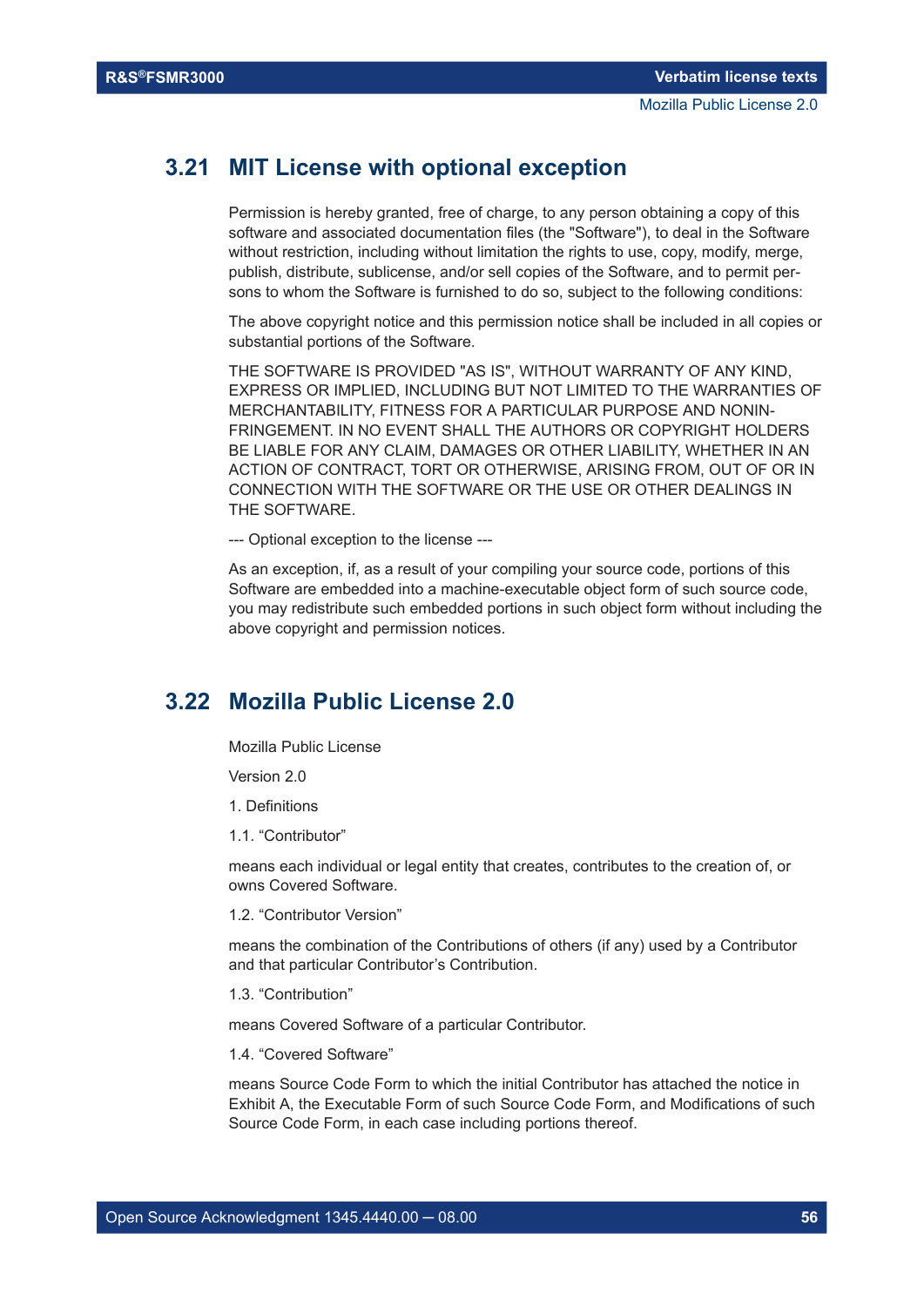## 3.21 MIT License with optional exception

Permission is hereby granted, free of charge, to any person obtaining a copy of this software and associated documentation files (the "Software"), to deal in the Software without restriction, including without limitation the rights to use, copy, modify, merge, publish, distribute, sublicense, and/or sell copies of the Software, and to permit persons to whom the Software is furnished to do so, subject to the following conditions:

The above copyright notice and this permission notice shall be included in all copies or substantial portions of the Software.

THE SOFTWARE IS PROVIDED "AS IS", WITHOUT WARRANTY OF ANY KIND, EXPRESS OR IMPLIED, INCLUDING BUT NOT LIMITED TO THE WARRANTIES OF MERCHANTABILITY, FITNESS FOR A PARTICULAR PURPOSE AND NONINFRINGEMENT. IN NO EVENT SHALL THE AUTHORS OR COPYRIGHT HOLDERS BE LIABLE FOR ANY CLAIM, DAMAGES OR OTHER LIABILITY, WHETHER IN AN ACTION OF CONTRACT, TORT OR OTHERWISE, ARISING FROM, OUT OF OR IN CONNECTION WITH THE SOFTWARE OR THE USE OR OTHER DEALINGS IN THE SOFTWARE.

--- Optional exception to the license ---

As an exception, if, as a result of your compiling your source code, portions of this Software are embedded into a machine-executable object form of such source code, you may redistribute such embedded portions in such object form without including the above copyright and permission notices.

## 3.22 Mozilla Public License 2.0

Mozilla Public License

Version 2.0

1. Definitions

1.1. “Contributor”

means each individual or legal entity that creates, contributes to the creation of, or owns Covered Software.

1.2. “Contributor Version”

means the combination of the Contributions of others (if any) used by a Contributor and that particular Contributor’s Contribution.

1.3. “Contribution”

means Covered Software of a particular Contributor.

1.4. “Covered Software”

means Source Code Form to which the initial Contributor has attached the notice in Exhibit A, the Executable Form of such Source Code Form, and Modifications of such Source Code Form, in each case including portions thereof.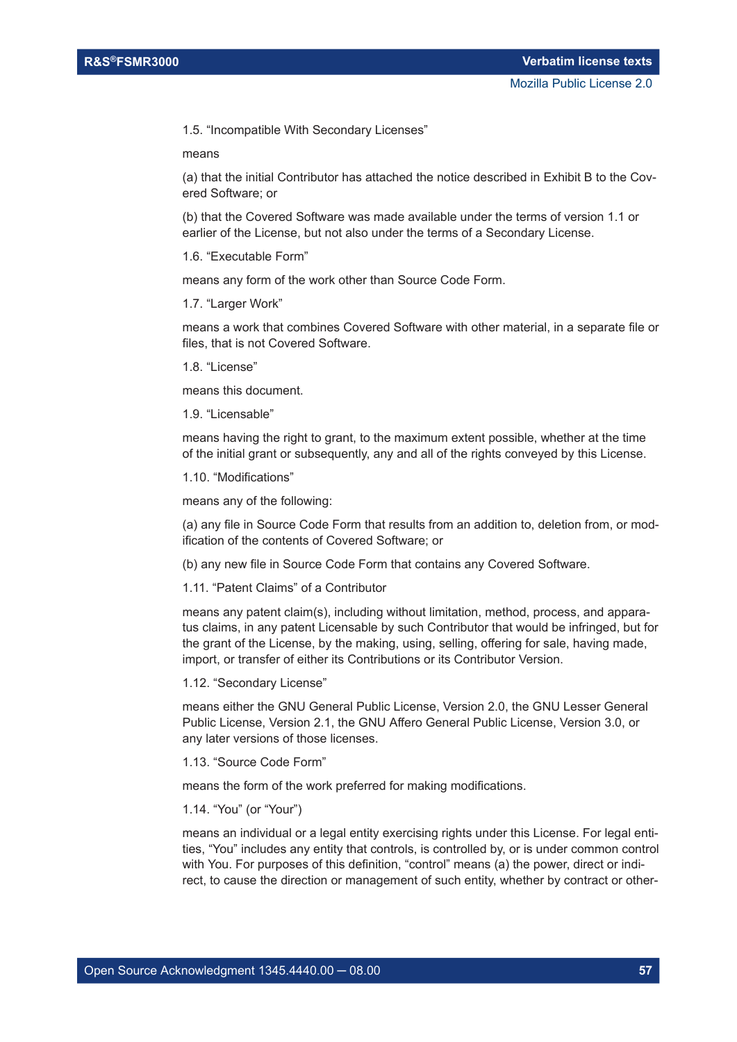1.5. “Incompatible With Secondary Licenses”

means

(a) that the initial Contributor has attached the notice described in Exhibit B to the Covered Software; or

(b) that the Covered Software was made available under the terms of version 1.1 or earlier of the License, but not also under the terms of a Secondary License.

1.6. “Executable Form”

means any form of the work other than Source Code Form.

1.7. “Larger Work”

means a work that combines Covered Software with other material, in a separate file or files, that is not Covered Software.

1.8. “License”

means this document.

1.9. “Licensable”

means having the right to grant, to the maximum extent possible, whether at the time of the initial grant or subsequently, any and all of the rights conveyed by this License.

1.10. “Modifications”

means any of the following:

(a) any file in Source Code Form that results from an addition to, deletion from, or modification of the contents of Covered Software; or

(b) any new file in Source Code Form that contains any Covered Software.

1.11. “Patent Claims” of a Contributor

means any patent claim(s), including without limitation, method, process, and apparatus claims, in any patent Licensable by such Contributor that would be infringed, but for the grant of the License, by the making, using, selling, offering for sale, having made, import, or transfer of either its Contributions or its Contributor Version.

1.12. “Secondary License”

means either the GNU General Public License, Version 2.0, the GNU Lesser General Public License, Version 2.1, the GNU Affero General Public License, Version 3.0, or any later versions of those licenses.

1.13. “Source Code Form”

means the form of the work preferred for making modifications.

1.14. “You” (or “Your”)

means an individual or a legal entity exercising rights under this License. For legal entities, “You” includes any entity that controls, is controlled by, or is under common control with You. For purposes of this definition, “control” means (a) the power, direct or indirect, to cause the direction or management of such entity, whether by contract or other-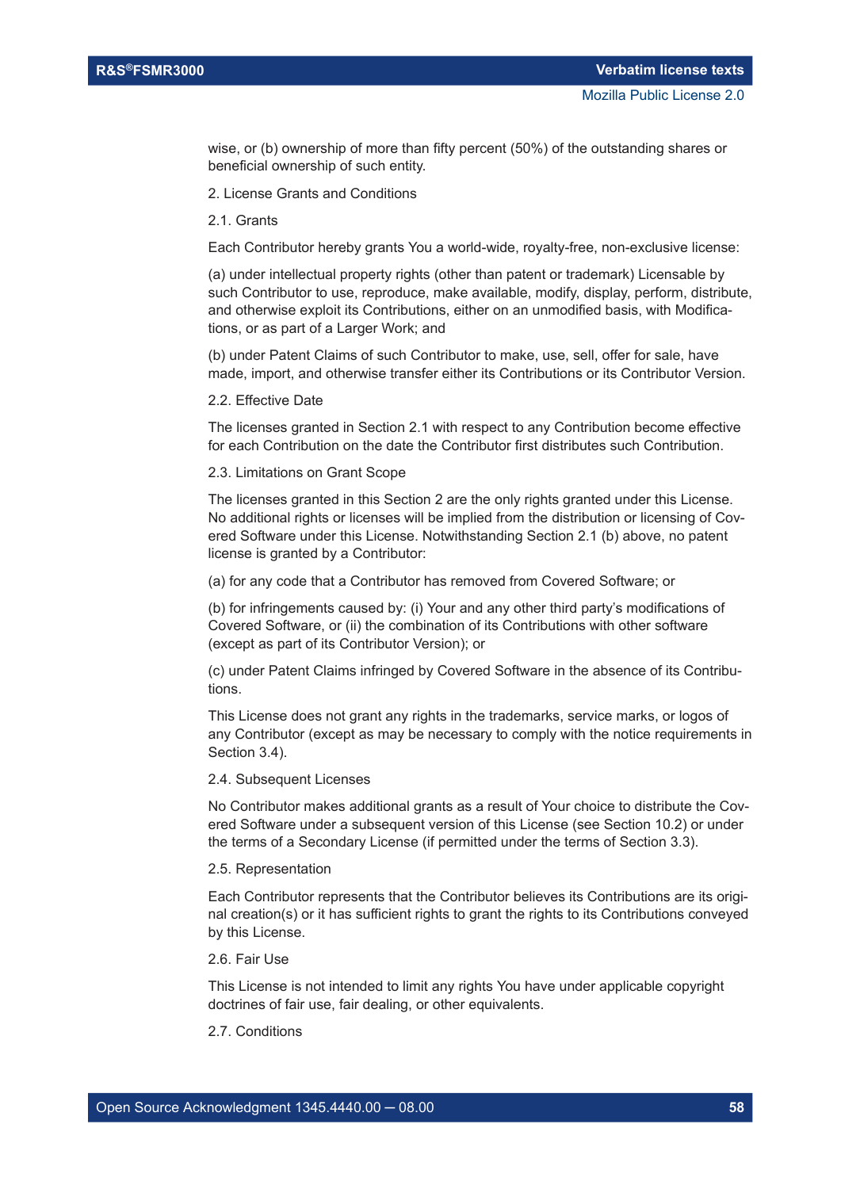wise, or (b) ownership of more than fifty percent (50%) of the outstanding shares or beneficial ownership of such entity.

2. License Grants and Conditions

2.1. Grants

Each Contributor hereby grants You a world-wide, royalty-free, non-exclusive license:

(a) under intellectual property rights (other than patent or trademark) Licensable by such Contributor to use, reproduce, make available, modify, display, perform, distribute, and otherwise exploit its Contributions, either on an unmodified basis, with Modifications, or as part of a Larger Work; and

(b) under Patent Claims of such Contributor to make, use, sell, offer for sale, have made, import, and otherwise transfer either its Contributions or its Contributor Version.

2.2. Effective Date

The licenses granted in Section 2.1 with respect to any Contribution become effective for each Contribution on the date the Contributor first distributes such Contribution.

2.3. Limitations on Grant Scope

The licenses granted in this Section 2 are the only rights granted under this License. No additional rights or licenses will be implied from the distribution or licensing of Covered Software under this License. Notwithstanding Section 2.1 (b) above, no patent license is granted by a Contributor:

(a) for any code that a Contributor has removed from Covered Software; or

(b) for infringements caused by: (i) Your and any other third party's modifications of Covered Software, or (ii) the combination of its Contributions with other software (except as part of its Contributor Version); or

(c) under Patent Claims infringed by Covered Software in the absence of its Contributions.

This License does not grant any rights in the trademarks, service marks, or logos of any Contributor (except as may be necessary to comply with the notice requirements in Section 3.4).

2.4. Subsequent Licenses

No Contributor makes additional grants as a result of Your choice to distribute the Covered Software under a subsequent version of this License (see Section 10.2) or under the terms of a Secondary License (if permitted under the terms of Section 3.3).

2.5. Representation

Each Contributor represents that the Contributor believes its Contributions are its original creation(s) or it has sufficient rights to grant the rights to its Contributions conveyed by this License.

2.6. Fair Use

This License is not intended to limit any rights You have under applicable copyright doctrines of fair use, fair dealing, or other equivalents.

2.7. Conditions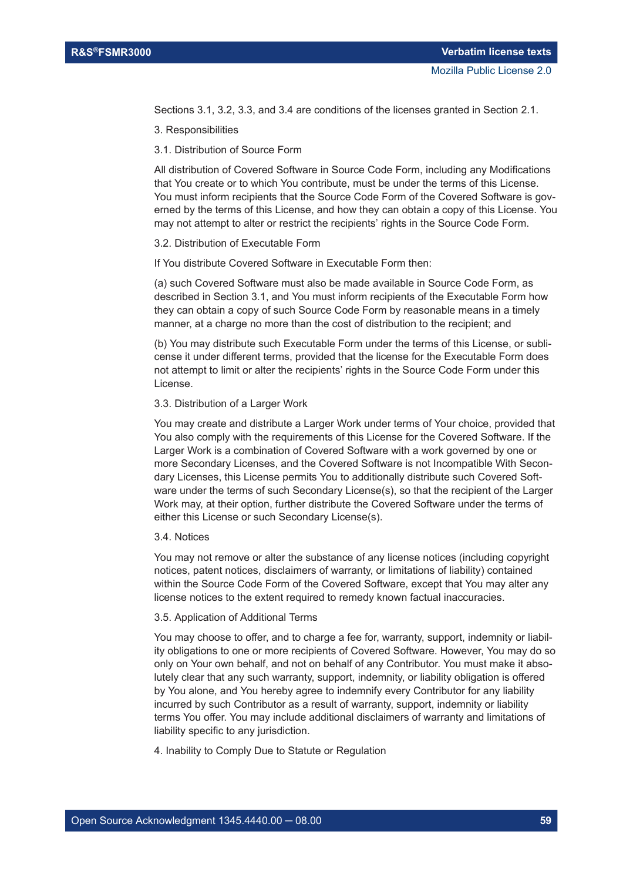Sections 3.1, 3.2, 3.3, and 3.4 are conditions of the licenses granted in Section 2.1.

3. Responsibilities

3.1. Distribution of Source Form

All distribution of Covered Software in Source Code Form, including any Modifications that You create or to which You contribute, must be under the terms of this License. You must inform recipients that the Source Code Form of the Covered Software is governed by the terms of this License, and how they can obtain a copy of this License. You may not attempt to alter or restrict the recipients' rights in the Source Code Form.

3.2. Distribution of Executable Form

If You distribute Covered Software in Executable Form then:

(a) such Covered Software must also be made available in Source Code Form, as described in Section 3.1, and You must inform recipients of the Executable Form how they can obtain a copy of such Source Code Form by reasonable means in a timely manner, at a charge no more than the cost of distribution to the recipient; and

(b) You may distribute such Executable Form under the terms of this License, or sublicense it under different terms, provided that the license for the Executable Form does not attempt to limit or alter the recipients' rights in the Source Code Form under this License.

3.3. Distribution of a Larger Work

You may create and distribute a Larger Work under terms of Your choice, provided that You also comply with the requirements of this License for the Covered Software. If the Larger Work is a combination of Covered Software with a work governed by one or more Secondary Licenses, and the Covered Software is not Incompatible With Secondary Licenses, this License permits You to additionally distribute such Covered Software under the terms of such Secondary License(s), so that the recipient of the Larger Work may, at their option, further distribute the Covered Software under the terms of either this License or such Secondary License(s).

3.4. Notices

You may not remove or alter the substance of any license notices (including copyright notices, patent notices, disclaimers of warranty, or limitations of liability) contained within the Source Code Form of the Covered Software, except that You may alter any license notices to the extent required to remedy known factual inaccuracies.

3.5. Application of Additional Terms

You may choose to offer, and to charge a fee for, warranty, support, indemnity or liability obligations to one or more recipients of Covered Software. However, You may do so only on Your own behalf, and not on behalf of any Contributor. You must make it absolutely clear that any such warranty, support, indemnity, or liability obligation is offered by You alone, and You hereby agree to indemnify every Contributor for any liability incurred by such Contributor as a result of warranty, support, indemnity or liability terms You offer. You may include additional disclaimers of warranty and limitations of liability specific to any jurisdiction.

4. Inability to Comply Due to Statute or Regulation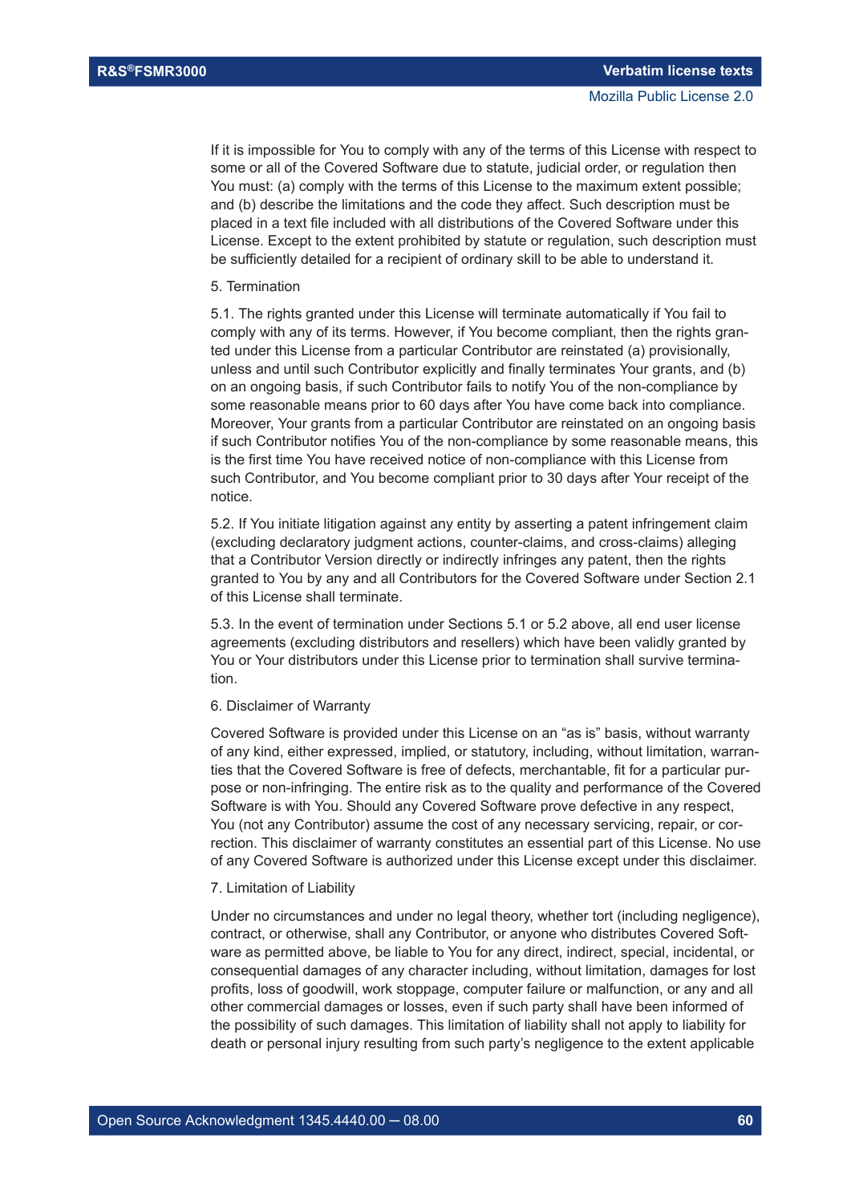If it is impossible for You to comply with any of the terms of this License with respect to some or all of the Covered Software due to statute, judicial order, or regulation then You must: (a) comply with the terms of this License to the maximum extent possible; and (b) describe the limitations and the code they affect. Such description must be placed in a text file included with all distributions of the Covered Software under this License. Except to the extent prohibited by statute or regulation, such description must be sufficiently detailed for a recipient of ordinary skill to be able to understand it.

5. Termination

5.1. The rights granted under this License will terminate automatically if You fail to comply with any of its terms. However, if You become compliant, then the rights granted under this License from a particular Contributor are reinstated (a) provisionally, unless and until such Contributor explicitly and finally terminates Your grants, and (b) on an ongoing basis, if such Contributor fails to notify You of the non-compliance by some reasonable means prior to 60 days after You have come back into compliance. Moreover, Your grants from a particular Contributor are reinstated on an ongoing basis if such Contributor notifies You of the non-compliance by some reasonable means, this is the first time You have received notice of non-compliance with this License from such Contributor, and You become compliant prior to 30 days after Your receipt of the notice.

5.2. If You initiate litigation against any entity by asserting a patent infringement claim (excluding declaratory judgment actions, counter-claims, and cross-claims) alleging that a Contributor Version directly or indirectly infringes any patent, then the rights granted to You by any and all Contributors for the Covered Software under Section 2.1 of this License shall terminate.

5.3. In the event of termination under Sections 5.1 or 5.2 above, all end user license agreements (excluding distributors and resellers) which have been validly granted by You or Your distributors under this License prior to termination shall survive termination.

6. Disclaimer of Warranty

Covered Software is provided under this License on an "as is" basis, without warranty of any kind, either expressed, implied, or statutory, including, without limitation, warranties that the Covered Software is free of defects, merchantable, fit for a particular purpose or non-infringing. The entire risk as to the quality and performance of the Covered Software is with You. Should any Covered Software prove defective in any respect, You (not any Contributor) assume the cost of any necessary servicing, repair, or correction. This disclaimer of warranty constitutes an essential part of this License. No use of any Covered Software is authorized under this License except under this disclaimer.

7. Limitation of Liability

Under no circumstances and under no legal theory, whether tort (including negligence), contract, or otherwise, shall any Contributor, or anyone who distributes Covered Software as permitted above, be liable to You for any direct, indirect, special, incidental, or consequential damages of any character including, without limitation, damages for lost profits, loss of goodwill, work stoppage, computer failure or malfunction, or any and all other commercial damages or losses, even if such party shall have been informed of the possibility of such damages. This limitation of liability shall not apply to liability for death or personal injury resulting from such party's negligence to the extent applicable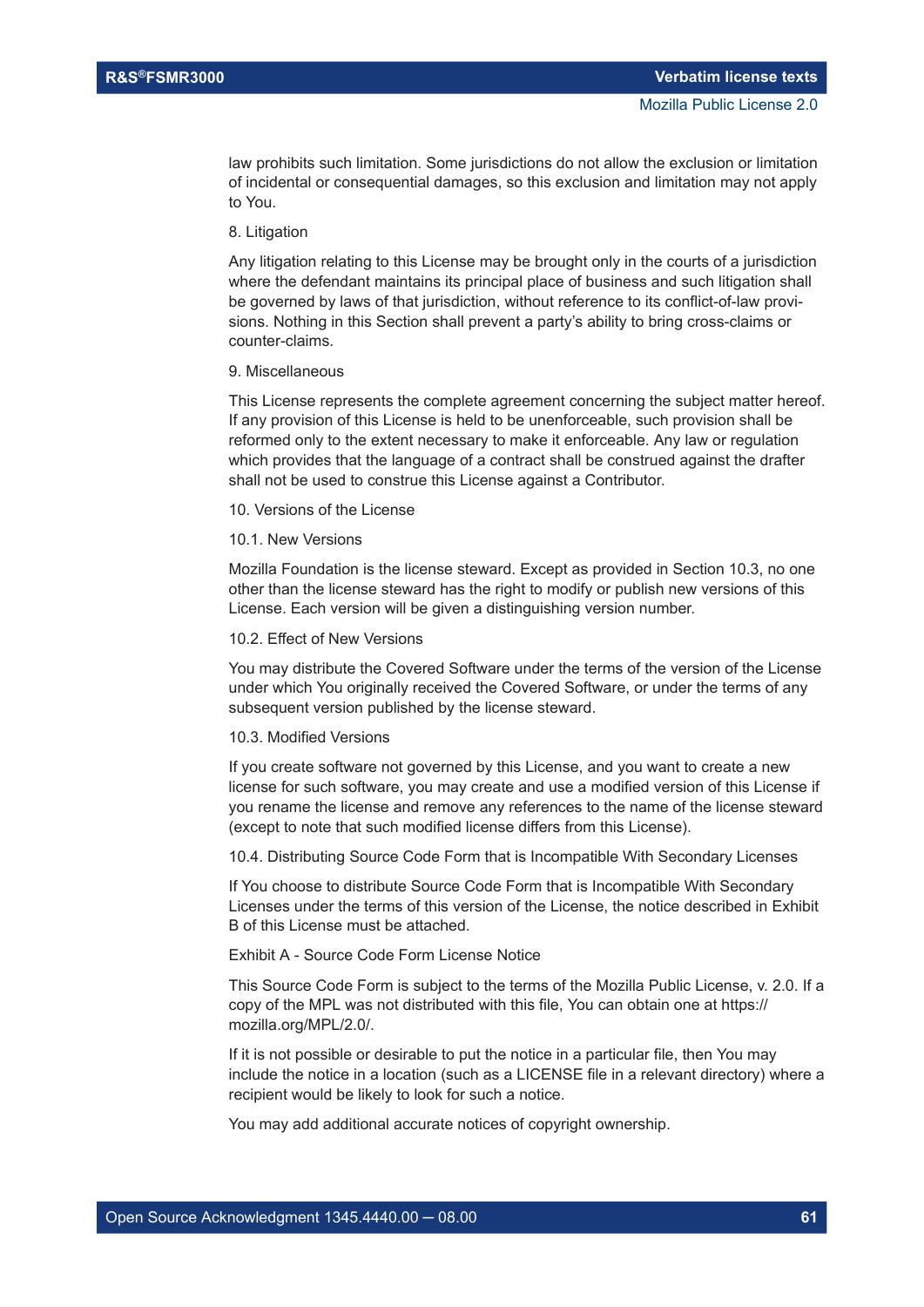law prohibits such limitation. Some jurisdictions do not allow the exclusion or limitation of incidental or consequential damages, so this exclusion and limitation may not apply to You.

8. Litigation

Any litigation relating to this License may be brought only in the courts of a jurisdiction where the defendant maintains its principal place of business and such litigation shall be governed by laws of that jurisdiction, without reference to its conflict-of-law provisions. Nothing in this Section shall prevent a party's ability to bring cross-claims or counter-claims.

9. Miscellaneous

This License represents the complete agreement concerning the subject matter hereof. If any provision of this License is held to be unenforceable, such provision shall be reformed only to the extent necessary to make it enforceable. Any law or regulation which provides that the language of a contract shall be construed against the drafter shall not be used to construe this License against a Contributor.

10. Versions of the License

10.1. New Versions

Mozilla Foundation is the license steward. Except as provided in Section 10.3, no one other than the license steward has the right to modify or publish new versions of this License. Each version will be given a distinguishing version number.

10.2. Effect of New Versions

You may distribute the Covered Software under the terms of the version of the License under which You originally received the Covered Software, or under the terms of any subsequent version published by the license steward.

10.3. Modified Versions

If you create software not governed by this License, and you want to create a new license for such software, you may create and use a modified version of this License if you rename the license and remove any references to the name of the license steward (except to note that such modified license differs from this License).

10.4. Distributing Source Code Form that is Incompatible With Secondary Licenses

If You choose to distribute Source Code Form that is Incompatible With Secondary Licenses under the terms of this version of the License, the notice described in Exhibit B of this License must be attached.

Exhibit A - Source Code Form License Notice

This Source Code Form is subject to the terms of the Mozilla Public License, v. 2.0. If a copy of the MPL was not distributed with this file, You can obtain one at https://mozilla.org/MPL/2.0/.

If it is not possible or desirable to put the notice in a particular file, then You may include the notice in a location (such as a LICENSE file in a relevant directory) where a recipient would be likely to look for such a notice.

You may add additional accurate notices of copyright ownership.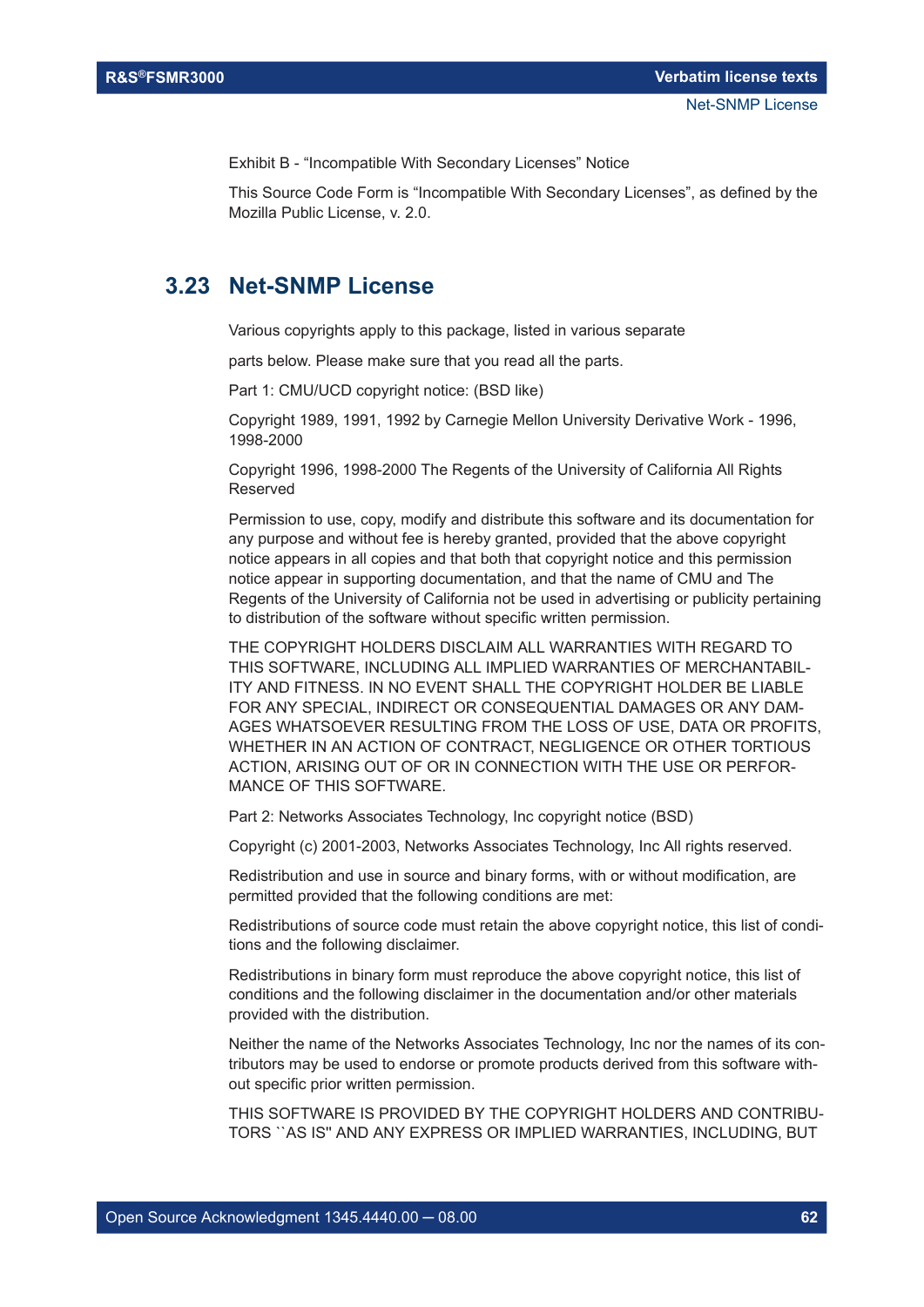Exhibit B - “Incompatible With Secondary Licenses” Notice

This Source Code Form is “Incompatible With Secondary Licenses”, as defined by the Mozilla Public License, v. 2.0.

## 3.23 Net-SNMP License

Various copyrights apply to this package, listed in various separate

parts below. Please make sure that you read all the parts.

Part 1: CMU/UCD copyright notice: (BSD like)

Copyright 1989, 1991, 1992 by Carnegie Mellon University Derivative Work - 1996, 1998-2000

Copyright 1996, 1998-2000 The Regents of the University of California All Rights Reserved

Permission to use, copy, modify and distribute this software and its documentation for any purpose and without fee is hereby granted, provided that the above copyright notice appears in all copies and that both that copyright notice and this permission notice appear in supporting documentation, and that the name of CMU and The Regents of the University of California not be used in advertising or publicity pertaining to distribution of the software without specific written permission.

THE COPYRIGHT HOLDERS DISCLAIM ALL WARRANTIES WITH REGARD TO THIS SOFTWARE, INCLUDING ALL IMPLIED WARRANTIES OF MERCHANTABILITY AND FITNESS. IN NO EVENT SHALL THE COPYRIGHT HOLDER BE LIABLE FOR ANY SPECIAL, INDIRECT OR CONSEQUENTIAL DAMAGES OR ANY DAMAGES WHATSOEVER RESULTING FROM THE LOSS OF USE, DATA OR PROFITS, WHETHER IN AN ACTION OF CONTRACT, NEGLIGENCE OR OTHER TORTIOUS ACTION, ARISING OUT OF OR IN CONNECTION WITH THE USE OR PERFORMANCE OF THIS SOFTWARE.

Part 2: Networks Associates Technology, Inc copyright notice (BSD)

Copyright (c) 2001-2003, Networks Associates Technology, Inc All rights reserved.

Redistribution and use in source and binary forms, with or without modification, are permitted provided that the following conditions are met:

Redistributions of source code must retain the above copyright notice, this list of conditions and the following disclaimer.

Redistributions in binary form must reproduce the above copyright notice, this list of conditions and the following disclaimer in the documentation and/or other materials provided with the distribution.

Neither the name of the Networks Associates Technology, Inc nor the names of its contributors may be used to endorse or promote products derived from this software without specific prior written permission.

THIS SOFTWARE IS PROVIDED BY THE COPYRIGHT HOLDERS AND CONTRIBUTORS ``AS IS'' AND ANY EXPRESS OR IMPLIED WARRANTIES, INCLUDING, BUT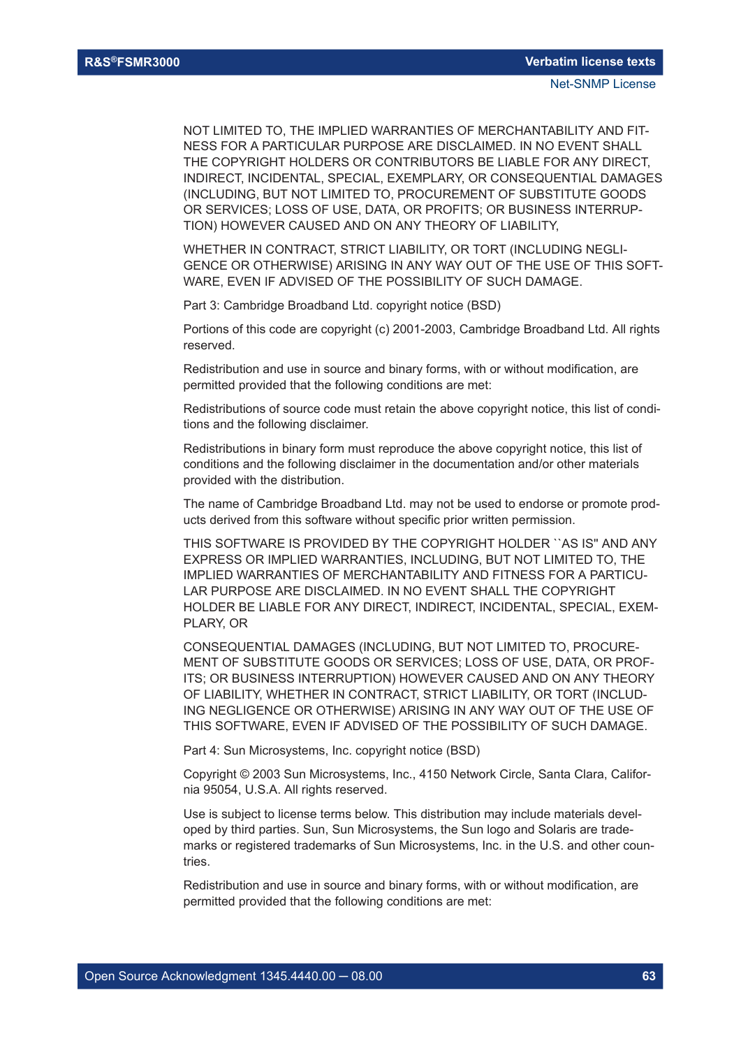NOT LIMITED TO, THE IMPLIED WARRANTIES OF MERCHANTABILITY AND FITNESS FOR A PARTICULAR PURPOSE ARE DISCLAIMED. IN NO EVENT SHALL THE COPYRIGHT HOLDERS OR CONTRIBUTORS BE LIABLE FOR ANY DIRECT, INDIRECT, INCIDENTAL, SPECIAL, EXEMPLARY, OR CONSEQUENTIAL DAMAGES (INCLUDING, BUT NOT LIMITED TO, PROCUREMENT OF SUBSTITUTE GOODS OR SERVICES; LOSS OF USE, DATA, OR PROFITS; OR BUSINESS INTERRUPTION) HOWEVER CAUSED AND ON ANY THEORY OF LIABILITY,

WHETHER IN CONTRACT, STRICT LIABILITY, OR TORT (INCLUDING NEGLIGENCE OR OTHERWISE) ARISING IN ANY WAY OUT OF THE USE OF THIS SOFTWARE, EVEN IF ADVISED OF THE POSSIBILITY OF SUCH DAMAGE.

Part 3: Cambridge Broadband Ltd. copyright notice (BSD)

Portions of this code are copyright (c) 2001-2003, Cambridge Broadband Ltd. All rights reserved.

Redistribution and use in source and binary forms, with or without modification, are permitted provided that the following conditions are met:

Redistributions of source code must retain the above copyright notice, this list of conditions and the following disclaimer.

Redistributions in binary form must reproduce the above copyright notice, this list of conditions and the following disclaimer in the documentation and/or other materials provided with the distribution.

The name of Cambridge Broadband Ltd. may not be used to endorse or promote products derived from this software without specific prior written permission.

THIS SOFTWARE IS PROVIDED BY THE COPYRIGHT HOLDER ``AS IS'' AND ANY EXPRESS OR IMPLIED WARRANTIES, INCLUDING, BUT NOT LIMITED TO, THE IMPLIED WARRANTIES OF MERCHANTABILITY AND FITNESS FOR A PARTICULAR PURPOSE ARE DISCLAIMED. IN NO EVENT SHALL THE COPYRIGHT HOLDER BE LIABLE FOR ANY DIRECT, INDIRECT, INCIDENTAL, SPECIAL, EXEMPLARY, OR

CONSEQUENTIAL DAMAGES (INCLUDING, BUT NOT LIMITED TO, PROCUREMENT OF SUBSTITUTE GOODS OR SERVICES; LOSS OF USE, DATA, OR PROFITS; OR BUSINESS INTERRUPTION) HOWEVER CAUSED AND ON ANY THEORY OF LIABILITY, WHETHER IN CONTRACT, STRICT LIABILITY, OR TORT (INCLUDING NEGLIGENCE OR OTHERWISE) ARISING IN ANY WAY OUT OF THE USE OF THIS SOFTWARE, EVEN IF ADVISED OF THE POSSIBILITY OF SUCH DAMAGE.

Part 4: Sun Microsystems, Inc. copyright notice (BSD)

Copyright © 2003 Sun Microsystems, Inc., 4150 Network Circle, Santa Clara, California 95054, U.S.A. All rights reserved.

Use is subject to license terms below. This distribution may include materials developed by third parties. Sun, Sun Microsystems, the Sun logo and Solaris are trademarks or registered trademarks of Sun Microsystems, Inc. in the U.S. and other countries.

Redistribution and use in source and binary forms, with or without modification, are permitted provided that the following conditions are met: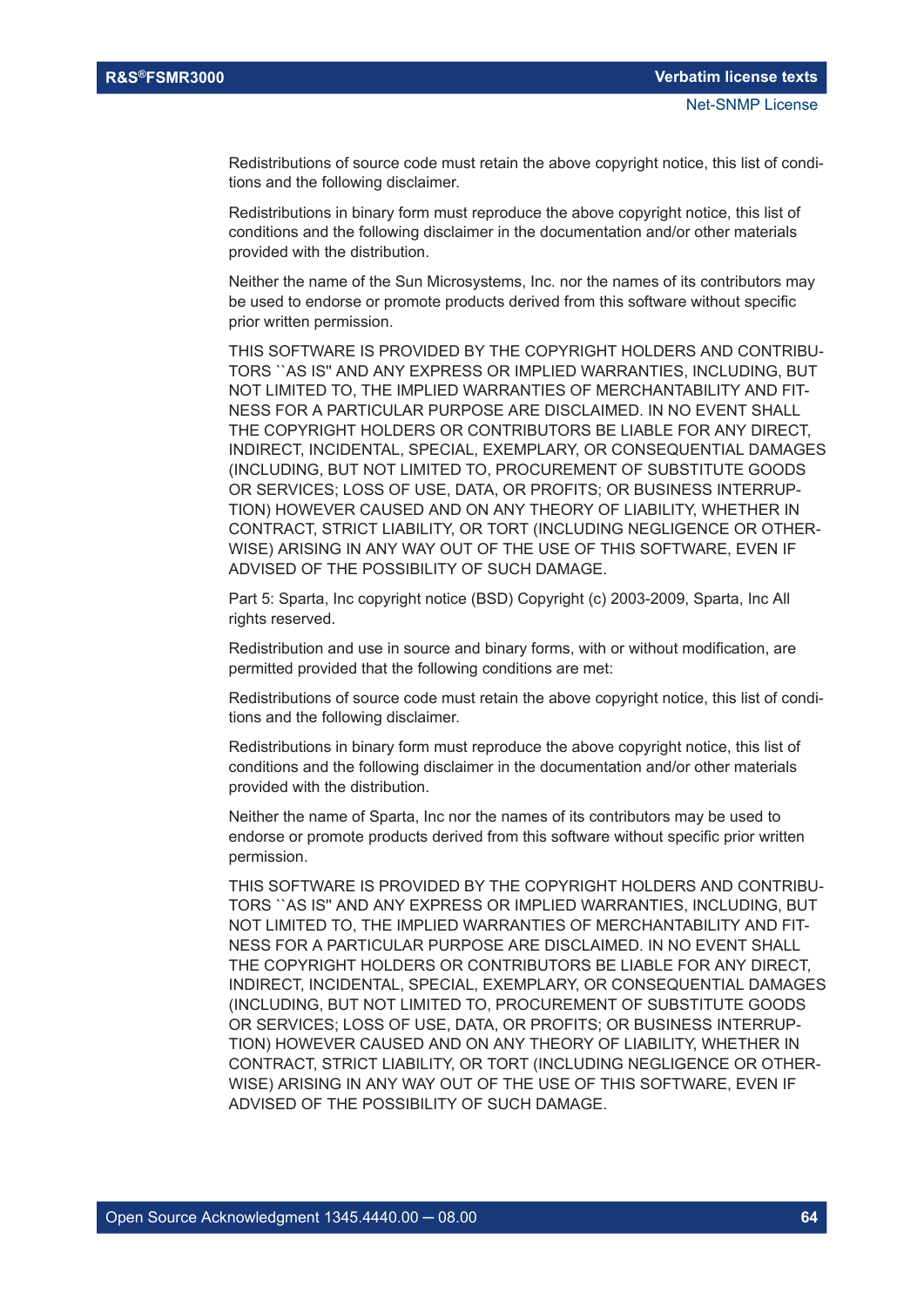Redistributions of source code must retain the above copyright notice, this list of conditions and the following disclaimer.

Redistributions in binary form must reproduce the above copyright notice, this list of conditions and the following disclaimer in the documentation and/or other materials provided with the distribution.

Neither the name of the Sun Microsystems, Inc. nor the names of its contributors may be used to endorse or promote products derived from this software without specific prior written permission.

THIS SOFTWARE IS PROVIDED BY THE COPYRIGHT HOLDERS AND CONTRIBUTORS ``AS IS'' AND ANY EXPRESS OR IMPLIED WARRANTIES, INCLUDING, BUT NOT LIMITED TO, THE IMPLIED WARRANTIES OF MERCHANTABILITY AND FITNESS FOR A PARTICULAR PURPOSE ARE DISCLAIMED. IN NO EVENT SHALL THE COPYRIGHT HOLDERS OR CONTRIBUTORS BE LIABLE FOR ANY DIRECT, INDIRECT, INCIDENTAL, SPECIAL, EXEMPLARY, OR CONSEQUENTIAL DAMAGES (INCLUDING, BUT NOT LIMITED TO, PROCUREMENT OF SUBSTITUTE GOODS OR SERVICES; LOSS OF USE, DATA, OR PROFITS; OR BUSINESS INTERRUPTION) HOWEVER CAUSED AND ON ANY THEORY OF LIABILITY, WHETHER IN CONTRACT, STRICT LIABILITY, OR TORT (INCLUDING NEGLIGENCE OR OTHERWISE) ARISING IN ANY WAY OUT OF THE USE OF THIS SOFTWARE, EVEN IF ADVISED OF THE POSSIBILITY OF SUCH DAMAGE.

Part 5: Sparta, Inc copyright notice (BSD) Copyright (c) 2003-2009, Sparta, Inc All rights reserved.

Redistribution and use in source and binary forms, with or without modification, are permitted provided that the following conditions are met:

Redistributions of source code must retain the above copyright notice, this list of conditions and the following disclaimer.

Redistributions in binary form must reproduce the above copyright notice, this list of conditions and the following disclaimer in the documentation and/or other materials provided with the distribution.

Neither the name of Sparta, Inc nor the names of its contributors may be used to endorse or promote products derived from this software without specific prior written permission.

THIS SOFTWARE IS PROVIDED BY THE COPYRIGHT HOLDERS AND CONTRIBUTORS ``AS IS'' AND ANY EXPRESS OR IMPLIED WARRANTIES, INCLUDING, BUT NOT LIMITED TO, THE IMPLIED WARRANTIES OF MERCHANTABILITY AND FITNESS FOR A PARTICULAR PURPOSE ARE DISCLAIMED. IN NO EVENT SHALL THE COPYRIGHT HOLDERS OR CONTRIBUTORS BE LIABLE FOR ANY DIRECT, INDIRECT, INCIDENTAL, SPECIAL, EXEMPLARY, OR CONSEQUENTIAL DAMAGES (INCLUDING, BUT NOT LIMITED TO, PROCUREMENT OF SUBSTITUTE GOODS OR SERVICES; LOSS OF USE, DATA, OR PROFITS; OR BUSINESS INTERRUPTION) HOWEVER CAUSED AND ON ANY THEORY OF LIABILITY, WHETHER IN CONTRACT, STRICT LIABILITY, OR TORT (INCLUDING NEGLIGENCE OR OTHERWISE) ARISING IN ANY WAY OUT OF THE USE OF THIS SOFTWARE, EVEN IF ADVISED OF THE POSSIBILITY OF SUCH DAMAGE.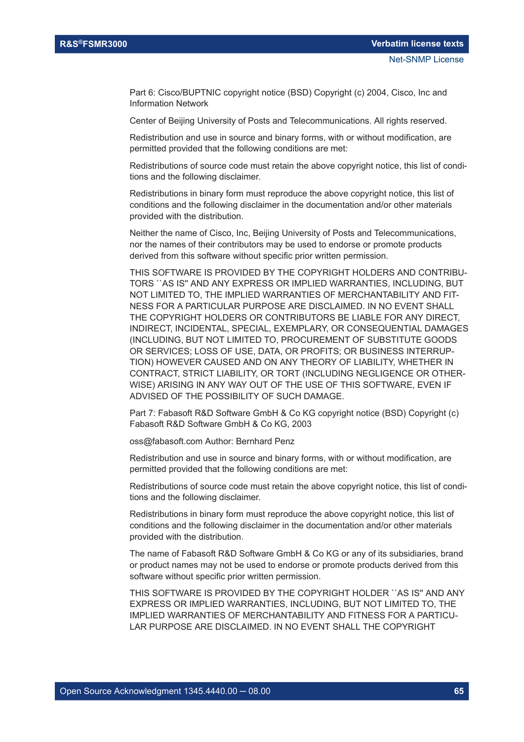Part 6: Cisco/BUPTNIC copyright notice (BSD) Copyright (c) 2004, Cisco, Inc and Information Network

Center of Beijing University of Posts and Telecommunications. All rights reserved.

Redistribution and use in source and binary forms, with or without modification, are permitted provided that the following conditions are met:

Redistributions of source code must retain the above copyright notice, this list of conditions and the following disclaimer.

Redistributions in binary form must reproduce the above copyright notice, this list of conditions and the following disclaimer in the documentation and/or other materials provided with the distribution.

Neither the name of Cisco, Inc, Beijing University of Posts and Telecommunications, nor the names of their contributors may be used to endorse or promote products derived from this software without specific prior written permission.

THIS SOFTWARE IS PROVIDED BY THE COPYRIGHT HOLDERS AND CONTRIBUTORS ``AS IS'' AND ANY EXPRESS OR IMPLIED WARRANTIES, INCLUDING, BUT NOT LIMITED TO, THE IMPLIED WARRANTIES OF MERCHANTABILITY AND FITNESS FOR A PARTICULAR PURPOSE ARE DISCLAIMED. IN NO EVENT SHALL THE COPYRIGHT HOLDERS OR CONTRIBUTORS BE LIABLE FOR ANY DIRECT, INDIRECT, INCIDENTAL, SPECIAL, EXEMPLARY, OR CONSEQUENTIAL DAMAGES (INCLUDING, BUT NOT LIMITED TO, PROCUREMENT OF SUBSTITUTE GOODS OR SERVICES; LOSS OF USE, DATA, OR PROFITS; OR BUSINESS INTERRUPTION) HOWEVER CAUSED AND ON ANY THEORY OF LIABILITY, WHETHER IN CONTRACT, STRICT LIABILITY, OR TORT (INCLUDING NEGLIGENCE OR OTHERWISE) ARISING IN ANY WAY OUT OF THE USE OF THIS SOFTWARE, EVEN IF ADVISED OF THE POSSIBILITY OF SUCH DAMAGE.

Part 7: Fabasoft R&D Software GmbH & Co KG copyright notice (BSD) Copyright (c) Fabasoft R&D Software GmbH & Co KG, 2003

oss@fabasoft.com Author: Bernhard Penz

Redistribution and use in source and binary forms, with or without modification, are permitted provided that the following conditions are met:

Redistributions of source code must retain the above copyright notice, this list of conditions and the following disclaimer.

Redistributions in binary form must reproduce the above copyright notice, this list of conditions and the following disclaimer in the documentation and/or other materials provided with the distribution.

The name of Fabasoft R&D Software GmbH & Co KG or any of its subsidiaries, brand or product names may not be used to endorse or promote products derived from this software without specific prior written permission.

THIS SOFTWARE IS PROVIDED BY THE COPYRIGHT HOLDER ``AS IS'' AND ANY EXPRESS OR IMPLIED WARRANTIES, INCLUDING, BUT NOT LIMITED TO, THE IMPLIED WARRANTIES OF MERCHANTABILITY AND FITNESS FOR A PARTICULAR PURPOSE ARE DISCLAIMED. IN NO EVENT SHALL THE COPYRIGHT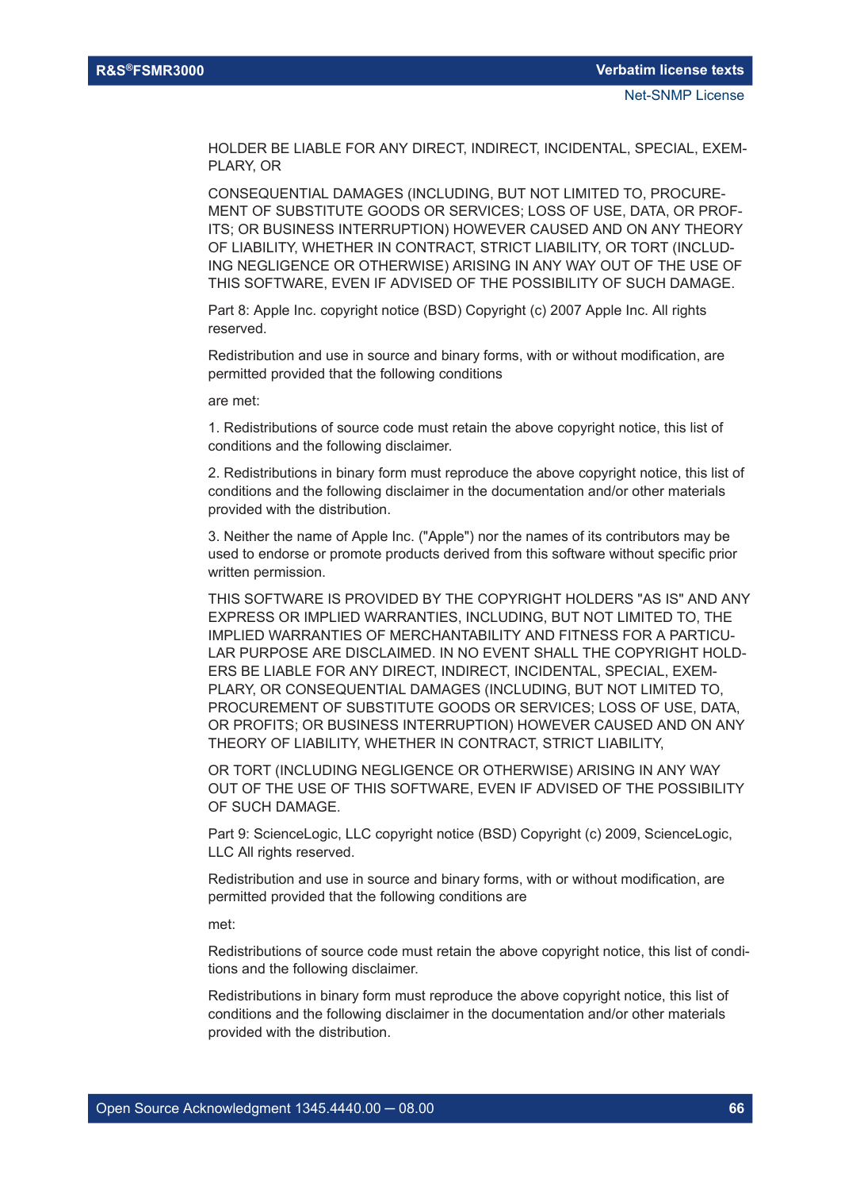HOLDER BE LIABLE FOR ANY DIRECT, INDIRECT, INCIDENTAL, SPECIAL, EXEMPLARY, OR

CONSEQUENTIAL DAMAGES (INCLUDING, BUT NOT LIMITED TO, PROCUREMENT OF SUBSTITUTE GOODS OR SERVICES; LOSS OF USE, DATA, OR PROFITS; OR BUSINESS INTERRUPTION) HOWEVER CAUSED AND ON ANY THEORY OF LIABILITY, WHETHER IN CONTRACT, STRICT LIABILITY, OR TORT (INCLUDING NEGLIGENCE OR OTHERWISE) ARISING IN ANY WAY OUT OF THE USE OF THIS SOFTWARE, EVEN IF ADVISED OF THE POSSIBILITY OF SUCH DAMAGE.

Part 8: Apple Inc. copyright notice (BSD) Copyright (c) 2007 Apple Inc. All rights reserved.

Redistribution and use in source and binary forms, with or without modification, are permitted provided that the following conditions

are met:

1. Redistributions of source code must retain the above copyright notice, this list of conditions and the following disclaimer.

2. Redistributions in binary form must reproduce the above copyright notice, this list of conditions and the following disclaimer in the documentation and/or other materials provided with the distribution.

3. Neither the name of Apple Inc. ("Apple") nor the names of its contributors may be used to endorse or promote products derived from this software without specific prior written permission.

THIS SOFTWARE IS PROVIDED BY THE COPYRIGHT HOLDERS "AS IS" AND ANY EXPRESS OR IMPLIED WARRANTIES, INCLUDING, BUT NOT LIMITED TO, THE IMPLIED WARRANTIES OF MERCHANTABILITY AND FITNESS FOR A PARTICULAR PURPOSE ARE DISCLAIMED. IN NO EVENT SHALL THE COPYRIGHT HOLDERS BE LIABLE FOR ANY DIRECT, INDIRECT, INCIDENTAL, SPECIAL, EXEMPLARY, OR CONSEQUENTIAL DAMAGES (INCLUDING, BUT NOT LIMITED TO, PROCUREMENT OF SUBSTITUTE GOODS OR SERVICES; LOSS OF USE, DATA, OR PROFITS; OR BUSINESS INTERRUPTION) HOWEVER CAUSED AND ON ANY THEORY OF LIABILITY, WHETHER IN CONTRACT, STRICT LIABILITY,

OR TORT (INCLUDING NEGLIGENCE OR OTHERWISE) ARISING IN ANY WAY OUT OF THE USE OF THIS SOFTWARE, EVEN IF ADVISED OF THE POSSIBILITY OF SUCH DAMAGE.

Part 9: ScienceLogic, LLC copyright notice (BSD) Copyright (c) 2009, ScienceLogic, LLC All rights reserved.

Redistribution and use in source and binary forms, with or without modification, are permitted provided that the following conditions are

met:

Redistributions of source code must retain the above copyright notice, this list of conditions and the following disclaimer.

Redistributions in binary form must reproduce the above copyright notice, this list of conditions and the following disclaimer in the documentation and/or other materials provided with the distribution.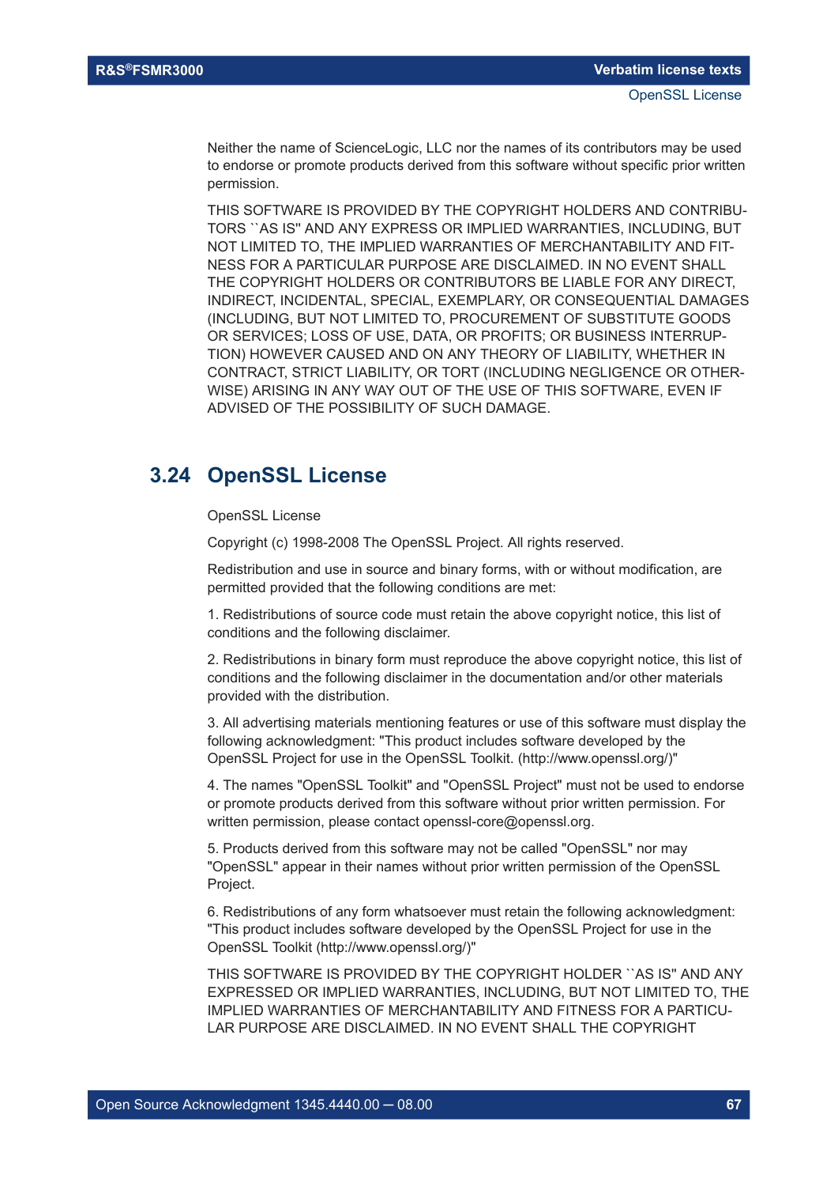Neither the name of ScienceLogic, LLC nor the names of its contributors may be used to endorse or promote products derived from this software without specific prior written permission.

THIS SOFTWARE IS PROVIDED BY THE COPYRIGHT HOLDERS AND CONTRIBUTORS ``AS IS'' AND ANY EXPRESS OR IMPLIED WARRANTIES, INCLUDING, BUT NOT LIMITED TO, THE IMPLIED WARRANTIES OF MERCHANTABILITY AND FITNESS FOR A PARTICULAR PURPOSE ARE DISCLAIMED. IN NO EVENT SHALL THE COPYRIGHT HOLDERS OR CONTRIBUTORS BE LIABLE FOR ANY DIRECT, INDIRECT, INCIDENTAL, SPECIAL, EXEMPLARY, OR CONSEQUENTIAL DAMAGES (INCLUDING, BUT NOT LIMITED TO, PROCUREMENT OF SUBSTITUTE GOODS OR SERVICES; LOSS OF USE, DATA, OR PROFITS; OR BUSINESS INTERRUPTION) HOWEVER CAUSED AND ON ANY THEORY OF LIABILITY, WHETHER IN CONTRACT, STRICT LIABILITY, OR TORT (INCLUDING NEGLIGENCE OR OTHERWISE) ARISING IN ANY WAY OUT OF THE USE OF THIS SOFTWARE, EVEN IF ADVISED OF THE POSSIBILITY OF SUCH DAMAGE.

## 3.24 OpenSSL License

OpenSSL License

Copyright (c) 1998-2008 The OpenSSL Project. All rights reserved.

Redistribution and use in source and binary forms, with or without modification, are permitted provided that the following conditions are met:

1. Redistributions of source code must retain the above copyright notice, this list of conditions and the following disclaimer.

2. Redistributions in binary form must reproduce the above copyright notice, this list of conditions and the following disclaimer in the documentation and/or other materials provided with the distribution.

3. All advertising materials mentioning features or use of this software must display the following acknowledgment: "This product includes software developed by the OpenSSL Project for use in the OpenSSL Toolkit. (http://www.openssl.org/)"

4. The names "OpenSSL Toolkit" and "OpenSSL Project" must not be used to endorse or promote products derived from this software without prior written permission. For written permission, please contact openssl-core@openssl.org.

5. Products derived from this software may not be called "OpenSSL" nor may "OpenSSL" appear in their names without prior written permission of the OpenSSL Project.

6. Redistributions of any form whatsoever must retain the following acknowledgment: "This product includes software developed by the OpenSSL Project for use in the OpenSSL Toolkit (http://www.openssl.org/)"

THIS SOFTWARE IS PROVIDED BY THE COPYRIGHT HOLDER ``AS IS'' AND ANY EXPRESSED OR IMPLIED WARRANTIES, INCLUDING, BUT NOT LIMITED TO, THE IMPLIED WARRANTIES OF MERCHANTABILITY AND FITNESS FOR A PARTICULAR PURPOSE ARE DISCLAIMED. IN NO EVENT SHALL THE COPYRIGHT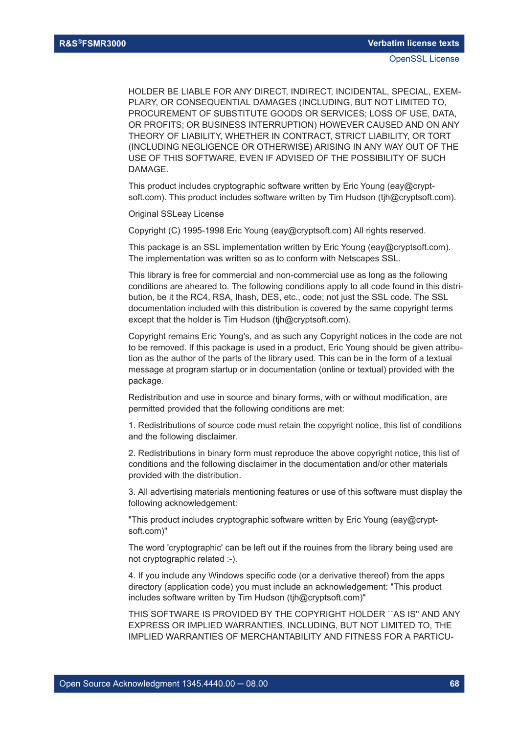HOLDER BE LIABLE FOR ANY DIRECT, INDIRECT, INCIDENTAL, SPECIAL, EXEMPLARY, OR CONSEQUENTIAL DAMAGES (INCLUDING, BUT NOT LIMITED TO, PROCUREMENT OF SUBSTITUTE GOODS OR SERVICES; LOSS OF USE, DATA, OR PROFITS; OR BUSINESS INTERRUPTION) HOWEVER CAUSED AND ON ANY THEORY OF LIABILITY, WHETHER IN CONTRACT, STRICT LIABILITY, OR TORT (INCLUDING NEGLIGENCE OR OTHERWISE) ARISING IN ANY WAY OUT OF THE USE OF THIS SOFTWARE, EVEN IF ADVISED OF THE POSSIBILITY OF SUCH DAMAGE.

This product includes cryptographic software written by Eric Young (eay@cryptsoft.com). This product includes software written by Tim Hudson (tjh@cryptsoft.com).

Original SSLeay License

Copyright (C) 1995-1998 Eric Young (eay@cryptsoft.com) All rights reserved.

This package is an SSL implementation written by Eric Young (eay@cryptsoft.com). The implementation was written so as to conform with Netscapes SSL.

This library is free for commercial and non-commercial use as long as the following conditions are aheared to. The following conditions apply to all code found in this distribution, be it the RC4, RSA, lhash, DES, etc., code; not just the SSL code. The SSL documentation included with this distribution is covered by the same copyright terms except that the holder is Tim Hudson (tjh@cryptsoft.com).

Copyright remains Eric Young's, and as such any Copyright notices in the code are not to be removed. If this package is used in a product, Eric Young should be given attribution as the author of the parts of the library used. This can be in the form of a textual message at program startup or in documentation (online or textual) provided with the package.

Redistribution and use in source and binary forms, with or without modification, are permitted provided that the following conditions are met:

1. Redistributions of source code must retain the copyright notice, this list of conditions and the following disclaimer.

2. Redistributions in binary form must reproduce the above copyright notice, this list of conditions and the following disclaimer in the documentation and/or other materials provided with the distribution.

3. All advertising materials mentioning features or use of this software must display the following acknowledgement:

"This product includes cryptographic software written by Eric Young (eay@cryptsoft.com)"

The word 'cryptographic' can be left out if the rouines from the library being used are not cryptographic related :-).

4. If you include any Windows specific code (or a derivative thereof) from the apps directory (application code) you must include an acknowledgement: "This product includes software written by Tim Hudson (tjh@cryptsoft.com)"

THIS SOFTWARE IS PROVIDED BY THE COPYRIGHT HOLDER ``AS IS'' AND ANY EXPRESS OR IMPLIED WARRANTIES, INCLUDING, BUT NOT LIMITED TO, THE IMPLIED WARRANTIES OF MERCHANTABILITY AND FITNESS FOR A PARTICU-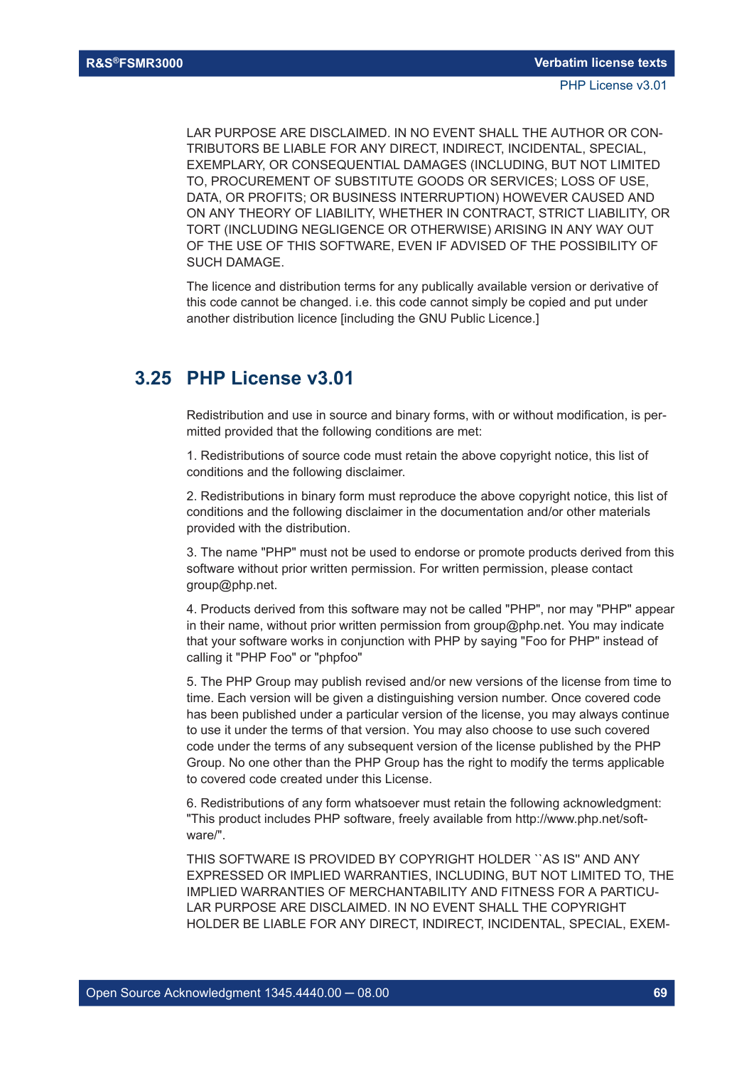LAR PURPOSE ARE DISCLAIMED. IN NO EVENT SHALL THE AUTHOR OR CONTRIBUTORS BE LIABLE FOR ANY DIRECT, INDIRECT, INCIDENTAL, SPECIAL, EXEMPLARY, OR CONSEQUENTIAL DAMAGES (INCLUDING, BUT NOT LIMITED TO, PROCUREMENT OF SUBSTITUTE GOODS OR SERVICES; LOSS OF USE, DATA, OR PROFITS; OR BUSINESS INTERRUPTION) HOWEVER CAUSED AND ON ANY THEORY OF LIABILITY, WHETHER IN CONTRACT, STRICT LIABILITY, OR TORT (INCLUDING NEGLIGENCE OR OTHERWISE) ARISING IN ANY WAY OUT OF THE USE OF THIS SOFTWARE, EVEN IF ADVISED OF THE POSSIBILITY OF SUCH DAMAGE.

The licence and distribution terms for any publically available version or derivative of this code cannot be changed. i.e. this code cannot simply be copied and put under another distribution licence [including the GNU Public Licence.]

## 3.25 PHP License v3.01

Redistribution and use in source and binary forms, with or without modification, is permitted provided that the following conditions are met:

1. Redistributions of source code must retain the above copyright notice, this list of conditions and the following disclaimer.

2. Redistributions in binary form must reproduce the above copyright notice, this list of conditions and the following disclaimer in the documentation and/or other materials provided with the distribution.

3. The name "PHP" must not be used to endorse or promote products derived from this software without prior written permission. For written permission, please contact group@php.net.

4. Products derived from this software may not be called "PHP", nor may "PHP" appear in their name, without prior written permission from group@php.net. You may indicate that your software works in conjunction with PHP by saying "Foo for PHP" instead of calling it "PHP Foo" or "phpfoo"

5. The PHP Group may publish revised and/or new versions of the license from time to time. Each version will be given a distinguishing version number. Once covered code has been published under a particular version of the license, you may always continue to use it under the terms of that version. You may also choose to use such covered code under the terms of any subsequent version of the license published by the PHP Group. No one other than the PHP Group has the right to modify the terms applicable to covered code created under this License.

6. Redistributions of any form whatsoever must retain the following acknowledgment: "This product includes PHP software, freely available from http://www.php.net/software/".

THIS SOFTWARE IS PROVIDED BY COPYRIGHT HOLDER ``AS IS'' AND ANY EXPRESSED OR IMPLIED WARRANTIES, INCLUDING, BUT NOT LIMITED TO, THE IMPLIED WARRANTIES OF MERCHANTABILITY AND FITNESS FOR A PARTICULAR PURPOSE ARE DISCLAIMED. IN NO EVENT SHALL THE COPYRIGHT HOLDER BE LIABLE FOR ANY DIRECT, INDIRECT, INCIDENTAL, SPECIAL, EXEM-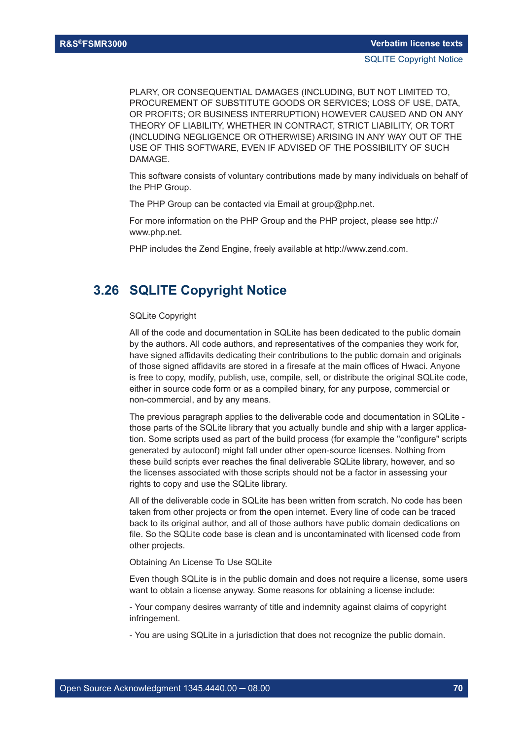PLARY, OR CONSEQUENTIAL DAMAGES (INCLUDING, BUT NOT LIMITED TO, PROCUREMENT OF SUBSTITUTE GOODS OR SERVICES; LOSS OF USE, DATA, OR PROFITS; OR BUSINESS INTERRUPTION) HOWEVER CAUSED AND ON ANY THEORY OF LIABILITY, WHETHER IN CONTRACT, STRICT LIABILITY, OR TORT (INCLUDING NEGLIGENCE OR OTHERWISE) ARISING IN ANY WAY OUT OF THE USE OF THIS SOFTWARE, EVEN IF ADVISED OF THE POSSIBILITY OF SUCH DAMAGE.

This software consists of voluntary contributions made by many individuals on behalf of the PHP Group.

The PHP Group can be contacted via Email at group@php.net.

For more information on the PHP Group and the PHP project, please see http://www.php.net.

PHP includes the Zend Engine, freely available at http://www.zend.com.

## 3.26 SQLITE Copyright Notice

SQLite Copyright

All of the code and documentation in SQLite has been dedicated to the public domain by the authors. All code authors, and representatives of the companies they work for, have signed affidavits dedicating their contributions to the public domain and originals of those signed affidavits are stored in a firesafe at the main offices of Hwaci. Anyone is free to copy, modify, publish, use, compile, sell, or distribute the original SQLite code, either in source code form or as a compiled binary, for any purpose, commercial or non-commercial, and by any means.

The previous paragraph applies to the deliverable code and documentation in SQLite - those parts of the SQLite library that you actually bundle and ship with a larger application. Some scripts used as part of the build process (for example the "configure" scripts generated by autoconf) might fall under other open-source licenses. Nothing from these build scripts ever reaches the final deliverable SQLite library, however, and so the licenses associated with those scripts should not be a factor in assessing your rights to copy and use the SQLite library.

All of the deliverable code in SQLite has been written from scratch. No code has been taken from other projects or from the open internet. Every line of code can be traced back to its original author, and all of those authors have public domain dedications on file. So the SQLite code base is clean and is uncontaminated with licensed code from other projects.

Obtaining An License To Use SQLite

Even though SQLite is in the public domain and does not require a license, some users want to obtain a license anyway. Some reasons for obtaining a license include:

- Your company desires warranty of title and indemnity against claims of copyright infringement.

- You are using SQLite in a jurisdiction that does not recognize the public domain.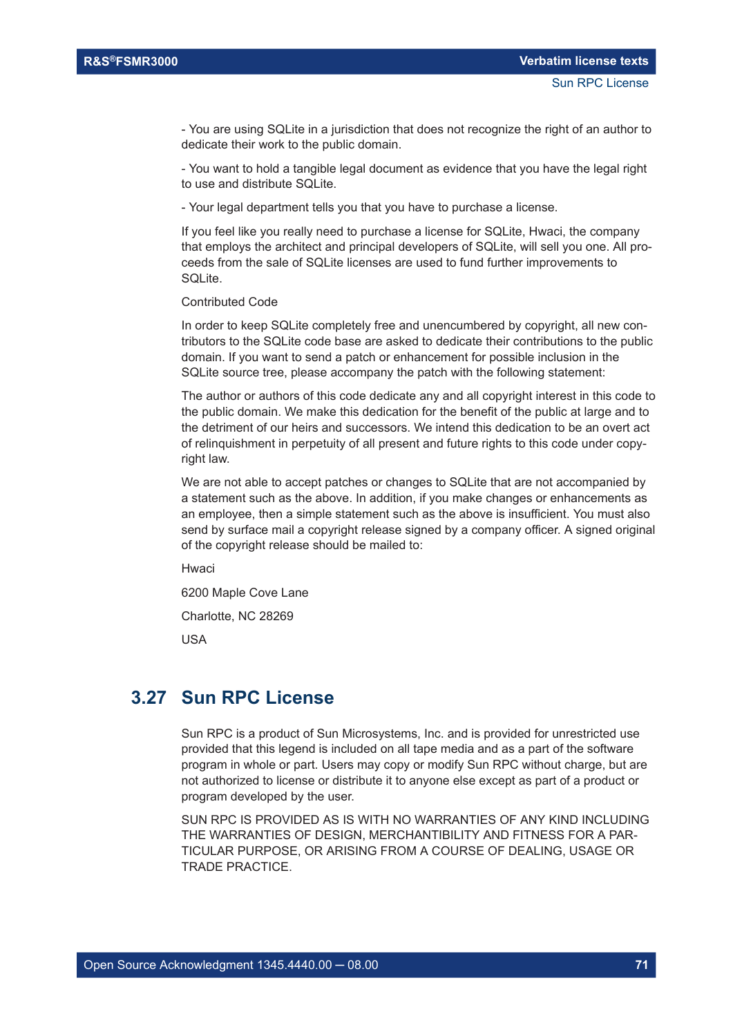- You are using SQLite in a jurisdiction that does not recognize the right of an author to dedicate their work to the public domain.

- You want to hold a tangible legal document as evidence that you have the legal right to use and distribute SQLite.

- Your legal department tells you that you have to purchase a license.

If you feel like you really need to purchase a license for SQLite, Hwaci, the company that employs the architect and principal developers of SQLite, will sell you one. All proceeds from the sale of SQLite licenses are used to fund further improvements to SQLite.

Contributed Code

In order to keep SQLite completely free and unencumbered by copyright, all new contributors to the SQLite code base are asked to dedicate their contributions to the public domain. If you want to send a patch or enhancement for possible inclusion in the SQLite source tree, please accompany the patch with the following statement:

The author or authors of this code dedicate any and all copyright interest in this code to the public domain. We make this dedication for the benefit of the public at large and to the detriment of our heirs and successors. We intend this dedication to be an overt act of relinquishment in perpetuity of all present and future rights to this code under copyright law.

We are not able to accept patches or changes to SQLite that are not accompanied by a statement such as the above. In addition, if you make changes or enhancements as an employee, then a simple statement such as the above is insufficient. You must also send by surface mail a copyright release signed by a company officer. A signed original of the copyright release should be mailed to:

Hwaci

6200 Maple Cove Lane

Charlotte, NC 28269

USA

## 3.27 Sun RPC License

Sun RPC is a product of Sun Microsystems, Inc. and is provided for unrestricted use provided that this legend is included on all tape media and as a part of the software program in whole or part. Users may copy or modify Sun RPC without charge, but are not authorized to license or distribute it to anyone else except as part of a product or program developed by the user.

SUN RPC IS PROVIDED AS IS WITH NO WARRANTIES OF ANY KIND INCLUDING THE WARRANTIES OF DESIGN, MERCHANTIBILITY AND FITNESS FOR A PARTICULAR PURPOSE, OR ARISING FROM A COURSE OF DEALING, USAGE OR TRADE PRACTICE.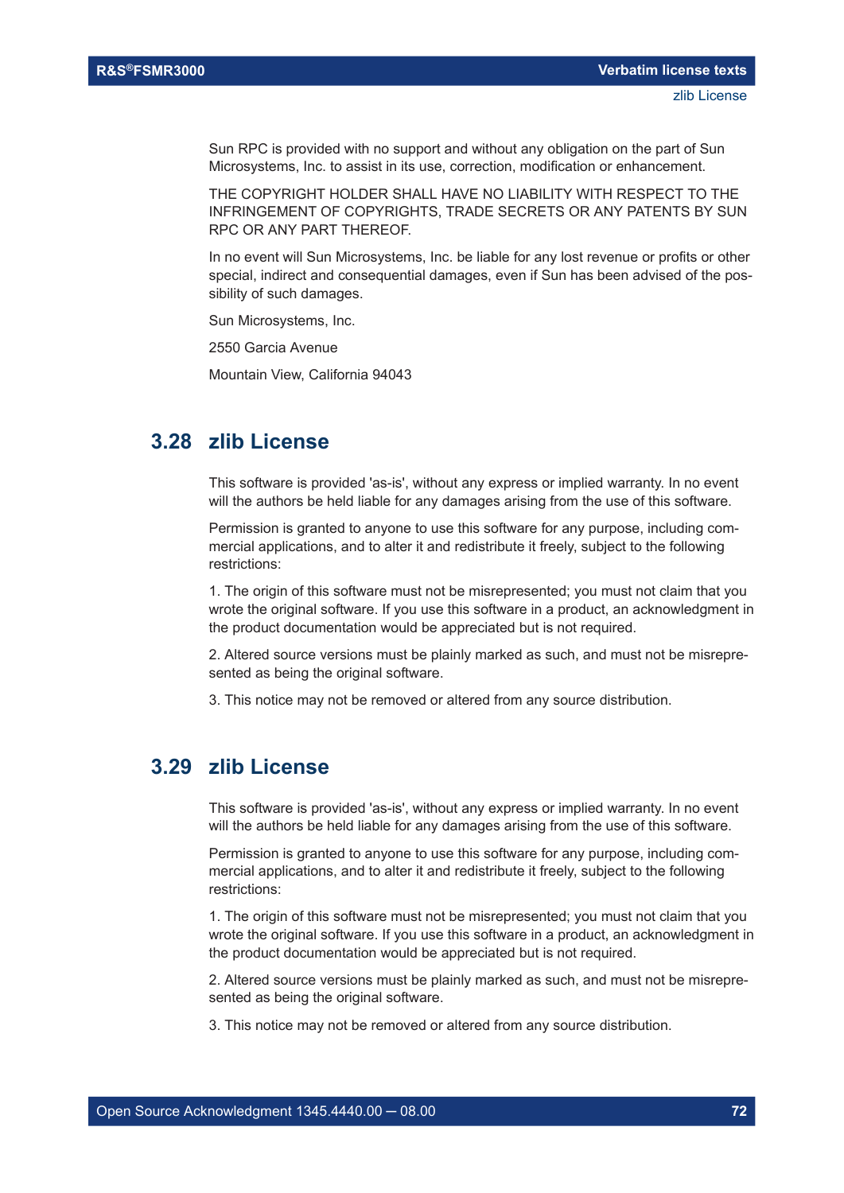Sun RPC is provided with no support and without any obligation on the part of Sun Microsystems, Inc. to assist in its use, correction, modification or enhancement.

THE COPYRIGHT HOLDER SHALL HAVE NO LIABILITY WITH RESPECT TO THE INFRINGEMENT OF COPYRIGHTS, TRADE SECRETS OR ANY PATENTS BY SUN RPC OR ANY PART THEREOF.

In no event will Sun Microsystems, Inc. be liable for any lost revenue or profits or other special, indirect and consequential damages, even if Sun has been advised of the possibility of such damages.

Sun Microsystems, Inc.

2550 Garcia Avenue

Mountain View, California 94043

## 3.28 zlib License

This software is provided 'as-is', without any express or implied warranty. In no event will the authors be held liable for any damages arising from the use of this software.

Permission is granted to anyone to use this software for any purpose, including commercial applications, and to alter it and redistribute it freely, subject to the following restrictions:

1. The origin of this software must not be misrepresented; you must not claim that you wrote the original software. If you use this software in a product, an acknowledgment in the product documentation would be appreciated but is not required.

2. Altered source versions must be plainly marked as such, and must not be misrepresented as being the original software.

3. This notice may not be removed or altered from any source distribution.

## 3.29 zlib License

This software is provided 'as-is', without any express or implied warranty. In no event will the authors be held liable for any damages arising from the use of this software.

Permission is granted to anyone to use this software for any purpose, including commercial applications, and to alter it and redistribute it freely, subject to the following restrictions:

1. The origin of this software must not be misrepresented; you must not claim that you wrote the original software. If you use this software in a product, an acknowledgment in the product documentation would be appreciated but is not required.

2. Altered source versions must be plainly marked as such, and must not be misrepresented as being the original software.

3. This notice may not be removed or altered from any source distribution.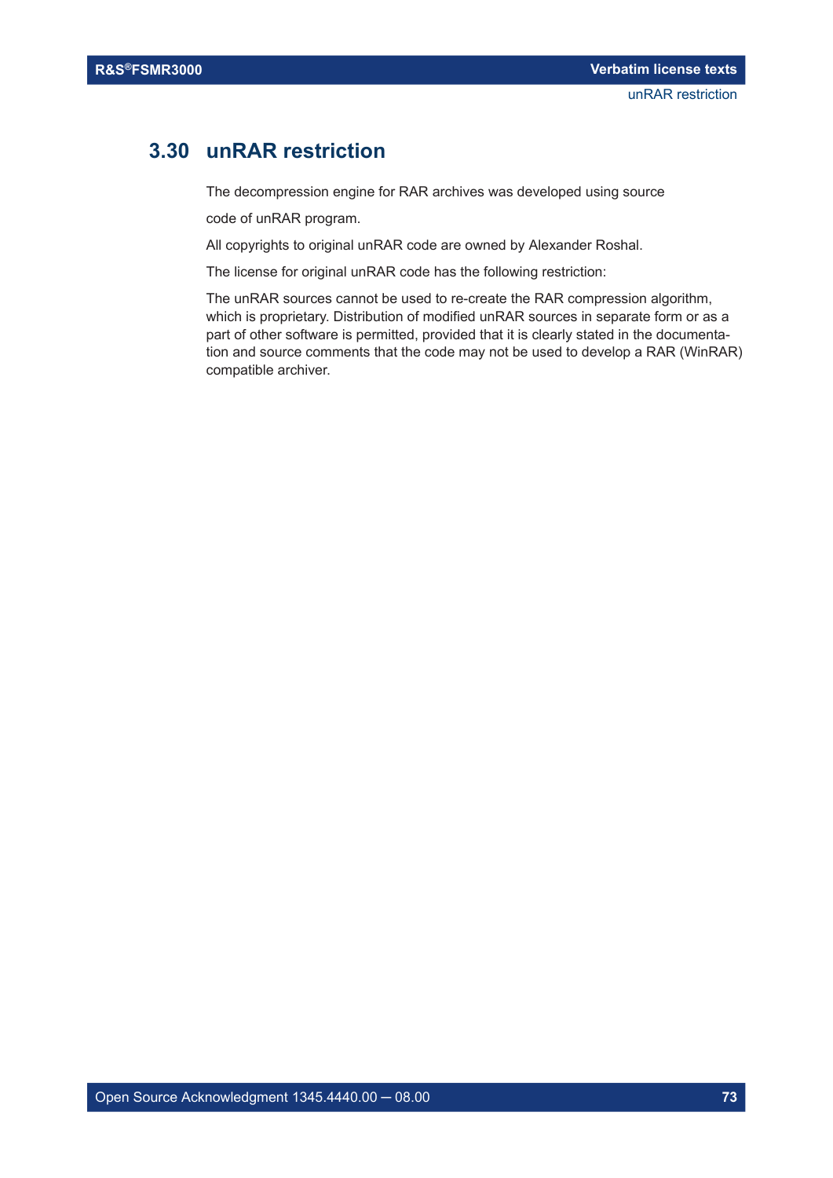## 3.30 unRAR restriction

The decompression engine for RAR archives was developed using source

code of unRAR program.

All copyrights to original unRAR code are owned by Alexander Roshal.

The license for original unRAR code has the following restriction:

The unRAR sources cannot be used to re-create the RAR compression algorithm, which is proprietary. Distribution of modified unRAR sources in separate form or as a part of other software is permitted, provided that it is clearly stated in the documentation and source comments that the code may not be used to develop a RAR (WinRAR) compatible archiver.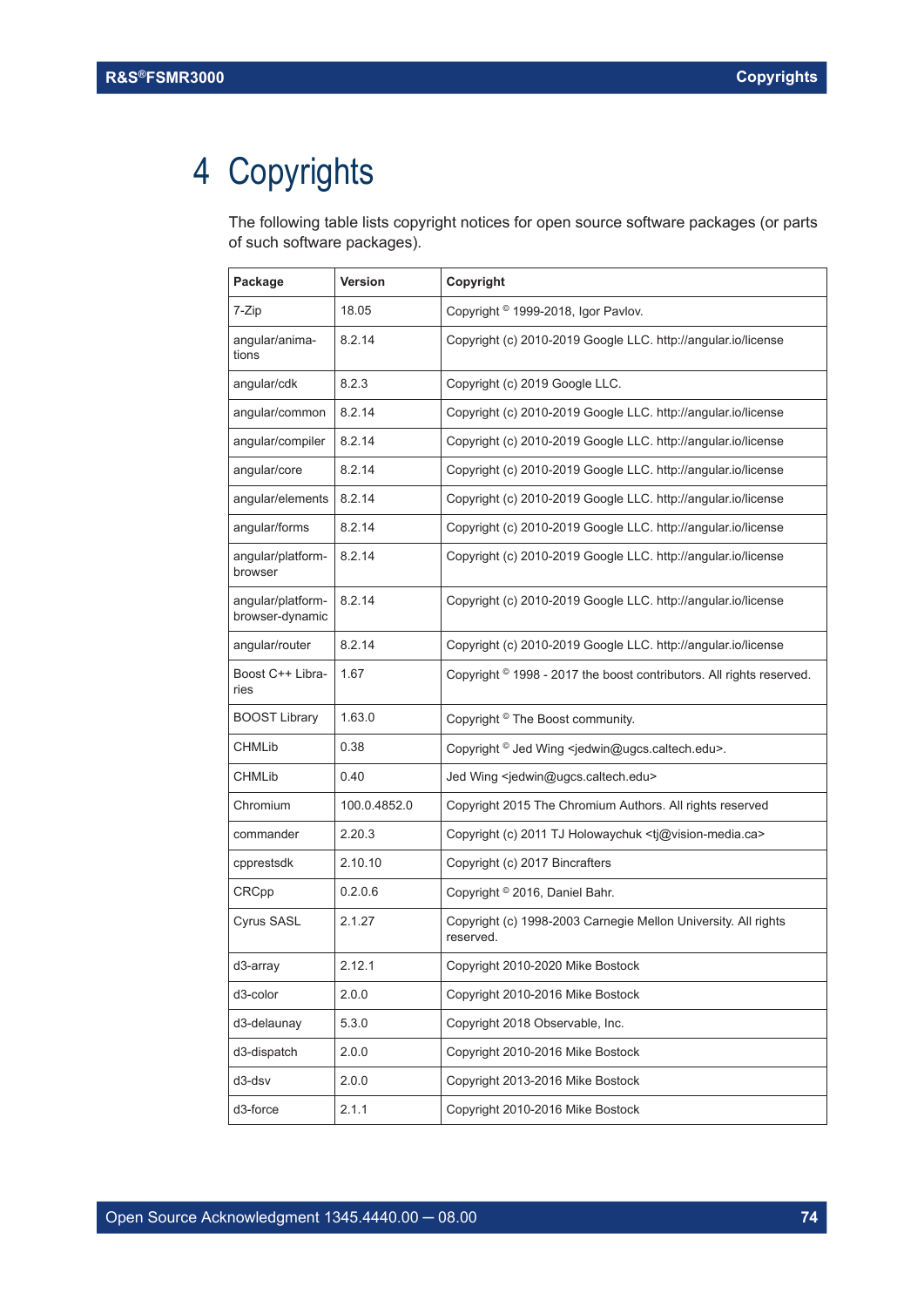# 4 Copyrights

The following table lists copyright notices for open source software packages (or parts of such software packages).

| Package | Version | Copyright |
|---|---|---|
| 7-Zip | 18.05 | Copyright © 1999-2018, Igor Pavlov. |
| angular/animations | 8.2.14 | Copyright (c) 2010-2019 Google LLC. http://angular.io/license |
| angular/cdk | 8.2.3 | Copyright (c) 2019 Google LLC. |
| angular/common | 8.2.14 | Copyright (c) 2010-2019 Google LLC. http://angular.io/license |
| angular/compiler | 8.2.14 | Copyright (c) 2010-2019 Google LLC. http://angular.io/license |
| angular/core | 8.2.14 | Copyright (c) 2010-2019 Google LLC. http://angular.io/license |
| angular/elements | 8.2.14 | Copyright (c) 2010-2019 Google LLC. http://angular.io/license |
| angular/forms | 8.2.14 | Copyright (c) 2010-2019 Google LLC. http://angular.io/license |
| angular/platform-browser | 8.2.14 | Copyright (c) 2010-2019 Google LLC. http://angular.io/license |
| angular/platform-browser-dynamic | 8.2.14 | Copyright (c) 2010-2019 Google LLC. http://angular.io/license |
| angular/router | 8.2.14 | Copyright (c) 2010-2019 Google LLC. http://angular.io/license |
| Boost C++ Libraries | 1.67 | Copyright © 1998 - 2017 the boost contributors. All rights reserved. |
| BOOST Library | 1.63.0 | Copyright © The Boost community. |
| CHMLib | 0.38 | Copyright © Jed Wing <jedwin@ugcs.caltech.edu>. |
| CHMLib | 0.40 | Jed Wing <jedwin@ugcs.caltech.edu> |
| Chromium | 100.0.4852.0 | Copyright 2015 The Chromium Authors. All rights reserved |
| commander | 2.20.3 | Copyright (c) 2011 TJ Holowaychuk <tj@vision-media.ca> |
| cpprestsdk | 2.10.10 | Copyright (c) 2017 Bincrafters |
| CRCpp | 0.2.0.6 | Copyright © 2016, Daniel Bahr. |
| Cyrus SASL | 2.1.27 | Copyright (c) 1998-2003 Carnegie Mellon University. All rights reserved. |
| d3-array | 2.12.1 | Copyright 2010-2020 Mike Bostock |
| d3-color | 2.0.0 | Copyright 2010-2016 Mike Bostock |
| d3-delaunay | 5.3.0 | Copyright 2018 Observable, Inc. |
| d3-dispatch | 2.0.0 | Copyright 2010-2016 Mike Bostock |
| d3-dsv | 2.0.0 | Copyright 2013-2016 Mike Bostock |
| d3-force | 2.1.1 | Copyright 2010-2016 Mike Bostock |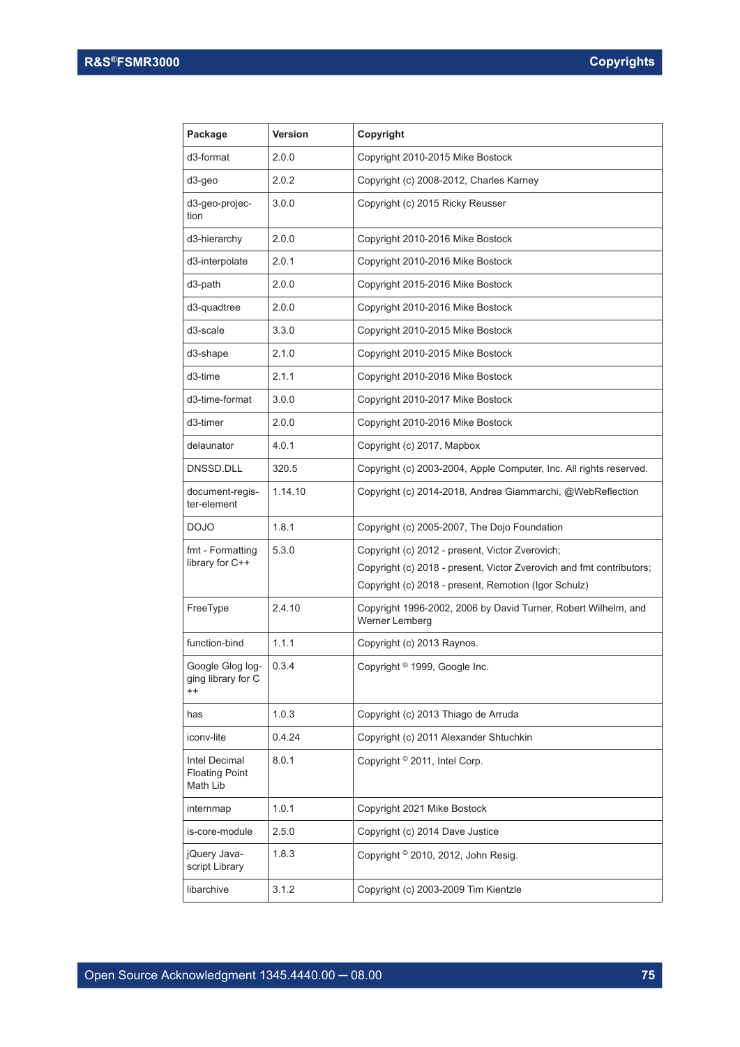| Package | Version | Copyright |
|---|---|---|
| d3-format | 2.0.0 | Copyright 2010-2015 Mike Bostock |
| d3-geo | 2.0.2 | Copyright (c) 2008-2012, Charles Karney |
| d3-geo-projection | 3.0.0 | Copyright (c) 2015 Ricky Reusser |
| d3-hierarchy | 2.0.0 | Copyright 2010-2016 Mike Bostock |
| d3-interpolate | 2.0.1 | Copyright 2010-2016 Mike Bostock |
| d3-path | 2.0.0 | Copyright 2015-2016 Mike Bostock |
| d3-quadtree | 2.0.0 | Copyright 2010-2016 Mike Bostock |
| d3-scale | 3.3.0 | Copyright 2010-2015 Mike Bostock |
| d3-shape | 2.1.0 | Copyright 2010-2015 Mike Bostock |
| d3-time | 2.1.1 | Copyright 2010-2016 Mike Bostock |
| d3-time-format | 3.0.0 | Copyright 2010-2017 Mike Bostock |
| d3-timer | 2.0.0 | Copyright 2010-2016 Mike Bostock |
| delaunator | 4.0.1 | Copyright (c) 2017, Mapbox |
| DNSSD.DLL | 320.5 | Copyright (c) 2003-2004, Apple Computer, Inc. All rights reserved. |
| document-register-element | 1.14.10 | Copyright (c) 2014-2018, Andrea Giammarchi, @WebReflection |
| DOJO | 1.8.1 | Copyright (c) 2005-2007, The Dojo Foundation |
| fmt - Formatting library for C++ | 5.3.0 | Copyright (c) 2012 - present, Victor Zverovich;<br>Copyright (c) 2018 - present, Victor Zverovich and fmt contributors;<br>Copyright (c) 2018 - present, Remotion (Igor Schulz) |
| FreeType | 2.4.10 | Copyright 1996-2002, 2006 by David Turner, Robert Wilhelm, and Werner Lemberg |
| function-bind | 1.1.1 | Copyright (c) 2013 Raynos. |
| Google Glog logging library for C++ | 0.3.4 | Copyright © 1999, Google Inc. |
| has | 1.0.3 | Copyright (c) 2013 Thiago de Arruda |
| iconv-lite | 0.4.24 | Copyright (c) 2011 Alexander Shtuchkin |
| Intel Decimal Floating Point Math Lib | 8.0.1 | Copyright © 2011, Intel Corp. |
| internmap | 1.0.1 | Copyright 2021 Mike Bostock |
| is-core-module | 2.5.0 | Copyright (c) 2014 Dave Justice |
| jQuery JavaScript Library | 1.8.3 | Copyright © 2010, 2012, John Resig. |
| libarchive | 3.1.2 | Copyright (c) 2003-2009 Tim Kientzle |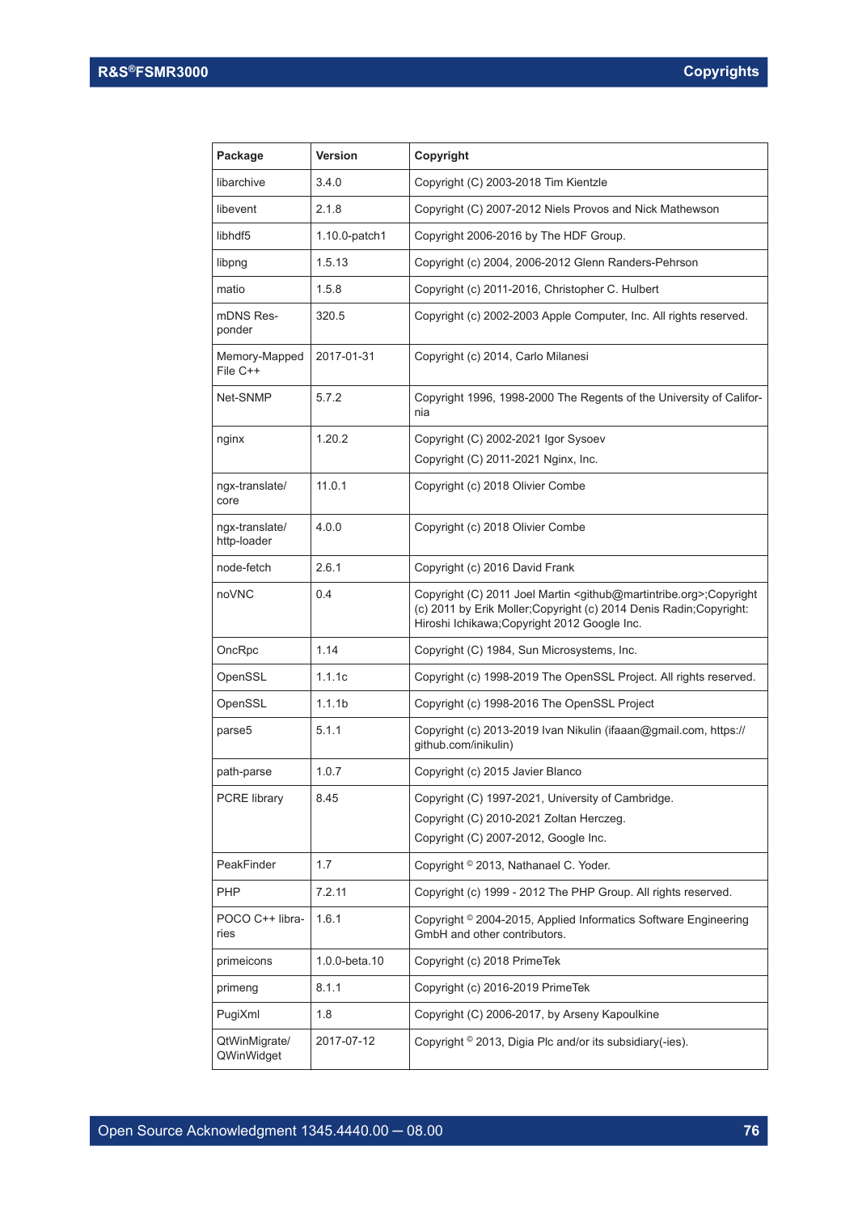| Package | Version | Copyright |
|---|---|---|
| libarchive | 3.4.0 | Copyright (C) 2003-2018 Tim Kientzle |
| libevent | 2.1.8 | Copyright (C) 2007-2012 Niels Provos and Nick Mathewson |
| libhdf5 | 1.10.0-patch1 | Copyright 2006-2016 by The HDF Group. |
| libpng | 1.5.13 | Copyright (c) 2004, 2006-2012 Glenn Randers-Pehrson |
| matio | 1.5.8 | Copyright (c) 2011-2016, Christopher C. Hulbert |
| mDNS Responder | 320.5 | Copyright (c) 2002-2003 Apple Computer, Inc. All rights reserved. |
| Memory-Mapped File C++ | 2017-01-31 | Copyright (c) 2014, Carlo Milanesi |
| Net-SNMP | 5.7.2 | Copyright 1996, 1998-2000 The Regents of the University of California |
| nginx | 1.20.2 | Copyright (C) 2002-2021 Igor Sysoev<br>Copyright (C) 2011-2021 Nginx, Inc. |
| ngx-translate/core | 11.0.1 | Copyright (c) 2018 Olivier Combe |
| ngx-translate/http-loader | 4.0.0 | Copyright (c) 2018 Olivier Combe |
| node-fetch | 2.6.1 | Copyright (c) 2016 David Frank |
| noVNC | 0.4 | Copyright (C) 2011 Joel Martin <github@martintribe.org>;Copyright (c) 2011 by Erik Moller;Copyright (c) 2014 Denis Radin;Copyright: Hiroshi Ichikawa;Copyright 2012 Google Inc. |
| OncRpc | 1.14 | Copyright (C) 1984, Sun Microsystems, Inc. |
| OpenSSL | 1.1.1c | Copyright (c) 1998-2019 The OpenSSL Project. All rights reserved. |
| OpenSSL | 1.1.1b | Copyright (c) 1998-2016 The OpenSSL Project |
| parse5 | 5.1.1 | Copyright (c) 2013-2019 Ivan Nikulin (ifaaan@gmail.com, https://github.com/inikulin) |
| path-parse | 1.0.7 | Copyright (c) 2015 Javier Blanco |
| PCRE library | 8.45 | Copyright (C) 1997-2021, University of Cambridge.<br>Copyright (C) 2010-2021 Zoltan Herczeg.<br>Copyright (C) 2007-2012, Google Inc. |
| PeakFinder | 1.7 | Copyright © 2013, Nathanael C. Yoder. |
| PHP | 7.2.11 | Copyright (c) 1999 - 2012 The PHP Group. All rights reserved. |
| POCO C++ libraries | 1.6.1 | Copyright © 2004-2015, Applied Informatics Software Engineering GmbH and other contributors. |
| primeicons | 1.0.0-beta.10 | Copyright (c) 2018 PrimeTek |
| primeng | 8.1.1 | Copyright (c) 2016-2019 PrimeTek |
| PugiXml | 1.8 | Copyright (C) 2006-2017, by Arseny Kapoulkine |
| QtWinMigrate/QWinWidget | 2017-07-12 | Copyright © 2013, Digia Plc and/or its subsidiary(-ies). |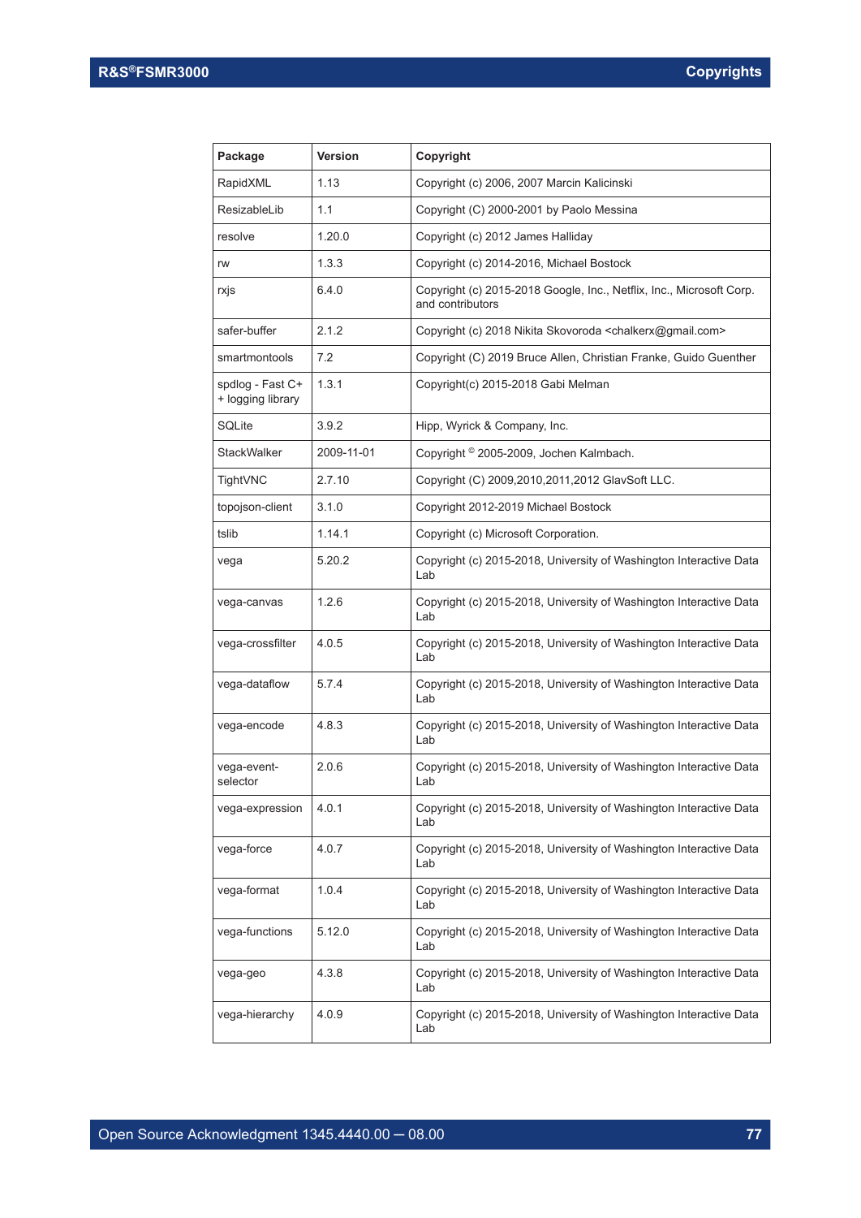| Package | Version | Copyright |
|---|---|---|
| RapidXML | 1.13 | Copyright (c) 2006, 2007 Marcin Kalicinski |
| ResizableLib | 1.1 | Copyright (C) 2000-2001 by Paolo Messina |
| resolve | 1.20.0 | Copyright (c) 2012 James Halliday |
| rw | 1.3.3 | Copyright (c) 2014-2016, Michael Bostock |
| rxjs | 6.4.0 | Copyright (c) 2015-2018 Google, Inc., Netflix, Inc., Microsoft Corp. and contributors |
| safer-buffer | 2.1.2 | Copyright (c) 2018 Nikita Skovoroda <chalkerx@gmail.com> |
| smartmontools | 7.2 | Copyright (C) 2019 Bruce Allen, Christian Franke, Guido Guenther |
| spdlog - Fast C++ logging library | 1.3.1 | Copyright(c) 2015-2018 Gabi Melman |
| SQLite | 3.9.2 | Hipp, Wyrick & Company, Inc. |
| StackWalker | 2009-11-01 | Copyright © 2005-2009, Jochen Kalmbach. |
| TightVNC | 2.7.10 | Copyright (C) 2009,2010,2011,2012 GlavSoft LLC. |
| topojson-client | 3.1.0 | Copyright 2012-2019 Michael Bostock |
| tslib | 1.14.1 | Copyright (c) Microsoft Corporation. |
| vega | 5.20.2 | Copyright (c) 2015-2018, University of Washington Interactive Data Lab |
| vega-canvas | 1.2.6 | Copyright (c) 2015-2018, University of Washington Interactive Data Lab |
| vega-crossfilter | 4.0.5 | Copyright (c) 2015-2018, University of Washington Interactive Data Lab |
| vega-dataflow | 5.7.4 | Copyright (c) 2015-2018, University of Washington Interactive Data Lab |
| vega-encode | 4.8.3 | Copyright (c) 2015-2018, University of Washington Interactive Data Lab |
| vega-event-selector | 2.0.6 | Copyright (c) 2015-2018, University of Washington Interactive Data Lab |
| vega-expression | 4.0.1 | Copyright (c) 2015-2018, University of Washington Interactive Data Lab |
| vega-force | 4.0.7 | Copyright (c) 2015-2018, University of Washington Interactive Data Lab |
| vega-format | 1.0.4 | Copyright (c) 2015-2018, University of Washington Interactive Data Lab |
| vega-functions | 5.12.0 | Copyright (c) 2015-2018, University of Washington Interactive Data Lab |
| vega-geo | 4.3.8 | Copyright (c) 2015-2018, University of Washington Interactive Data Lab |
| vega-hierarchy | 4.0.9 | Copyright (c) 2015-2018, University of Washington Interactive Data Lab |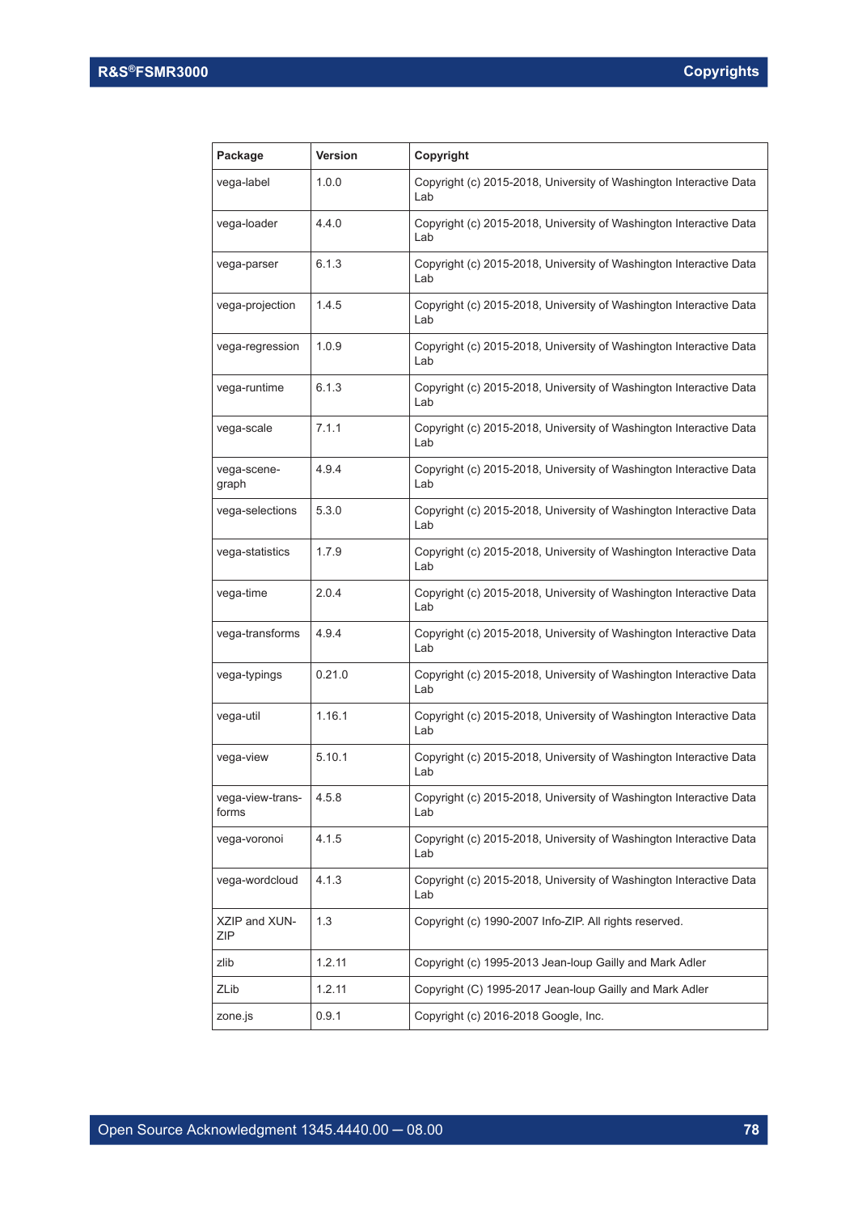| Package | Version | Copyright |
|---|---|---|
| vega-label | 1.0.0 | Copyright (c) 2015-2018, University of Washington Interactive Data Lab |
| vega-loader | 4.4.0 | Copyright (c) 2015-2018, University of Washington Interactive Data Lab |
| vega-parser | 6.1.3 | Copyright (c) 2015-2018, University of Washington Interactive Data Lab |
| vega-projection | 1.4.5 | Copyright (c) 2015-2018, University of Washington Interactive Data Lab |
| vega-regression | 1.0.9 | Copyright (c) 2015-2018, University of Washington Interactive Data Lab |
| vega-runtime | 6.1.3 | Copyright (c) 2015-2018, University of Washington Interactive Data Lab |
| vega-scale | 7.1.1 | Copyright (c) 2015-2018, University of Washington Interactive Data Lab |
| vega-scene-graph | 4.9.4 | Copyright (c) 2015-2018, University of Washington Interactive Data Lab |
| vega-selections | 5.3.0 | Copyright (c) 2015-2018, University of Washington Interactive Data Lab |
| vega-statistics | 1.7.9 | Copyright (c) 2015-2018, University of Washington Interactive Data Lab |
| vega-time | 2.0.4 | Copyright (c) 2015-2018, University of Washington Interactive Data Lab |
| vega-transforms | 4.9.4 | Copyright (c) 2015-2018, University of Washington Interactive Data Lab |
| vega-typings | 0.21.0 | Copyright (c) 2015-2018, University of Washington Interactive Data Lab |
| vega-util | 1.16.1 | Copyright (c) 2015-2018, University of Washington Interactive Data Lab |
| vega-view | 5.10.1 | Copyright (c) 2015-2018, University of Washington Interactive Data Lab |
| vega-view-transforms | 4.5.8 | Copyright (c) 2015-2018, University of Washington Interactive Data Lab |
| vega-voronoi | 4.1.5 | Copyright (c) 2015-2018, University of Washington Interactive Data Lab |
| vega-wordcloud | 4.1.3 | Copyright (c) 2015-2018, University of Washington Interactive Data Lab |
| XZIP and XUNZIP | 1.3 | Copyright (c) 1990-2007 Info-ZIP. All rights reserved. |
| zlib | 1.2.11 | Copyright (c) 1995-2013 Jean-loup Gailly and Mark Adler |
| ZLib | 1.2.11 | Copyright (C) 1995-2017 Jean-loup Gailly and Mark Adler |
| zone.js | 0.9.1 | Copyright (c) 2016-2018 Google, Inc. |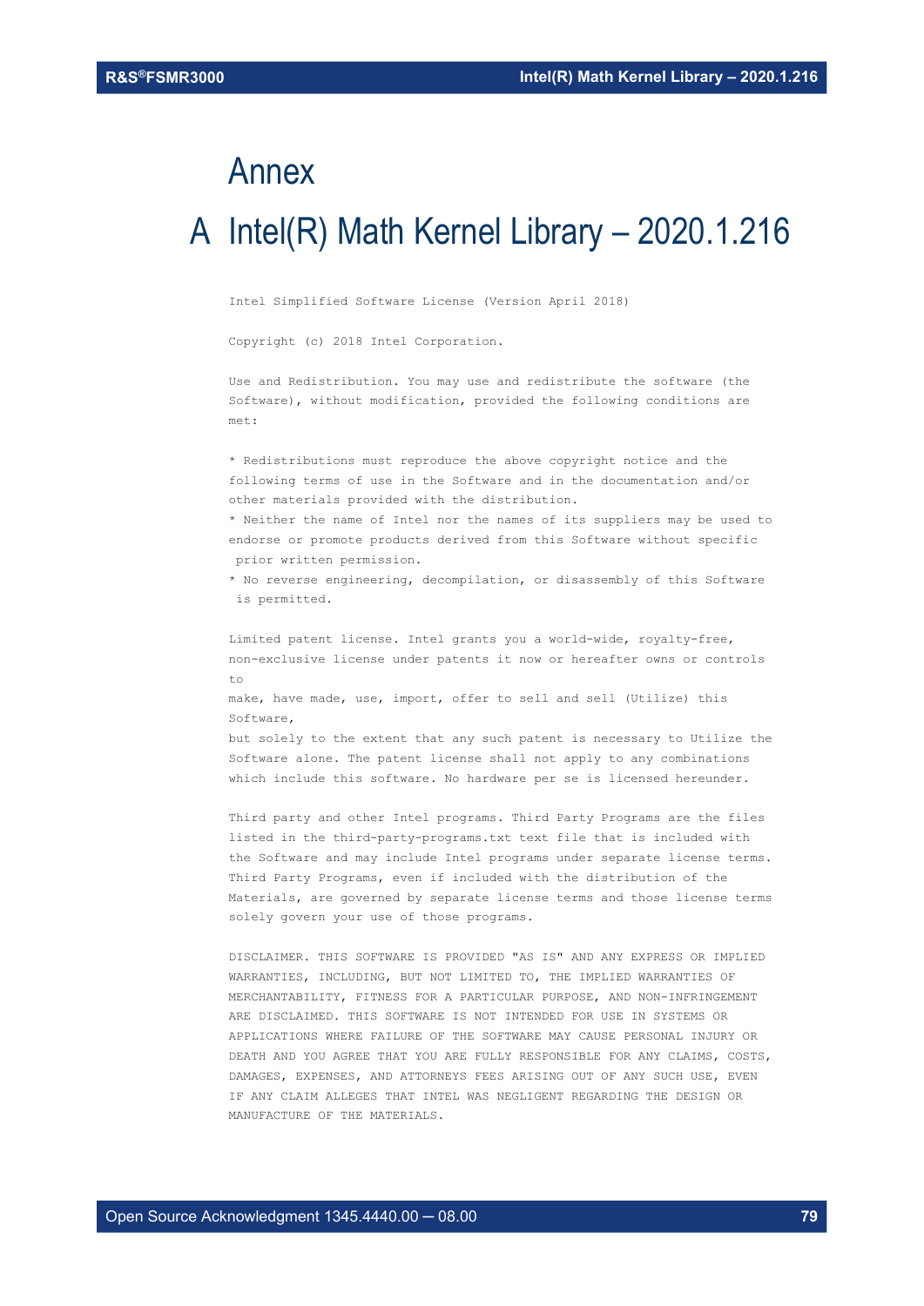# Annex

# A Intel(R) Math Kernel Library – 2020.1.216

Intel Simplified Software License (Version April 2018)

Copyright (c) 2018 Intel Corporation.

Use and Redistribution. You may use and redistribute the software (the Software), without modification, provided the following conditions are met:

* Redistributions must reproduce the above copyright notice and the following terms of use in the Software and in the documentation and/or other materials provided with the distribution.
* Neither the name of Intel nor the names of its suppliers may be used to endorse or promote products derived from this Software without specific prior written permission.
* No reverse engineering, decompilation, or disassembly of this Software is permitted.

Limited patent license. Intel grants you a world-wide, royalty-free, non-exclusive license under patents it now or hereafter owns or controls to
make, have made, use, import, offer to sell and sell (Utilize) this Software,
but solely to the extent that any such patent is necessary to Utilize the Software alone. The patent license shall not apply to any combinations which include this software. No hardware per se is licensed hereunder.

Third party and other Intel programs. Third Party Programs are the files listed in the third-party-programs.txt text file that is included with the Software and may include Intel programs under separate license terms. Third Party Programs, even if included with the distribution of the Materials, are governed by separate license terms and those license terms solely govern your use of those programs.

DISCLAIMER. THIS SOFTWARE IS PROVIDED "AS IS" AND ANY EXPRESS OR IMPLIED WARRANTIES, INCLUDING, BUT NOT LIMITED TO, THE IMPLIED WARRANTIES OF MERCHANTABILITY, FITNESS FOR A PARTICULAR PURPOSE, AND NON-INFRINGEMENT ARE DISCLAIMED. THIS SOFTWARE IS NOT INTENDED FOR USE IN SYSTEMS OR APPLICATIONS WHERE FAILURE OF THE SOFTWARE MAY CAUSE PERSONAL INJURY OR DEATH AND YOU AGREE THAT YOU ARE FULLY RESPONSIBLE FOR ANY CLAIMS, COSTS, DAMAGES, EXPENSES, AND ATTORNEYS FEES ARISING OUT OF ANY SUCH USE, EVEN IF ANY CLAIM ALLEGES THAT INTEL WAS NEGLIGENT REGARDING THE DESIGN OR MANUFACTURE OF THE MATERIALS.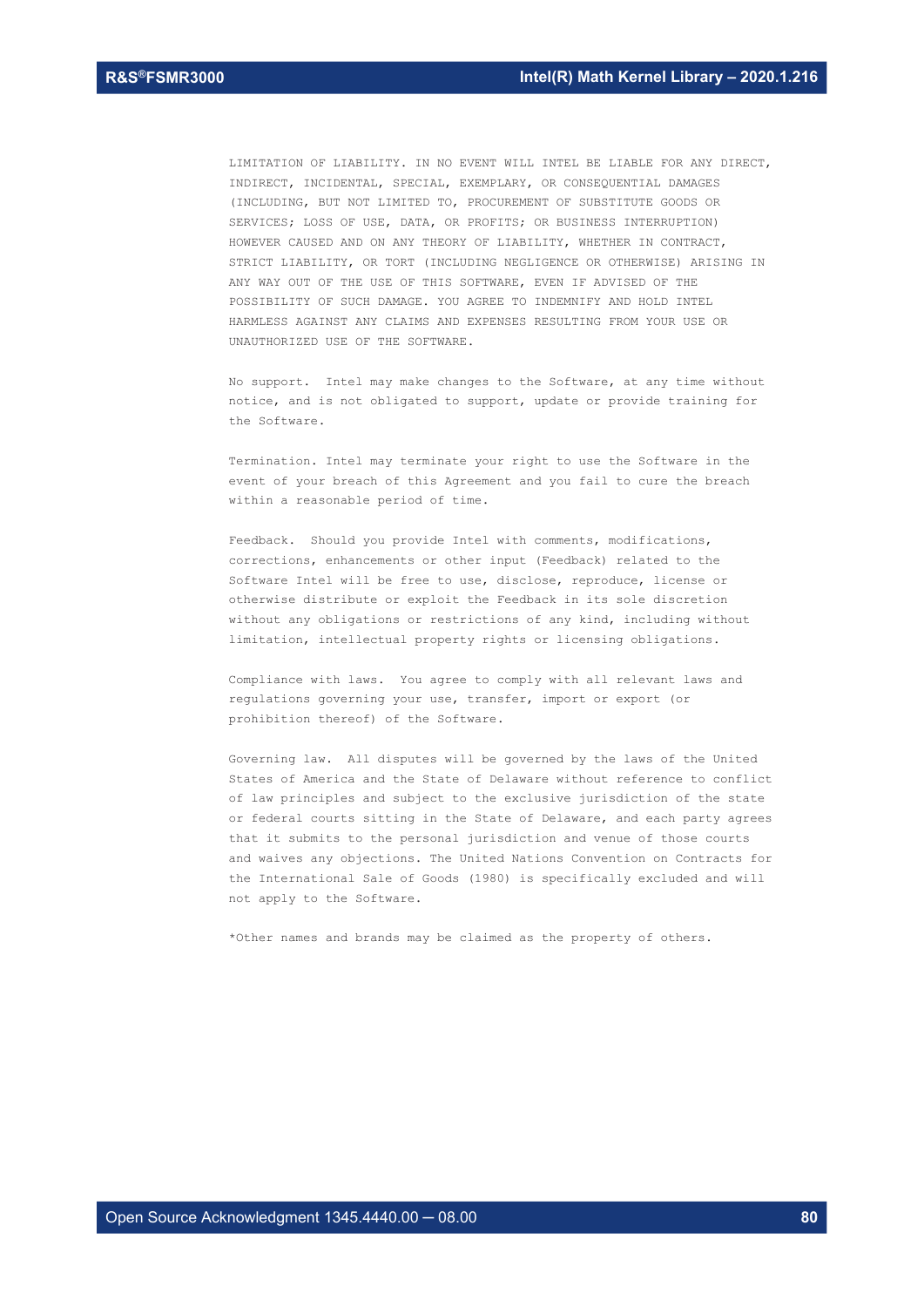LIMITATION OF LIABILITY. IN NO EVENT WILL INTEL BE LIABLE FOR ANY DIRECT, INDIRECT, INCIDENTAL, SPECIAL, EXEMPLARY, OR CONSEQUENTIAL DAMAGES (INCLUDING, BUT NOT LIMITED TO, PROCUREMENT OF SUBSTITUTE GOODS OR SERVICES; LOSS OF USE, DATA, OR PROFITS; OR BUSINESS INTERRUPTION) HOWEVER CAUSED AND ON ANY THEORY OF LIABILITY, WHETHER IN CONTRACT, STRICT LIABILITY, OR TORT (INCLUDING NEGLIGENCE OR OTHERWISE) ARISING IN ANY WAY OUT OF THE USE OF THIS SOFTWARE, EVEN IF ADVISED OF THE POSSIBILITY OF SUCH DAMAGE. YOU AGREE TO INDEMNIFY AND HOLD INTEL HARMLESS AGAINST ANY CLAIMS AND EXPENSES RESULTING FROM YOUR USE OR UNAUTHORIZED USE OF THE SOFTWARE.

No support. Intel may make changes to the Software, at any time without notice, and is not obligated to support, update or provide training for the Software.

Termination. Intel may terminate your right to use the Software in the event of your breach of this Agreement and you fail to cure the breach within a reasonable period of time.

Feedback. Should you provide Intel with comments, modifications, corrections, enhancements or other input (Feedback) related to the Software Intel will be free to use, disclose, reproduce, license or otherwise distribute or exploit the Feedback in its sole discretion without any obligations or restrictions of any kind, including without limitation, intellectual property rights or licensing obligations.

Compliance with laws. You agree to comply with all relevant laws and regulations governing your use, transfer, import or export (or prohibition thereof) of the Software.

Governing law. All disputes will be governed by the laws of the United States of America and the State of Delaware without reference to conflict of law principles and subject to the exclusive jurisdiction of the state or federal courts sitting in the State of Delaware, and each party agrees that it submits to the personal jurisdiction and venue of those courts and waives any objections. The United Nations Convention on Contracts for the International Sale of Goods (1980) is specifically excluded and will not apply to the Software.

*Other names and brands may be claimed as the property of others.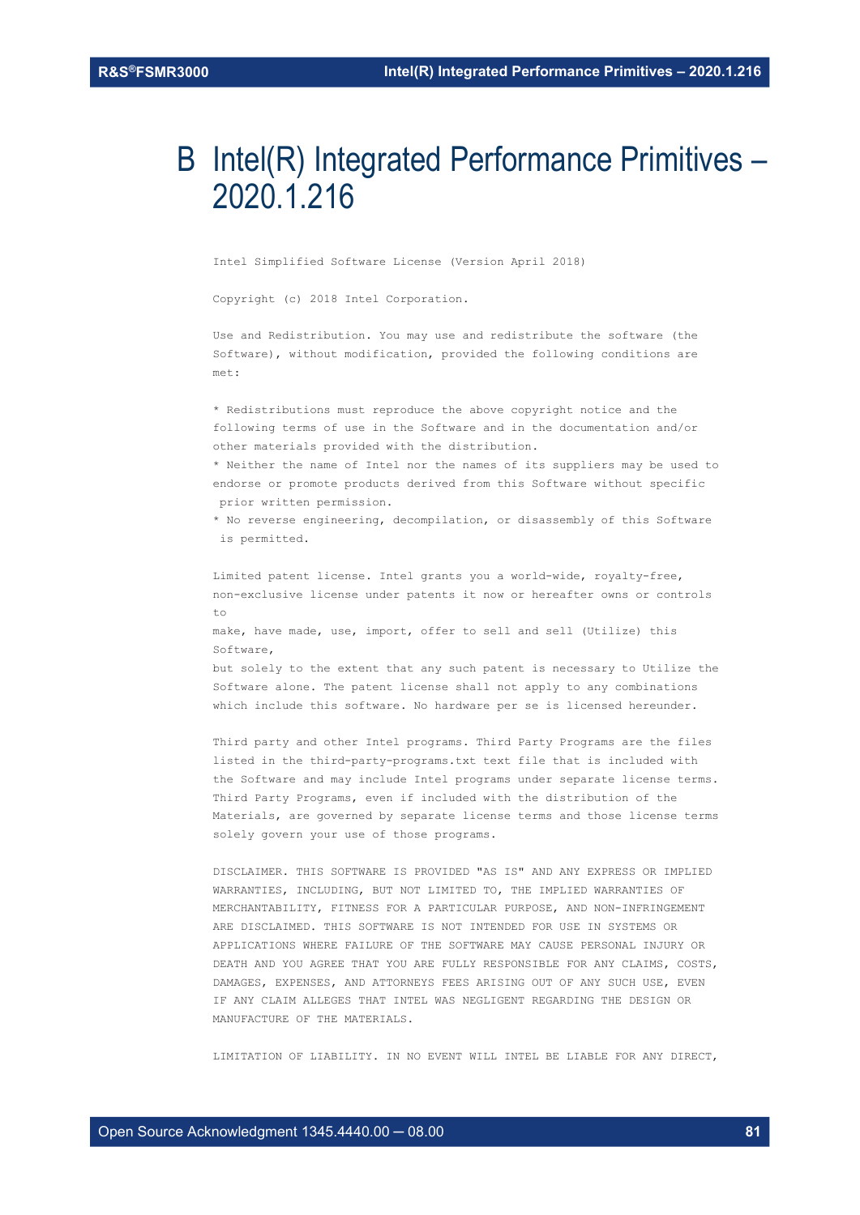# B Intel(R) Integrated Performance Primitives – 2020.1.216

```
Intel Simplified Software License (Version April 2018)

Copyright (c) 2018 Intel Corporation.

Use and Redistribution. You may use and redistribute the software (the
Software), without modification, provided the following conditions are
met:

* Redistributions must reproduce the above copyright notice and the
following terms of use in the Software and in the documentation and/or
other materials provided with the distribution.
* Neither the name of Intel nor the names of its suppliers may be used to
endorse or promote products derived from this Software without specific
 prior written permission.
* No reverse engineering, decompilation, or disassembly of this Software
 is permitted.

Limited patent license. Intel grants you a world-wide, royalty-free,
non-exclusive license under patents it now or hereafter owns or controls
to
make, have made, use, import, offer to sell and sell (Utilize) this
Software,
but solely to the extent that any such patent is necessary to Utilize the
Software alone. The patent license shall not apply to any combinations
which include this software. No hardware per se is licensed hereunder.

Third party and other Intel programs. Third Party Programs are the files
listed in the third-party-programs.txt text file that is included with
the Software and may include Intel programs under separate license terms.
Third Party Programs, even if included with the distribution of the
Materials, are governed by separate license terms and those license terms
solely govern your use of those programs.

DISCLAIMER. THIS SOFTWARE IS PROVIDED "AS IS" AND ANY EXPRESS OR IMPLIED
WARRANTIES, INCLUDING, BUT NOT LIMITED TO, THE IMPLIED WARRANTIES OF
MERCHANTABILITY, FITNESS FOR A PARTICULAR PURPOSE, AND NON-INFRINGEMENT
ARE DISCLAIMED. THIS SOFTWARE IS NOT INTENDED FOR USE IN SYSTEMS OR
APPLICATIONS WHERE FAILURE OF THE SOFTWARE MAY CAUSE PERSONAL INJURY OR
DEATH AND YOU AGREE THAT YOU ARE FULLY RESPONSIBLE FOR ANY CLAIMS, COSTS,
DAMAGES, EXPENSES, AND ATTORNEYS FEES ARISING OUT OF ANY SUCH USE, EVEN
IF ANY CLAIM ALLEGES THAT INTEL WAS NEGLIGENT REGARDING THE DESIGN OR
MANUFACTURE OF THE MATERIALS.

LIMITATION OF LIABILITY. IN NO EVENT WILL INTEL BE LIABLE FOR ANY DIRECT,
```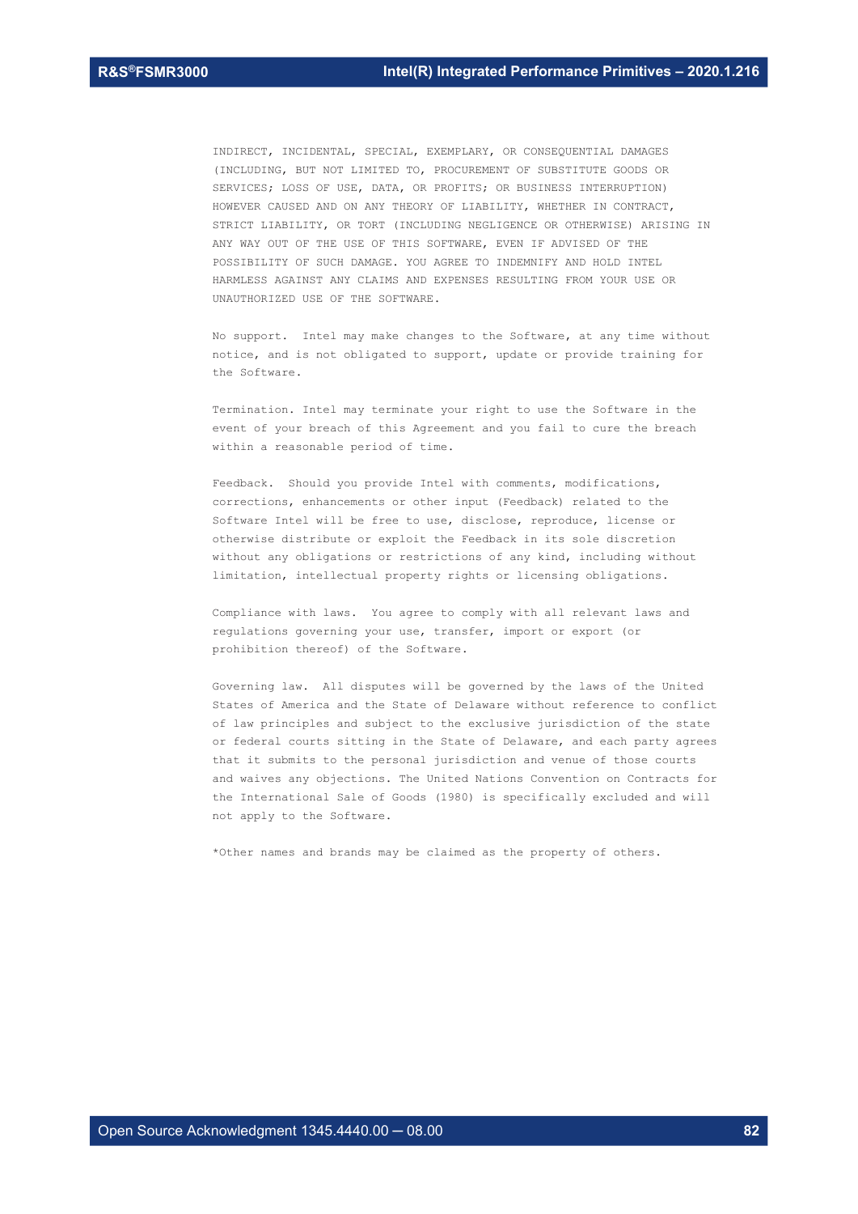INDIRECT, INCIDENTAL, SPECIAL, EXEMPLARY, OR CONSEQUENTIAL DAMAGES (INCLUDING, BUT NOT LIMITED TO, PROCUREMENT OF SUBSTITUTE GOODS OR SERVICES; LOSS OF USE, DATA, OR PROFITS; OR BUSINESS INTERRUPTION) HOWEVER CAUSED AND ON ANY THEORY OF LIABILITY, WHETHER IN CONTRACT, STRICT LIABILITY, OR TORT (INCLUDING NEGLIGENCE OR OTHERWISE) ARISING IN ANY WAY OUT OF THE USE OF THIS SOFTWARE, EVEN IF ADVISED OF THE POSSIBILITY OF SUCH DAMAGE. YOU AGREE TO INDEMNIFY AND HOLD INTEL HARMLESS AGAINST ANY CLAIMS AND EXPENSES RESULTING FROM YOUR USE OR UNAUTHORIZED USE OF THE SOFTWARE.

No support. Intel may make changes to the Software, at any time without notice, and is not obligated to support, update or provide training for the Software.

Termination. Intel may terminate your right to use the Software in the event of your breach of this Agreement and you fail to cure the breach within a reasonable period of time.

Feedback. Should you provide Intel with comments, modifications, corrections, enhancements or other input (Feedback) related to the Software Intel will be free to use, disclose, reproduce, license or otherwise distribute or exploit the Feedback in its sole discretion without any obligations or restrictions of any kind, including without limitation, intellectual property rights or licensing obligations.

Compliance with laws. You agree to comply with all relevant laws and regulations governing your use, transfer, import or export (or prohibition thereof) of the Software.

Governing law. All disputes will be governed by the laws of the United States of America and the State of Delaware without reference to conflict of law principles and subject to the exclusive jurisdiction of the state or federal courts sitting in the State of Delaware, and each party agrees that it submits to the personal jurisdiction and venue of those courts and waives any objections. The United Nations Convention on Contracts for the International Sale of Goods (1980) is specifically excluded and will not apply to the Software.

*Other names and brands may be claimed as the property of others.